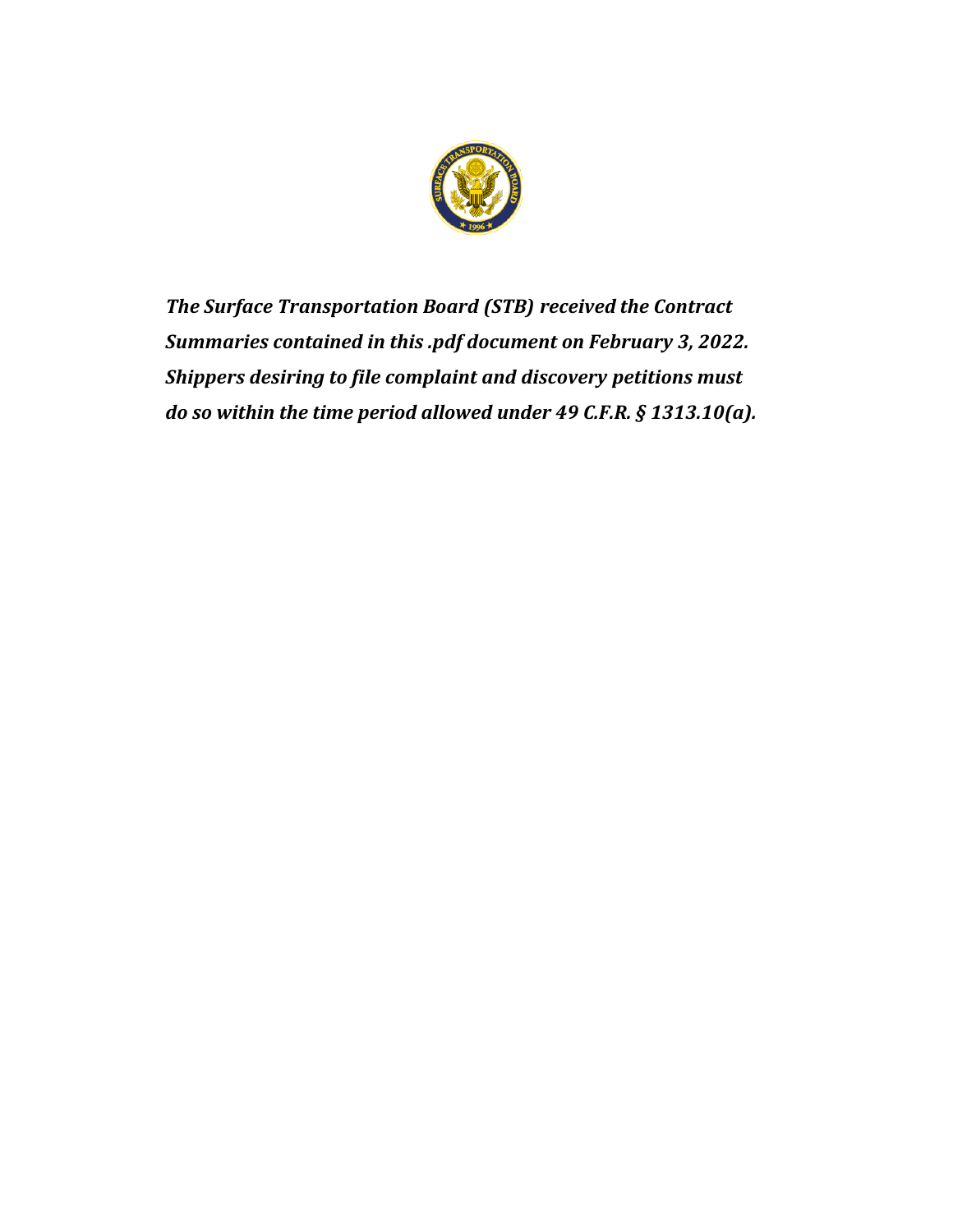*The Surface Transportation Board (STB) received the Contract Summaries contained in this .pdf document on February 3, 2022. Shippers desiring to file complaint and discovery petitions must do so within the time period allowed under 49 C.F.R. § 1313.10(a).*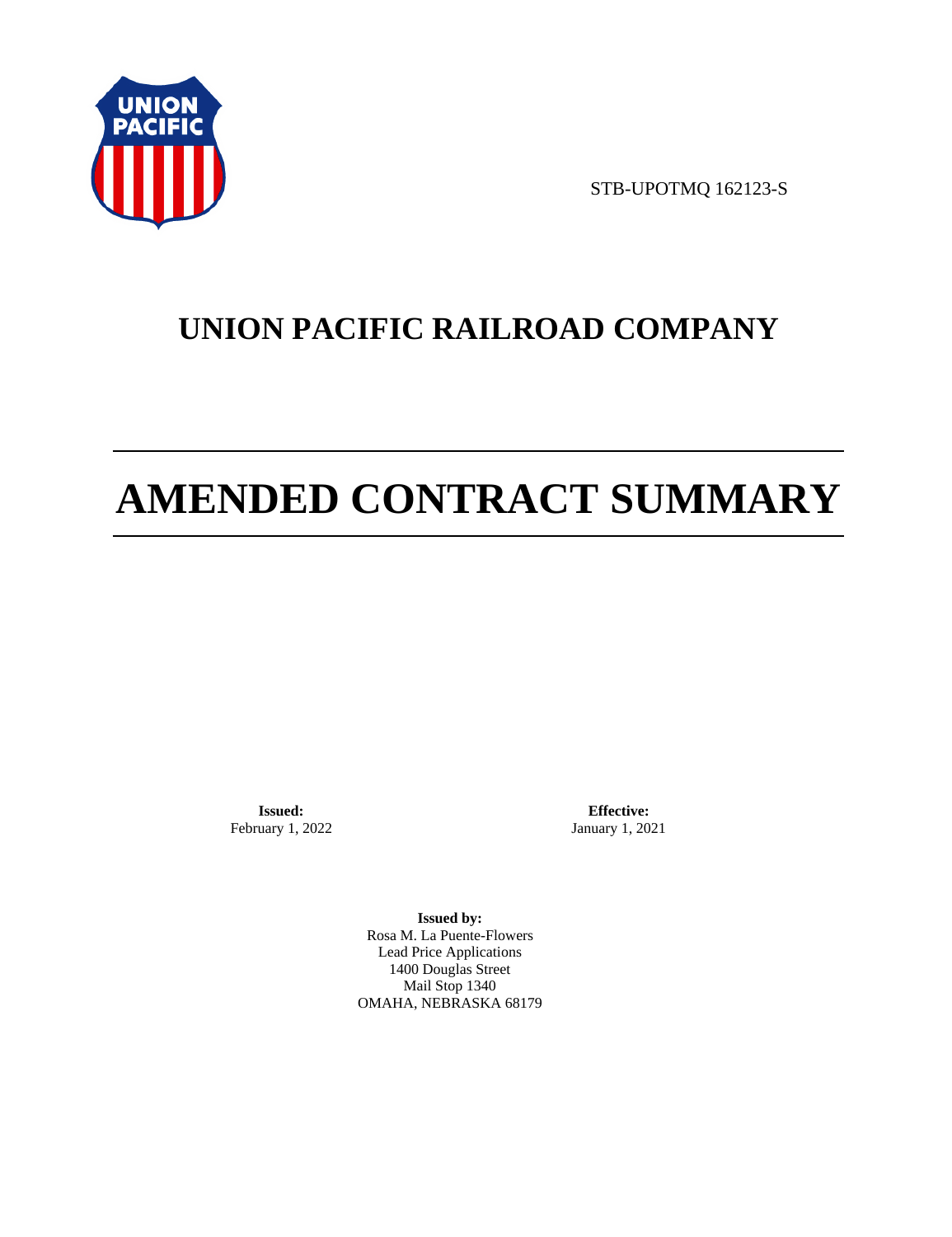STB-UPOTMQ 162123-S

# UNION PACIFIC RAILROAD COMPANY

# AMENDED CONTRACT SUMMARY

**Issued:**
February 1, 2022

**Effective:**
January 1, 2021

**Issued by:**
Rosa M. La Puente-Flowers
Lead Price Applications
1400 Douglas Street
Mail Stop 1340
OMAHA, NEBRASKA 68179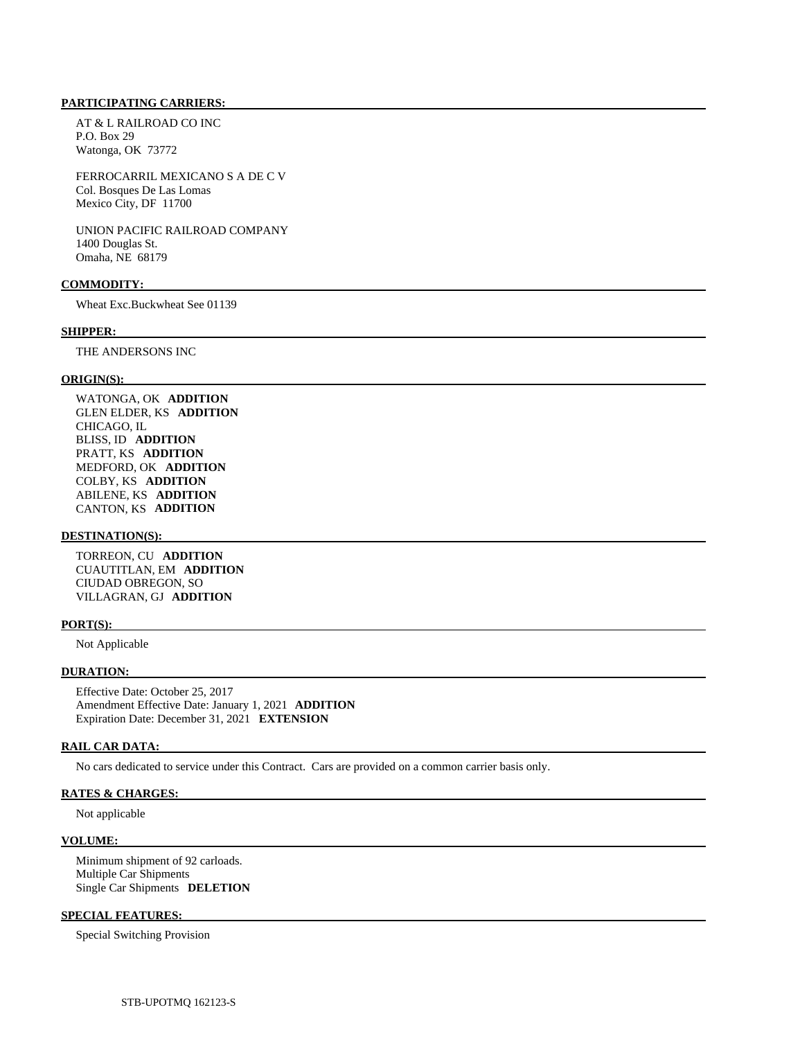**PARTICIPATING CARRIERS:**

AT & L RAILROAD CO INC
P.O. Box 29
Watonga, OK 73772

FERROCARRIL MEXICANO S A DE C V
Col. Bosques De Las Lomas
Mexico City, DF 11700

UNION PACIFIC RAILROAD COMPANY
1400 Douglas St.
Omaha, NE 68179

**COMMODITY:**

Wheat Exc.Buckwheat See 01139

**SHIPPER:**

THE ANDERSONS INC

**ORIGIN(S):**

WATONGA, OK **ADDITION**
GLEN ELDER, KS **ADDITION**
CHICAGO, IL
BLISS, ID **ADDITION**
PRATT, KS **ADDITION**
MEDFORD, OK **ADDITION**
COLBY, KS **ADDITION**
ABILENE, KS **ADDITION**
CANTON, KS **ADDITION**

**DESTINATION(S):**

TORREON, CU **ADDITION**
CUAUTITLAN, EM **ADDITION**
CIUDAD OBREGON, SO
VILLAGRAN, GJ **ADDITION**

**PORT(S):**

Not Applicable

**DURATION:**

Effective Date: October 25, 2017
Amendment Effective Date: January 1, 2021 **ADDITION**
Expiration Date: December 31, 2021 **EXTENSION**

**RAIL CAR DATA:**

No cars dedicated to service under this Contract. Cars are provided on a common carrier basis only.

**RATES & CHARGES:**

Not applicable

**VOLUME:**

Minimum shipment of 92 carloads.
Multiple Car Shipments
Single Car Shipments **DELETION**

**SPECIAL FEATURES:**

Special Switching Provision

STB-UPOTMQ 162123-S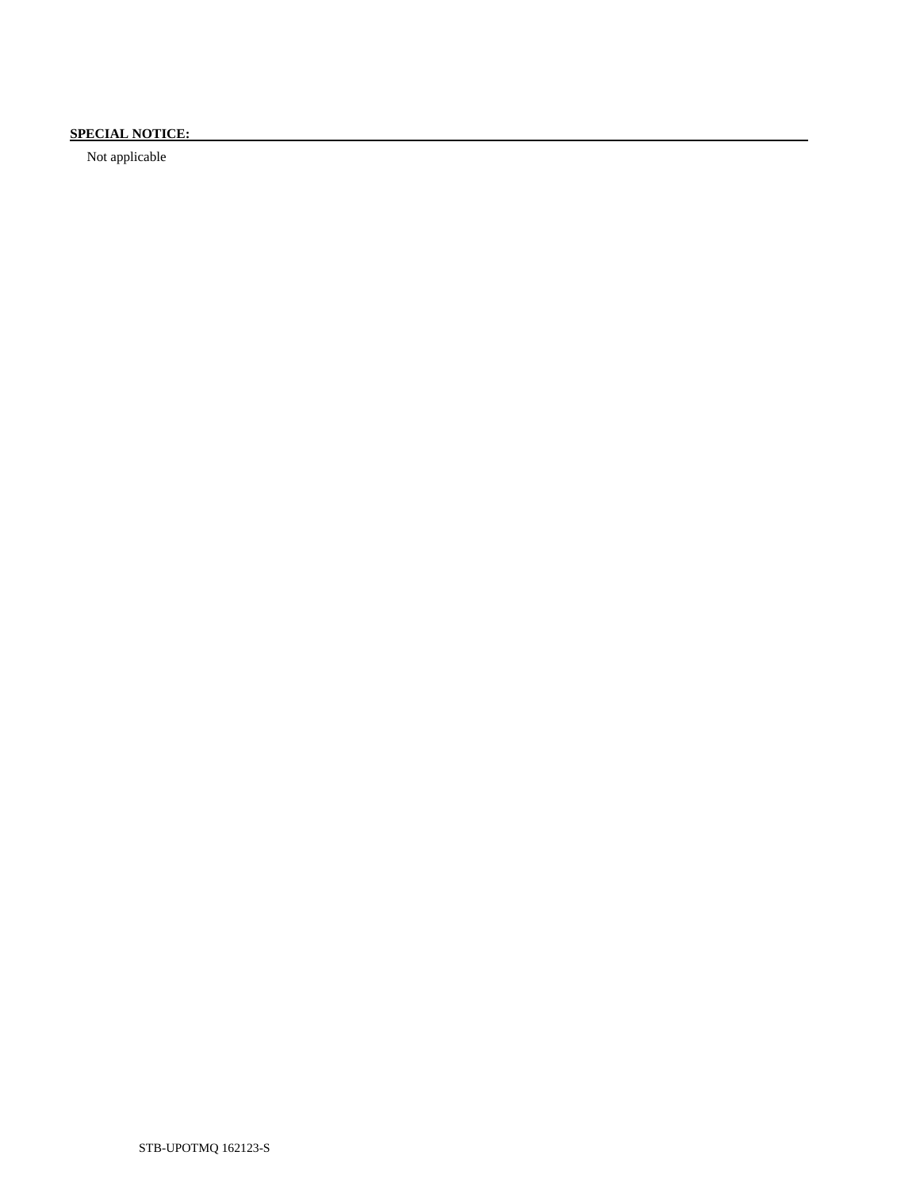**SPECIAL NOTICE:**

Not applicable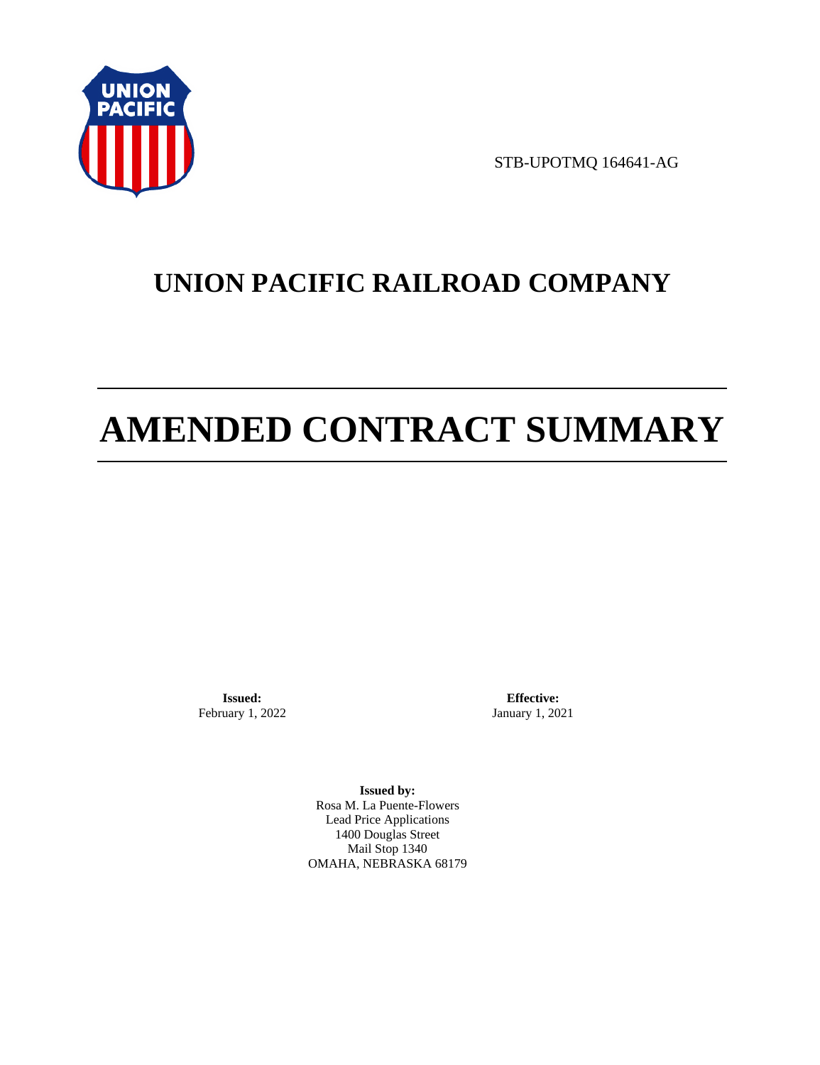STB-UPOTMQ 164641-AG

# UNION PACIFIC RAILROAD COMPANY

# AMENDED CONTRACT SUMMARY

**Issued:**
February 1, 2022

**Effective:**
January 1, 2021

**Issued by:**
Rosa M. La Puente-Flowers
Lead Price Applications
1400 Douglas Street
Mail Stop 1340
OMAHA, NEBRASKA 68179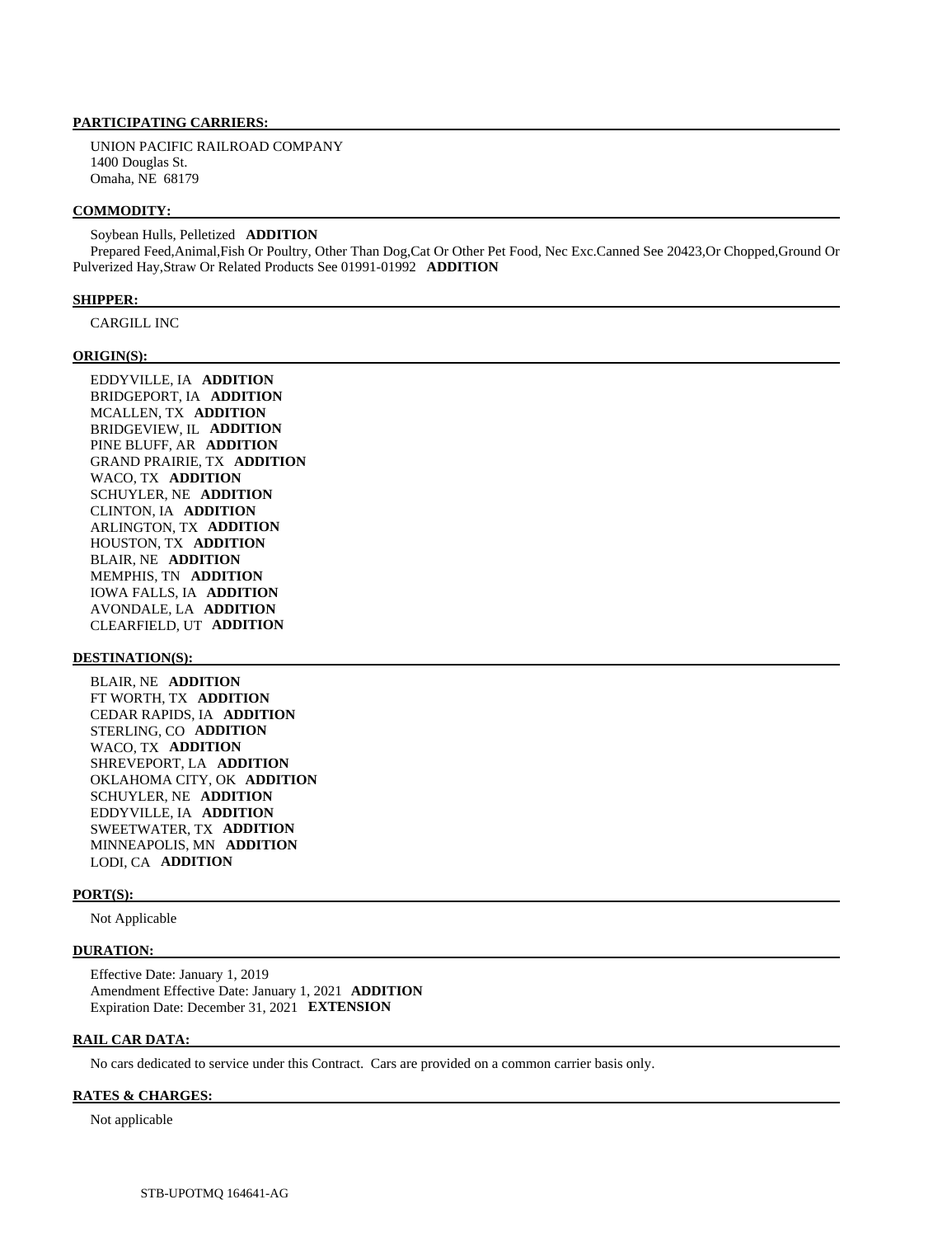#### PARTICIPATING CARRIERS:

UNION PACIFIC RAILROAD COMPANY
1400 Douglas St.
Omaha, NE 68179

#### COMMODITY:

Soybean Hulls, Pelletized **ADDITION**
Prepared Feed,Animal,Fish Or Poultry, Other Than Dog,Cat Or Other Pet Food, Nec Exc.Canned See 20423,Or Chopped,Ground Or Pulverized Hay,Straw Or Related Products See 01991-01992 **ADDITION**

#### SHIPPER:

CARGILL INC

#### ORIGIN(S):

EDDYVILLE, IA **ADDITION**
BRIDGEPORT, IA **ADDITION**
MCALLEN, TX **ADDITION**
BRIDGEVIEW, IL **ADDITION**
PINE BLUFF, AR **ADDITION**
GRAND PRAIRIE, TX **ADDITION**
WACO, TX **ADDITION**
SCHUYLER, NE **ADDITION**
CLINTON, IA **ADDITION**
ARLINGTON, TX **ADDITION**
HOUSTON, TX **ADDITION**
BLAIR, NE **ADDITION**
MEMPHIS, TN **ADDITION**
IOWA FALLS, IA **ADDITION**
AVONDALE, LA **ADDITION**
CLEARFIELD, UT **ADDITION**

#### DESTINATION(S):

BLAIR, NE **ADDITION**
FT WORTH, TX **ADDITION**
CEDAR RAPIDS, IA **ADDITION**
STERLING, CO **ADDITION**
WACO, TX **ADDITION**
SHREVEPORT, LA **ADDITION**
OKLAHOMA CITY, OK **ADDITION**
SCHUYLER, NE **ADDITION**
EDDYVILLE, IA **ADDITION**
SWEETWATER, TX **ADDITION**
MINNEAPOLIS, MN **ADDITION**
LODI, CA **ADDITION**

#### PORT(S):

Not Applicable

#### DURATION:

Effective Date: January 1, 2019
Amendment Effective Date: January 1, 2021 **ADDITION**
Expiration Date: December 31, 2021 **EXTENSION**

#### RAIL CAR DATA:

No cars dedicated to service under this Contract. Cars are provided on a common carrier basis only.

#### RATES & CHARGES:

Not applicable

STB-UPOTMQ 164641-AG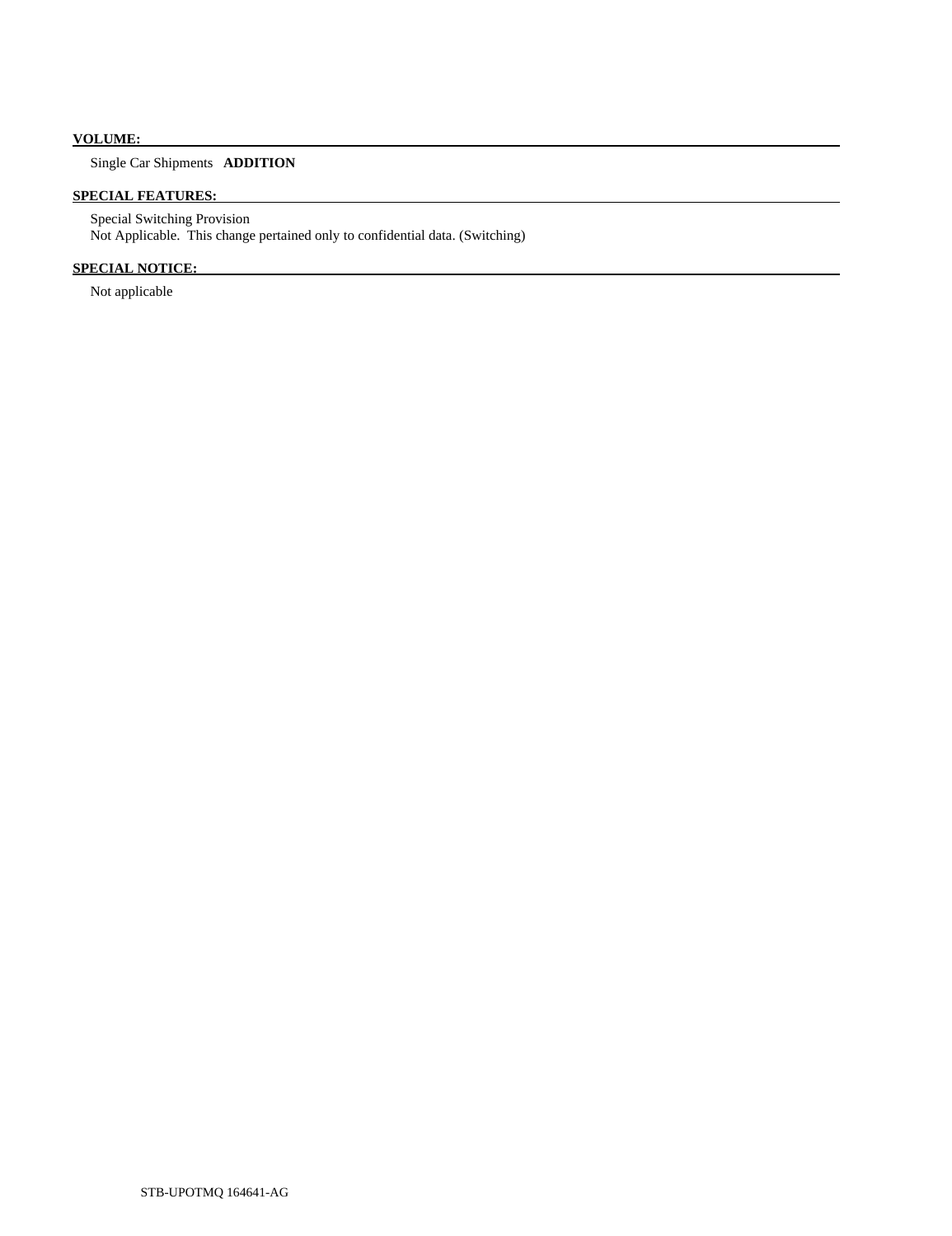**VOLUME:**

Single Car Shipments **ADDITION**

**SPECIAL FEATURES:**

Special Switching Provision
Not Applicable. This change pertained only to confidential data. (Switching)

**SPECIAL NOTICE:**

Not applicable

STB-UPOTMQ 164641-AG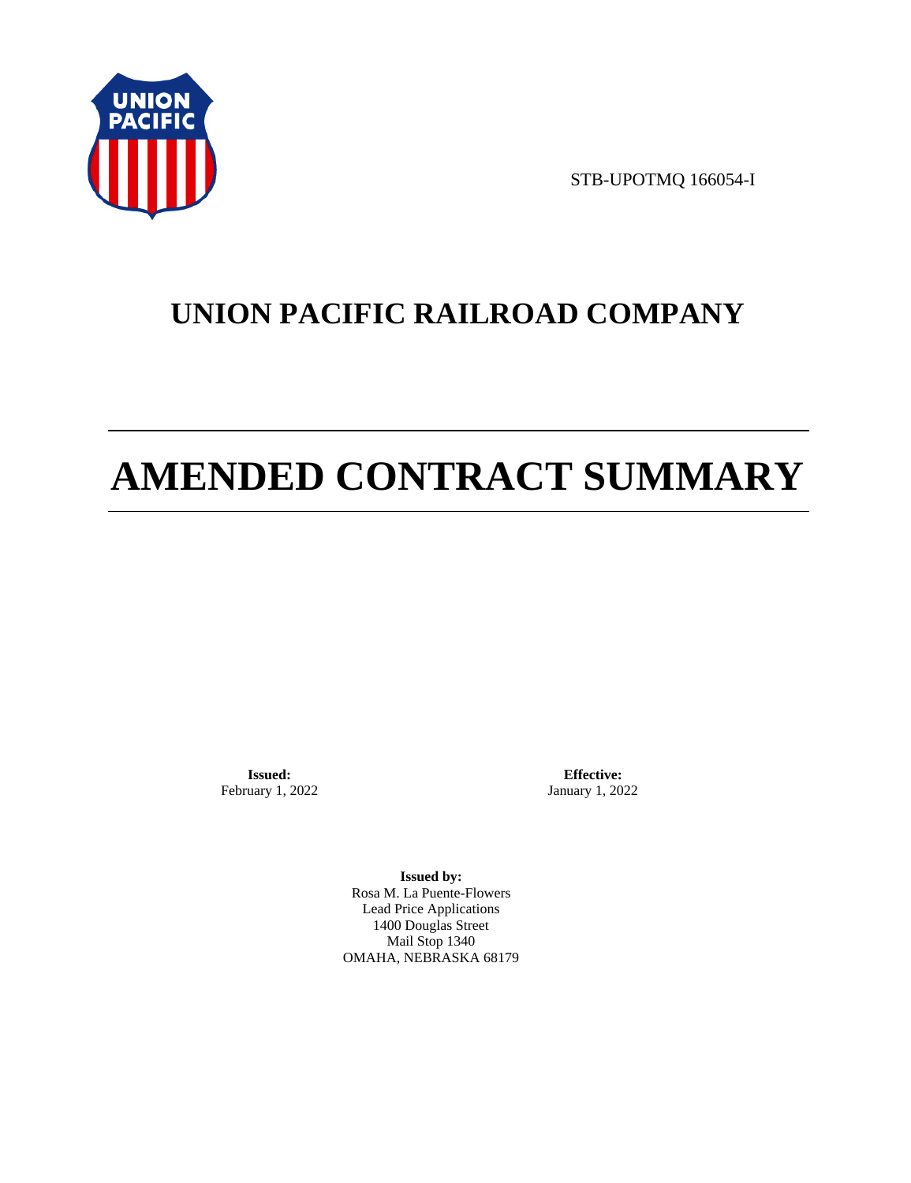STB-UPOTMQ 166054-I

# UNION PACIFIC RAILROAD COMPANY

# AMENDED CONTRACT SUMMARY

**Issued:**
February 1, 2022

**Effective:**
January 1, 2022

**Issued by:**
Rosa M. La Puente-Flowers
Lead Price Applications
1400 Douglas Street
Mail Stop 1340
OMAHA, NEBRASKA 68179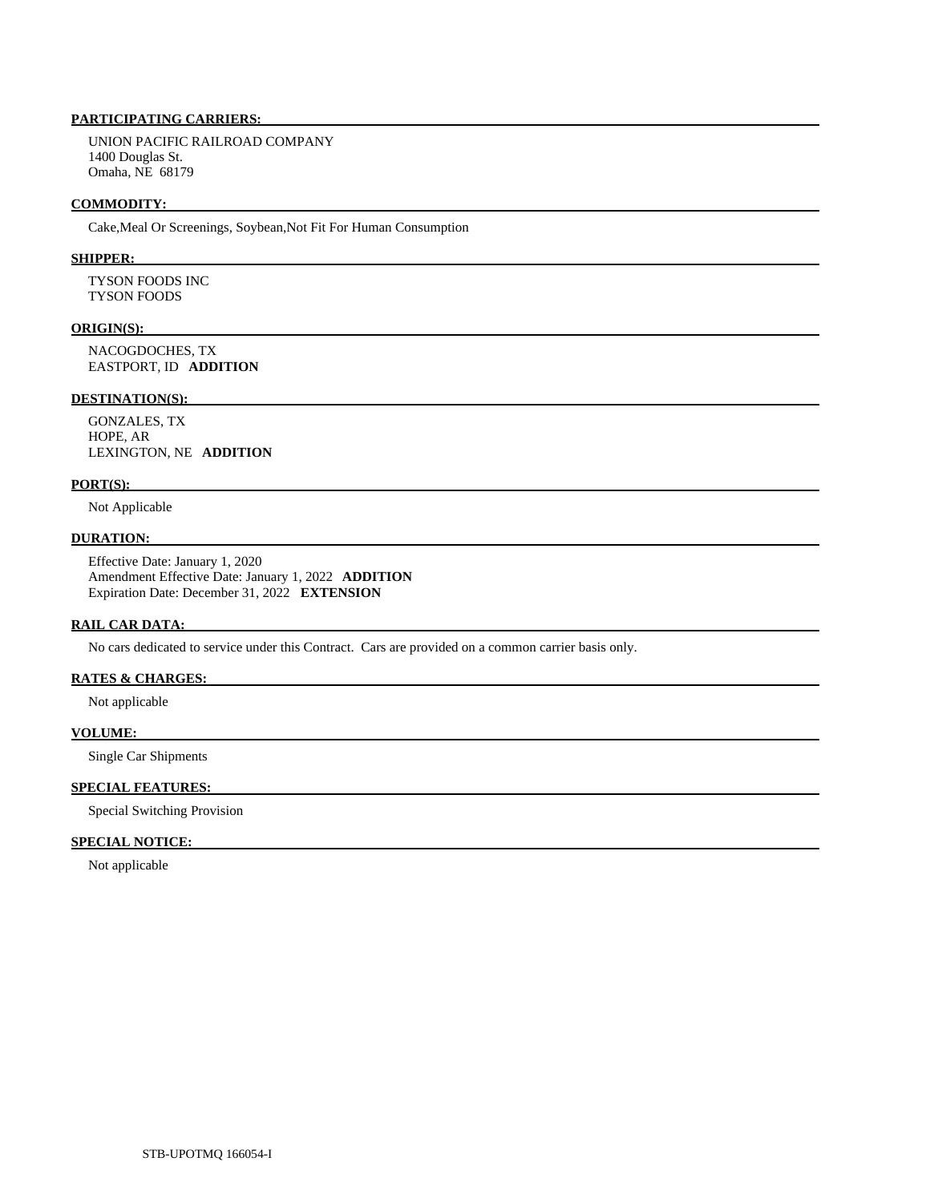**PARTICIPATING CARRIERS:**

UNION PACIFIC RAILROAD COMPANY
1400 Douglas St.
Omaha, NE 68179

**COMMODITY:**

Cake,Meal Or Screenings, Soybean,Not Fit For Human Consumption

**SHIPPER:**

TYSON FOODS INC
TYSON FOODS

**ORIGIN(S):**

NACOGDOCHES, TX
EASTPORT, ID **ADDITION**

**DESTINATION(S):**

GONZALES, TX
HOPE, AR
LEXINGTON, NE **ADDITION**

**PORT(S):**

Not Applicable

**DURATION:**

Effective Date: January 1, 2020
Amendment Effective Date: January 1, 2022 **ADDITION**
Expiration Date: December 31, 2022 **EXTENSION**

**RAIL CAR DATA:**

No cars dedicated to service under this Contract. Cars are provided on a common carrier basis only.

**RATES & CHARGES:**

Not applicable

**VOLUME:**

Single Car Shipments

**SPECIAL FEATURES:**

Special Switching Provision

**SPECIAL NOTICE:**

Not applicable

STB-UPOTMQ 166054-I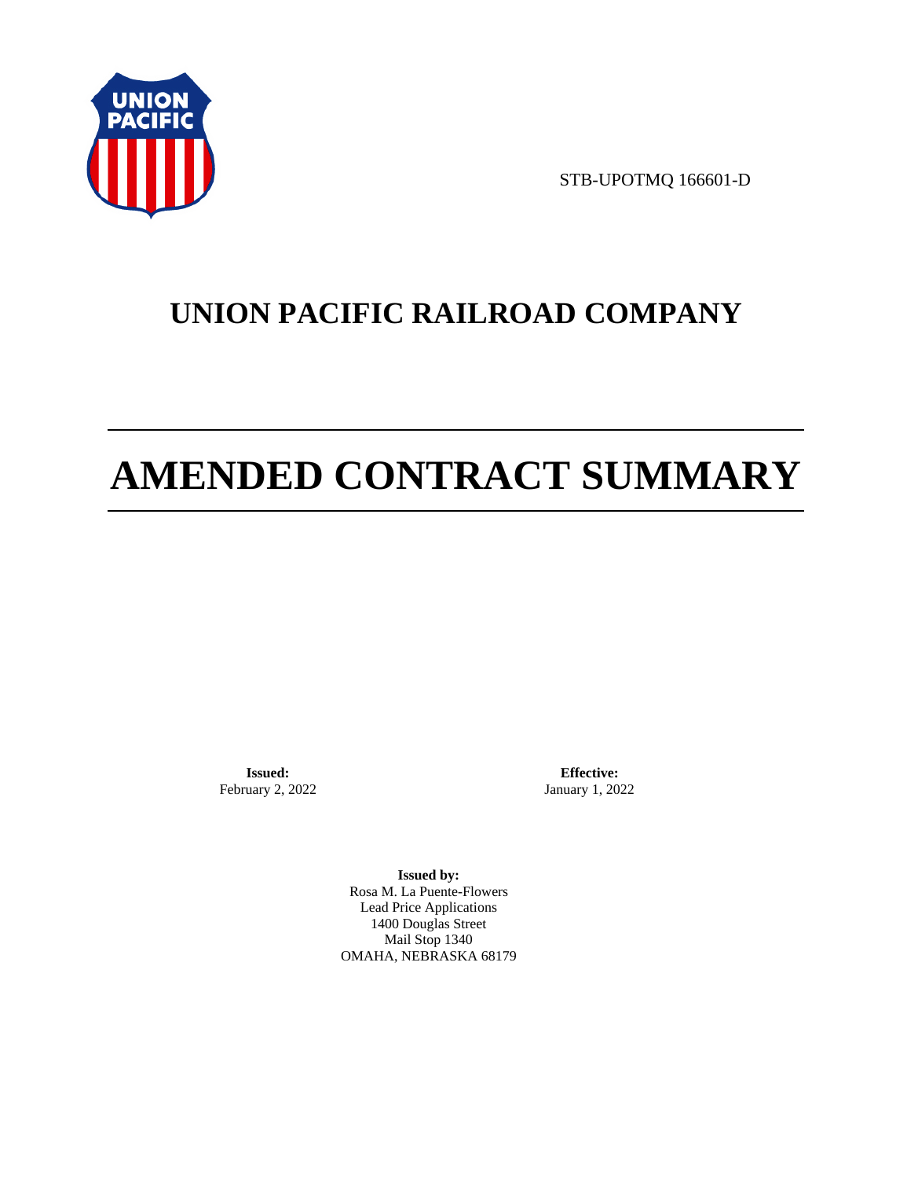STB-UPOTMQ 166601-D

# UNION PACIFIC RAILROAD COMPANY

# AMENDED CONTRACT SUMMARY

**Issued:**
February 2, 2022

**Effective:**
January 1, 2022

**Issued by:**
Rosa M. La Puente-Flowers
Lead Price Applications
1400 Douglas Street
Mail Stop 1340
OMAHA, NEBRASKA 68179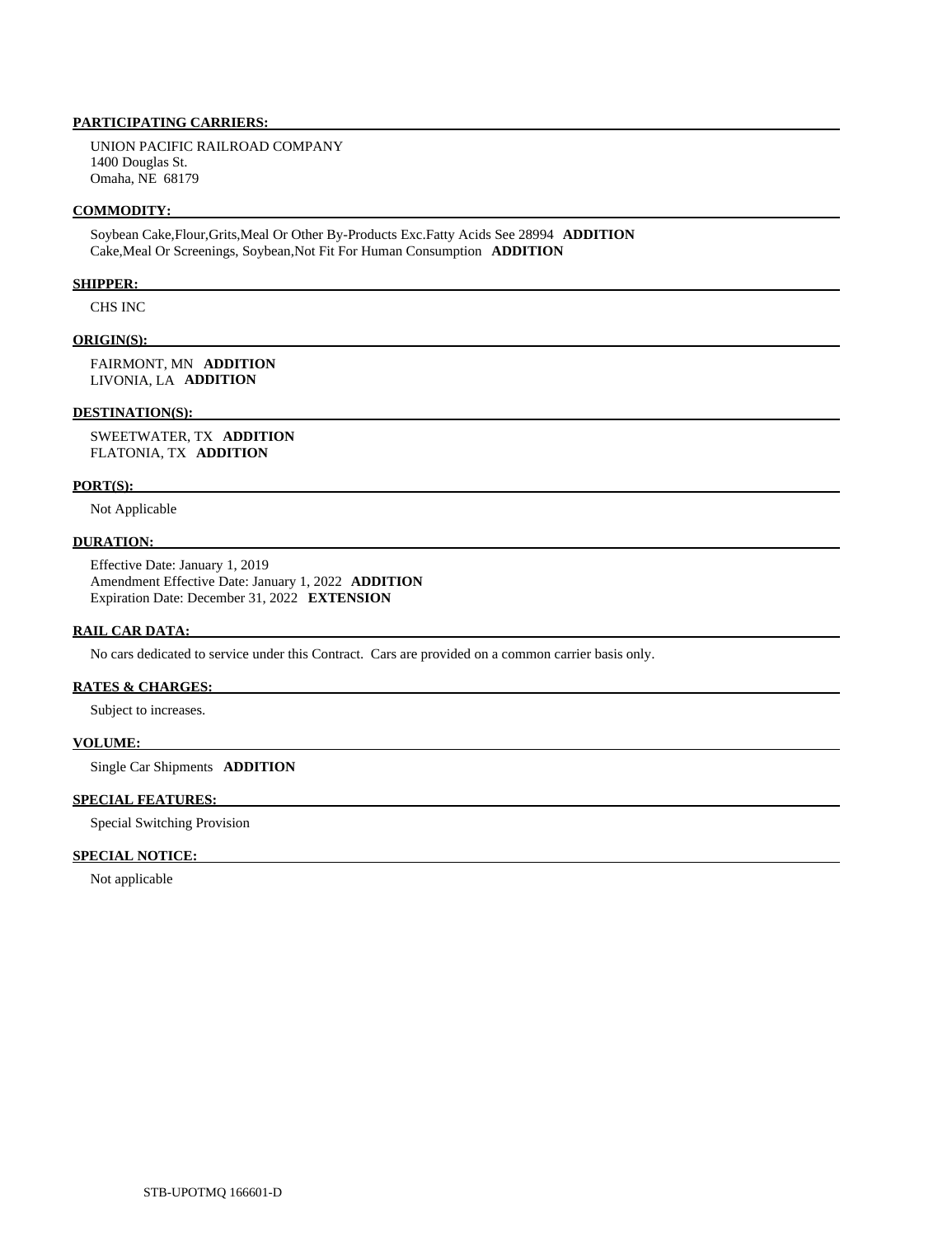**PARTICIPATING CARRIERS:**

UNION PACIFIC RAILROAD COMPANY
1400 Douglas St.
Omaha, NE 68179

**COMMODITY:**

Soybean Cake,Flour,Grits,Meal Or Other By-Products Exc.Fatty Acids See 28994 **ADDITION**
Cake,Meal Or Screenings, Soybean,Not Fit For Human Consumption **ADDITION**

**SHIPPER:**

CHS INC

**ORIGIN(S):**

FAIRMONT, MN **ADDITION**
LIVONIA, LA **ADDITION**

**DESTINATION(S):**

SWEETWATER, TX **ADDITION**
FLATONIA, TX **ADDITION**

**PORT(S):**

Not Applicable

**DURATION:**

Effective Date: January 1, 2019
Amendment Effective Date: January 1, 2022 **ADDITION**
Expiration Date: December 31, 2022 **EXTENSION**

**RAIL CAR DATA:**

No cars dedicated to service under this Contract. Cars are provided on a common carrier basis only.

**RATES & CHARGES:**

Subject to increases.

**VOLUME:**

Single Car Shipments **ADDITION**

**SPECIAL FEATURES:**

Special Switching Provision

**SPECIAL NOTICE:**

Not applicable

STB-UPOTMQ 166601-D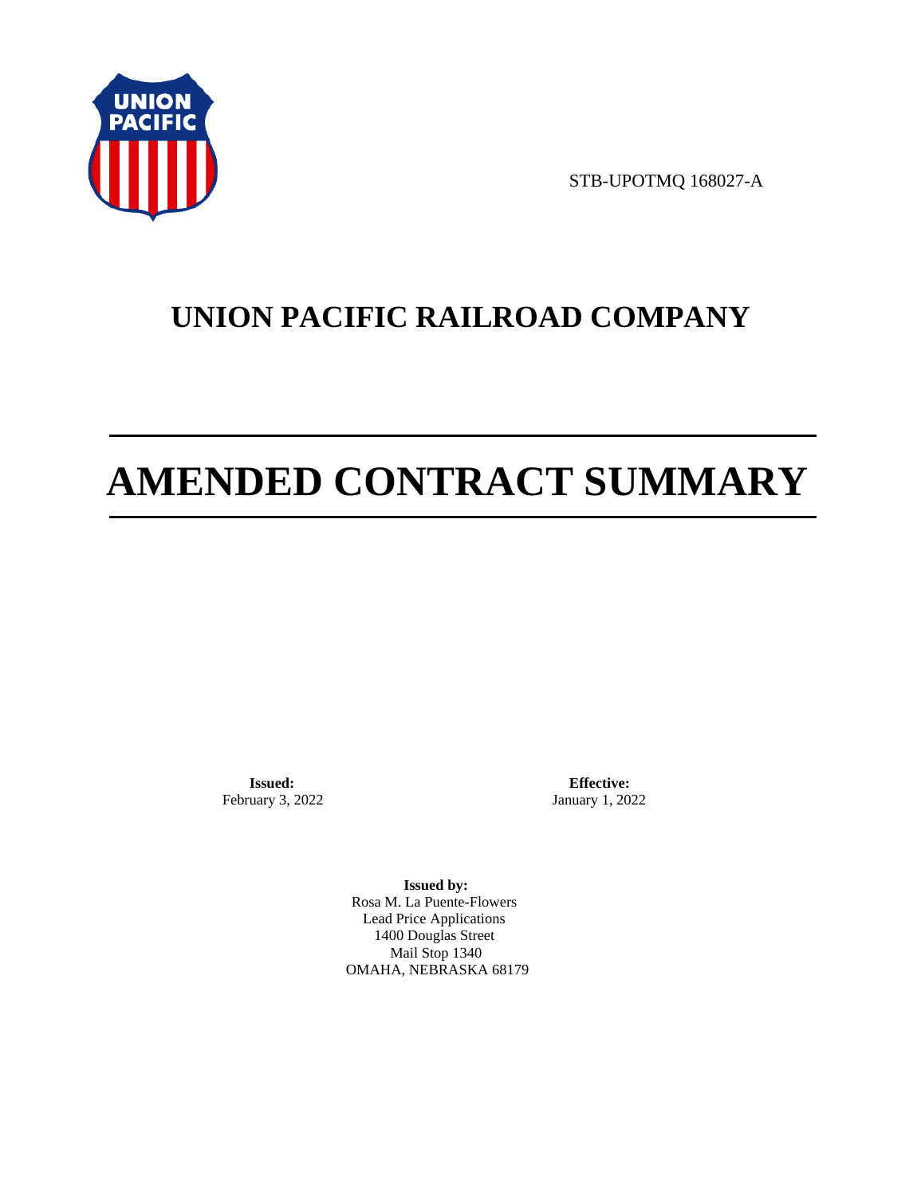STB-UPOTMQ 168027-A

# UNION PACIFIC RAILROAD COMPANY

# AMENDED CONTRACT SUMMARY

**Issued:**
February 3, 2022

**Effective:**
January 1, 2022

**Issued by:**
Rosa M. La Puente-Flowers
Lead Price Applications
1400 Douglas Street
Mail Stop 1340
OMAHA, NEBRASKA 68179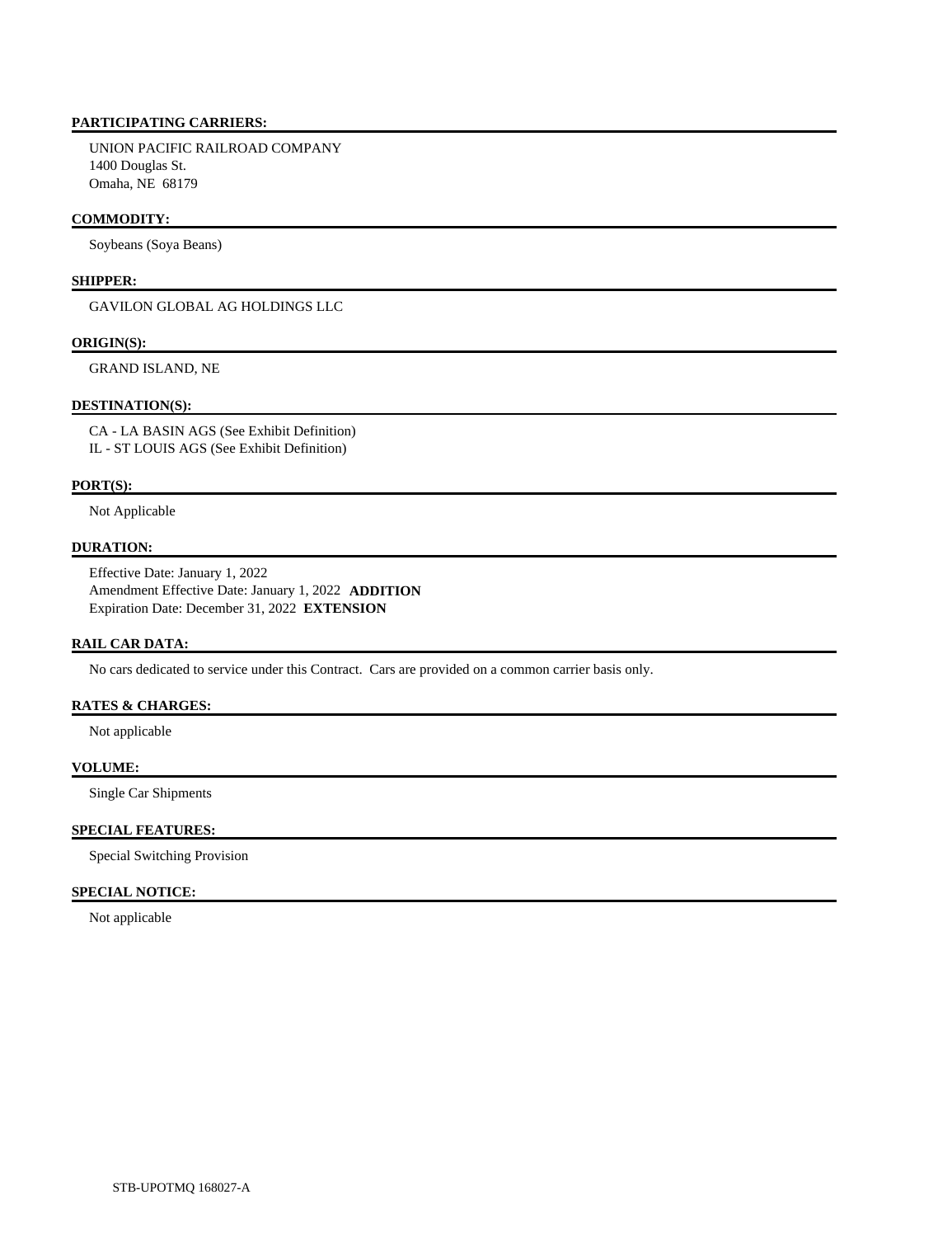## PARTICIPATING CARRIERS:

UNION PACIFIC RAILROAD COMPANY
1400 Douglas St.
Omaha, NE 68179

## COMMODITY:

Soybeans (Soya Beans)

## SHIPPER:

GAVILON GLOBAL AG HOLDINGS LLC

## ORIGIN(S):

GRAND ISLAND, NE

## DESTINATION(S):

CA - LA BASIN AGS (See Exhibit Definition)
IL - ST LOUIS AGS (See Exhibit Definition)

## PORT(S):

Not Applicable

## DURATION:

Effective Date: January 1, 2022
Amendment Effective Date: January 1, 2022 **ADDITION**
Expiration Date: December 31, 2022 **EXTENSION**

## RAIL CAR DATA:

No cars dedicated to service under this Contract. Cars are provided on a common carrier basis only.

## RATES & CHARGES:

Not applicable

## VOLUME:

Single Car Shipments

## SPECIAL FEATURES:

Special Switching Provision

## SPECIAL NOTICE:

Not applicable

STB-UPOTMQ 168027-A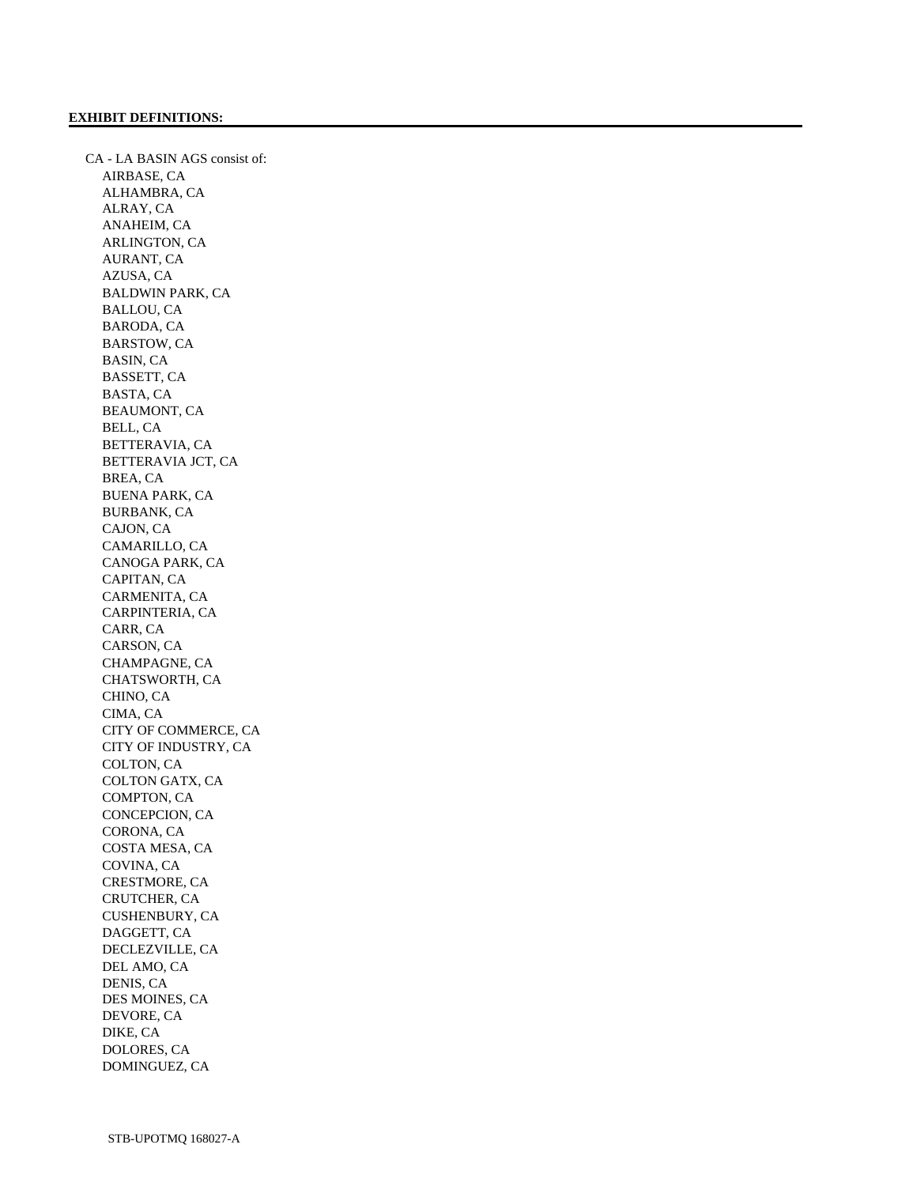**EXHIBIT DEFINITIONS:**

CA - LA BASIN AGS consist of:

- AIRBASE, CA
- ALHAMBRA, CA
- ALRAY, CA
- ANAHEIM, CA
- ARLINGTON, CA
- AURANT, CA
- AZUSA, CA
- BALDWIN PARK, CA
- BALLOU, CA
- BARODA, CA
- BARSTOW, CA
- BASIN, CA
- BASSETT, CA
- BASTA, CA
- BEAUMONT, CA
- BELL, CA
- BETTERAVIA, CA
- BETTERAVIA JCT, CA
- BREA, CA
- BUENA PARK, CA
- BURBANK, CA
- CAJON, CA
- CAMARILLO, CA
- CANOGA PARK, CA
- CAPITAN, CA
- CARMENITA, CA
- CARPINTERIA, CA
- CARR, CA
- CARSON, CA
- CHAMPAGNE, CA
- CHATSWORTH, CA
- CHINO, CA
- CIMA, CA
- CITY OF COMMERCE, CA
- CITY OF INDUSTRY, CA
- COLTON, CA
- COLTON GATX, CA
- COMPTON, CA
- CONCEPCION, CA
- CORONA, CA
- COSTA MESA, CA
- COVINA, CA
- CRESTMORE, CA
- CRUTCHER, CA
- CUSHENBURY, CA
- DAGGETT, CA
- DECLEZVILLE, CA
- DEL AMO, CA
- DENIS, CA
- DES MOINES, CA
- DEVORE, CA
- DIKE, CA
- DOLORES, CA
- DOMINGUEZ, CA

STB-UPOTMQ 168027-A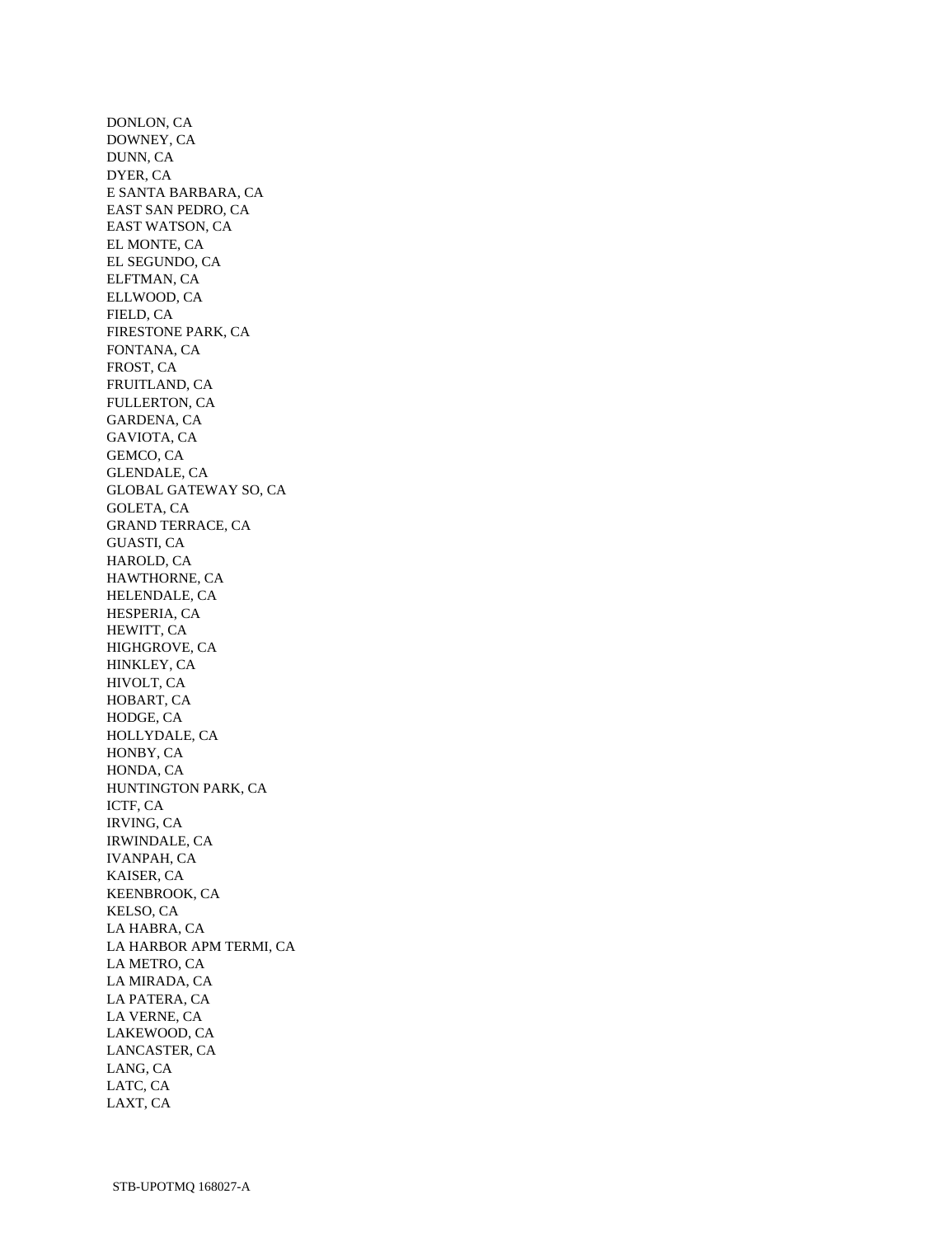DONLON, CA
DOWNEY, CA
DUNN, CA
DYER, CA
E SANTA BARBARA, CA
EAST SAN PEDRO, CA
EAST WATSON, CA
EL MONTE, CA
EL SEGUNDO, CA
ELFTMAN, CA
ELLWOOD, CA
FIELD, CA
FIRESTONE PARK, CA
FONTANA, CA
FROST, CA
FRUITLAND, CA
FULLERTON, CA
GARDENA, CA
GAVIOTA, CA
GEMCO, CA
GLENDALE, CA
GLOBAL GATEWAY SO, CA
GOLETA, CA
GRAND TERRACE, CA
GUASTI, CA
HAROLD, CA
HAWTHORNE, CA
HELENDALE, CA
HESPERIA, CA
HEWITT, CA
HIGHGROVE, CA
HINKLEY, CA
HIVOLT, CA
HOBART, CA
HODGE, CA
HOLLYDALE, CA
HONBY, CA
HONDA, CA
HUNTINGTON PARK, CA
ICTF, CA
IRVING, CA
IRWINDALE, CA
IVANPAH, CA
KAISER, CA
KEENBROOK, CA
KELSO, CA
LA HABRA, CA
LA HARBOR APM TERMI, CA
LA METRO, CA
LA MIRADA, CA
LA PATERA, CA
LA VERNE, CA
LAKEWOOD, CA
LANCASTER, CA
LANG, CA
LATC, CA
LAXT, CA

STB-UPOTMQ 168027-A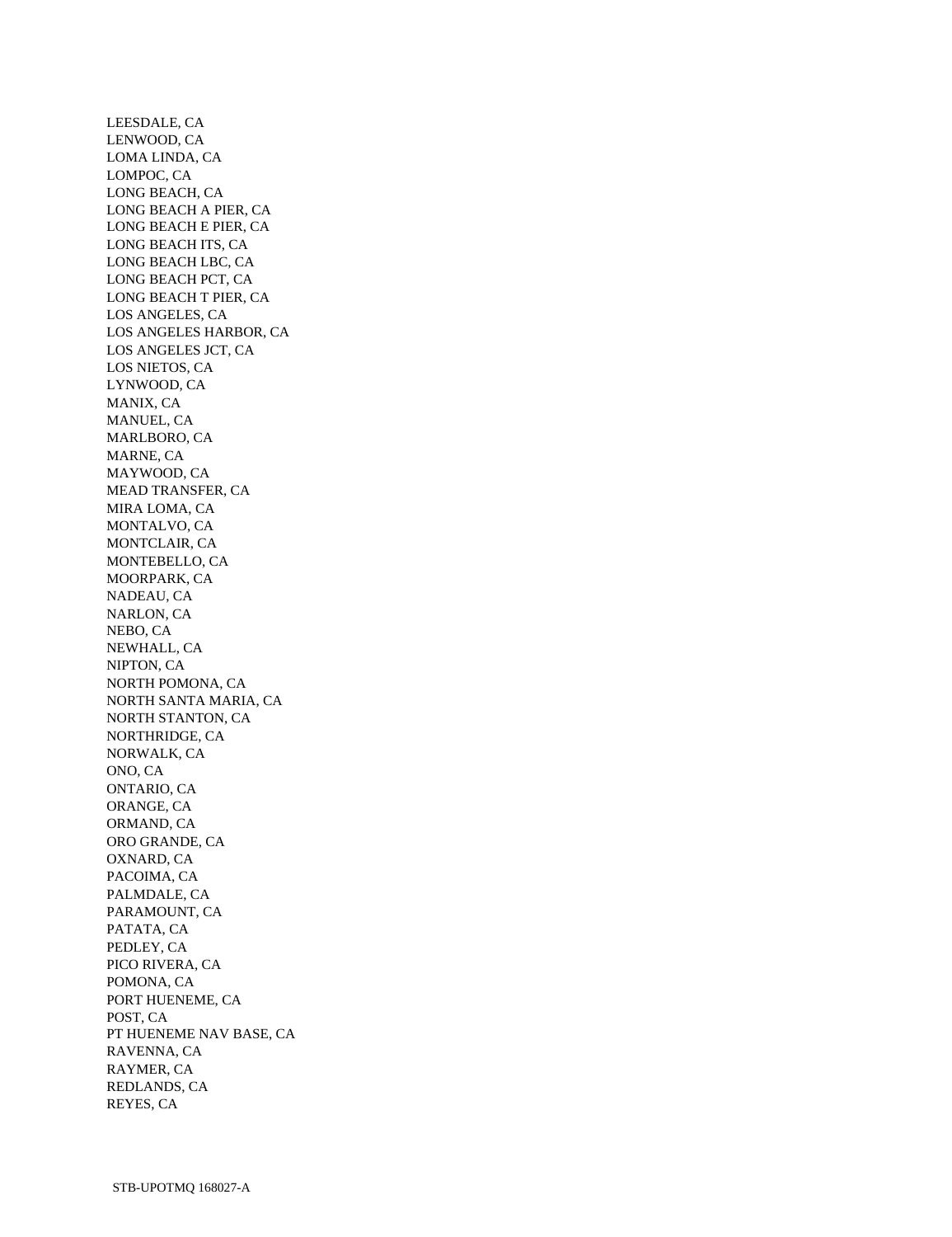LEESDALE, CA
LENWOOD, CA
LOMA LINDA, CA
LOMPOC, CA
LONG BEACH, CA
LONG BEACH A PIER, CA
LONG BEACH E PIER, CA
LONG BEACH ITS, CA
LONG BEACH LBC, CA
LONG BEACH PCT, CA
LONG BEACH T PIER, CA
LOS ANGELES, CA
LOS ANGELES HARBOR, CA
LOS ANGELES JCT, CA
LOS NIETOS, CA
LYNWOOD, CA
MANIX, CA
MANUEL, CA
MARLBORO, CA
MARNE, CA
MAYWOOD, CA
MEAD TRANSFER, CA
MIRA LOMA, CA
MONTALVO, CA
MONTCLAIR, CA
MONTEBELLO, CA
MOORPARK, CA
NADEAU, CA
NARLON, CA
NEBO, CA
NEWHALL, CA
NIPTON, CA
NORTH POMONA, CA
NORTH SANTA MARIA, CA
NORTH STANTON, CA
NORTHRIDGE, CA
NORWALK, CA
ONO, CA
ONTARIO, CA
ORANGE, CA
ORMAND, CA
ORO GRANDE, CA
OXNARD, CA
PACOIMA, CA
PALMDALE, CA
PARAMOUNT, CA
PATATA, CA
PEDLEY, CA
PICO RIVERA, CA
POMONA, CA
PORT HUENEME, CA
POST, CA
PT HUENEME NAV BASE, CA
RAVENNA, CA
RAYMER, CA
REDLANDS, CA
REYES, CA

STB-UPOTMQ 168027-A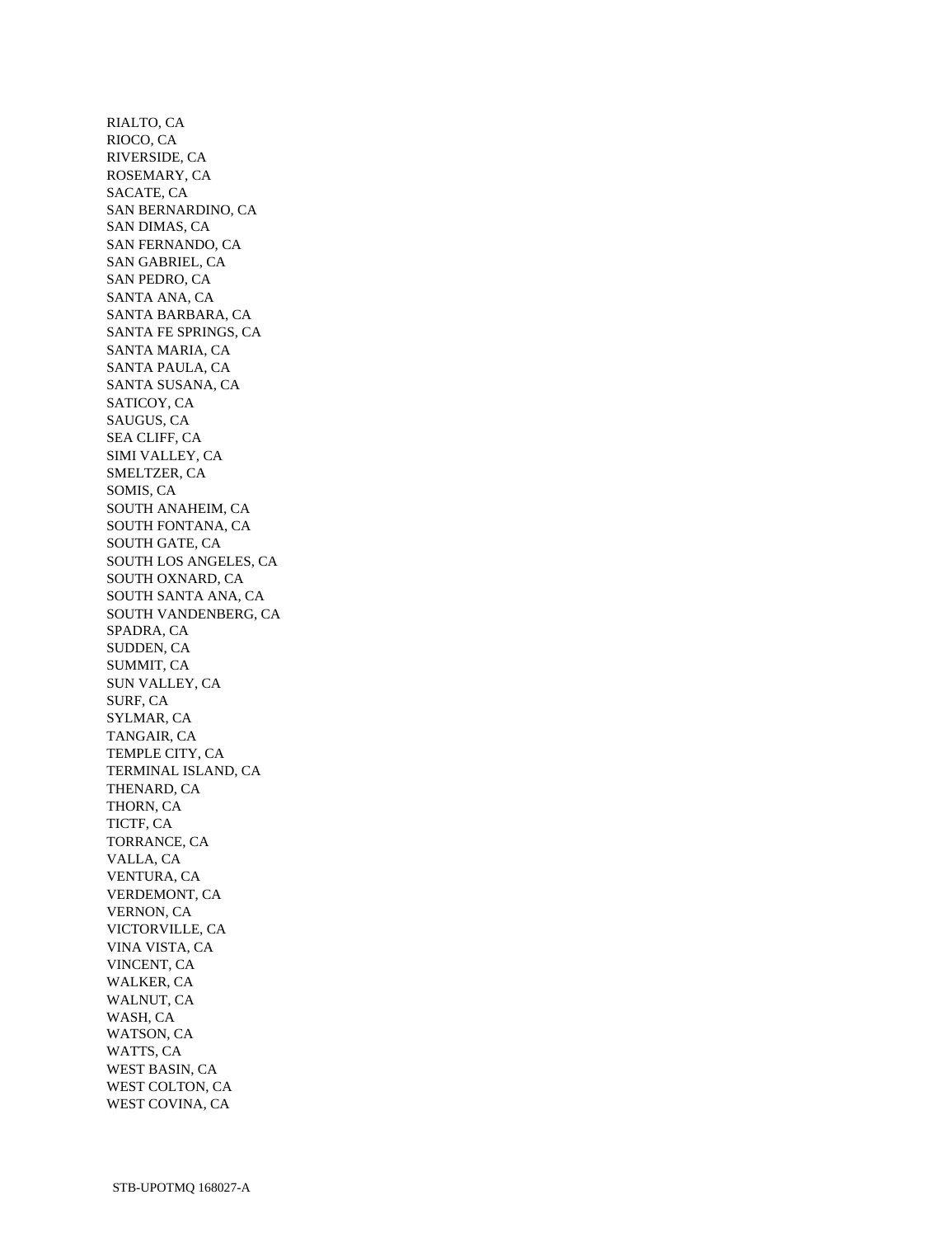RIALTO, CA
RIOCO, CA
RIVERSIDE, CA
ROSEMARY, CA
SACATE, CA
SAN BERNARDINO, CA
SAN DIMAS, CA
SAN FERNANDO, CA
SAN GABRIEL, CA
SAN PEDRO, CA
SANTA ANA, CA
SANTA BARBARA, CA
SANTA FE SPRINGS, CA
SANTA MARIA, CA
SANTA PAULA, CA
SANTA SUSANA, CA
SATICOY, CA
SAUGUS, CA
SEA CLIFF, CA
SIMI VALLEY, CA
SMELTZER, CA
SOMIS, CA
SOUTH ANAHEIM, CA
SOUTH FONTANA, CA
SOUTH GATE, CA
SOUTH LOS ANGELES, CA
SOUTH OXNARD, CA
SOUTH SANTA ANA, CA
SOUTH VANDENBERG, CA
SPADRA, CA
SUDDEN, CA
SUMMIT, CA
SUN VALLEY, CA
SURF, CA
SYLMAR, CA
TANGAIR, CA
TEMPLE CITY, CA
TERMINAL ISLAND, CA
THENARD, CA
THORN, CA
TICTF, CA
TORRANCE, CA
VALLA, CA
VENTURA, CA
VERDEMONT, CA
VERNON, CA
VICTORVILLE, CA
VINA VISTA, CA
VINCENT, CA
WALKER, CA
WALNUT, CA
WASH, CA
WATSON, CA
WATTS, CA
WEST BASIN, CA
WEST COLTON, CA
WEST COVINA, CA

STB-UPOTMQ 168027-A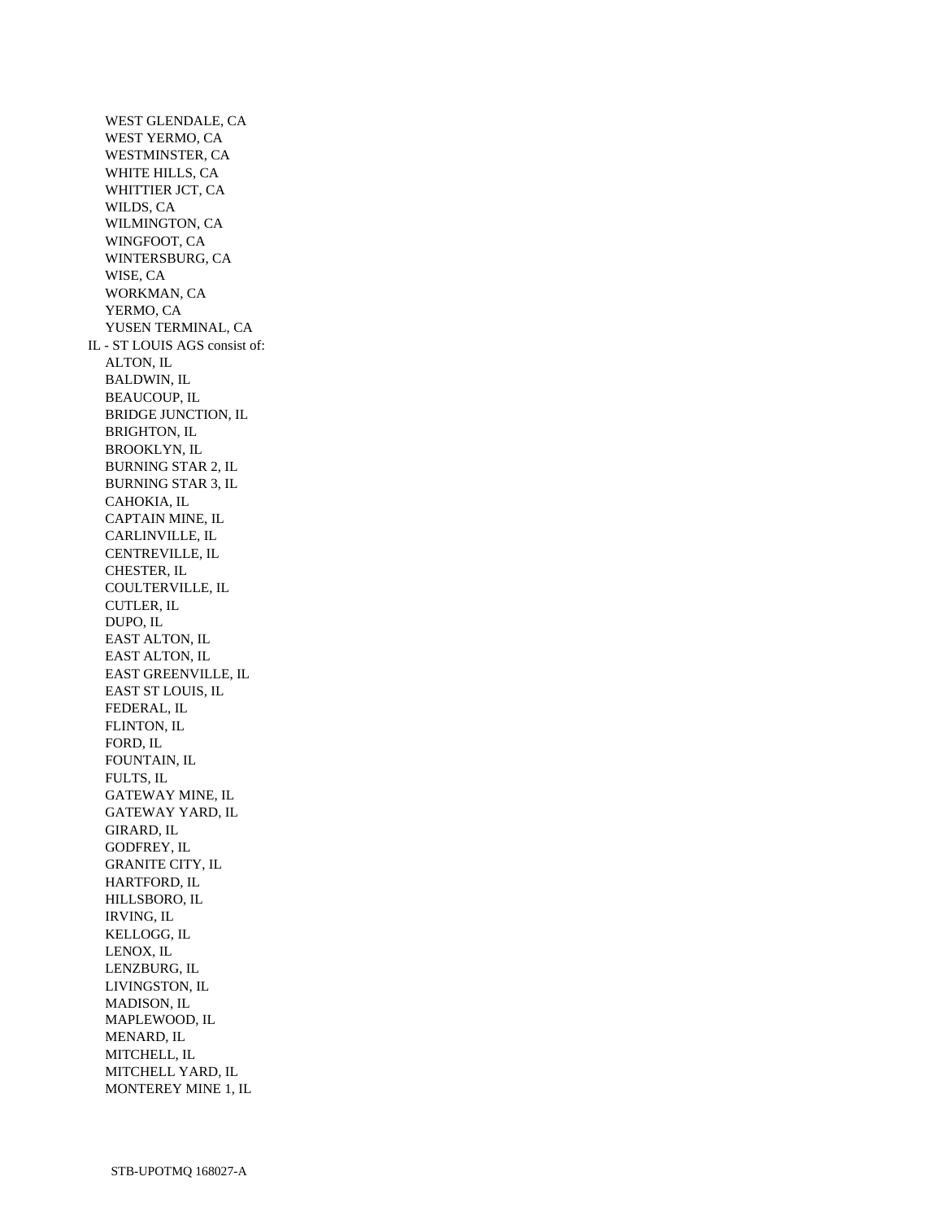WEST GLENDALE, CA
WEST YERMO, CA
WESTMINSTER, CA
WHITE HILLS, CA
WHITTIER JCT, CA
WILDS, CA
WILMINGTON, CA
WINGFOOT, CA
WINTERSBURG, CA
WISE, CA
WORKMAN, CA
YERMO, CA
YUSEN TERMINAL, CA

IL - ST LOUIS AGS consist of:

ALTON, IL
BALDWIN, IL
BEAUCOUP, IL
BRIDGE JUNCTION, IL
BRIGHTON, IL
BROOKLYN, IL
BURNING STAR 2, IL
BURNING STAR 3, IL
CAHOKIA, IL
CAPTAIN MINE, IL
CARLINVILLE, IL
CENTREVILLE, IL
CHESTER, IL
COULTERVILLE, IL
CUTLER, IL
DUPO, IL
EAST ALTON, IL
EAST ALTON, IL
EAST GREENVILLE, IL
EAST ST LOUIS, IL
FEDERAL, IL
FLINTON, IL
FORD, IL
FOUNTAIN, IL
FULTS, IL
GATEWAY MINE, IL
GATEWAY YARD, IL
GIRARD, IL
GODFREY, IL
GRANITE CITY, IL
HARTFORD, IL
HILLSBORO, IL
IRVING, IL
KELLOGG, IL
LENOX, IL
LENZBURG, IL
LIVINGSTON, IL
MADISON, IL
MAPLEWOOD, IL
MENARD, IL
MITCHELL, IL
MITCHELL YARD, IL
MONTEREY MINE 1, IL

STB-UPOTMQ 168027-A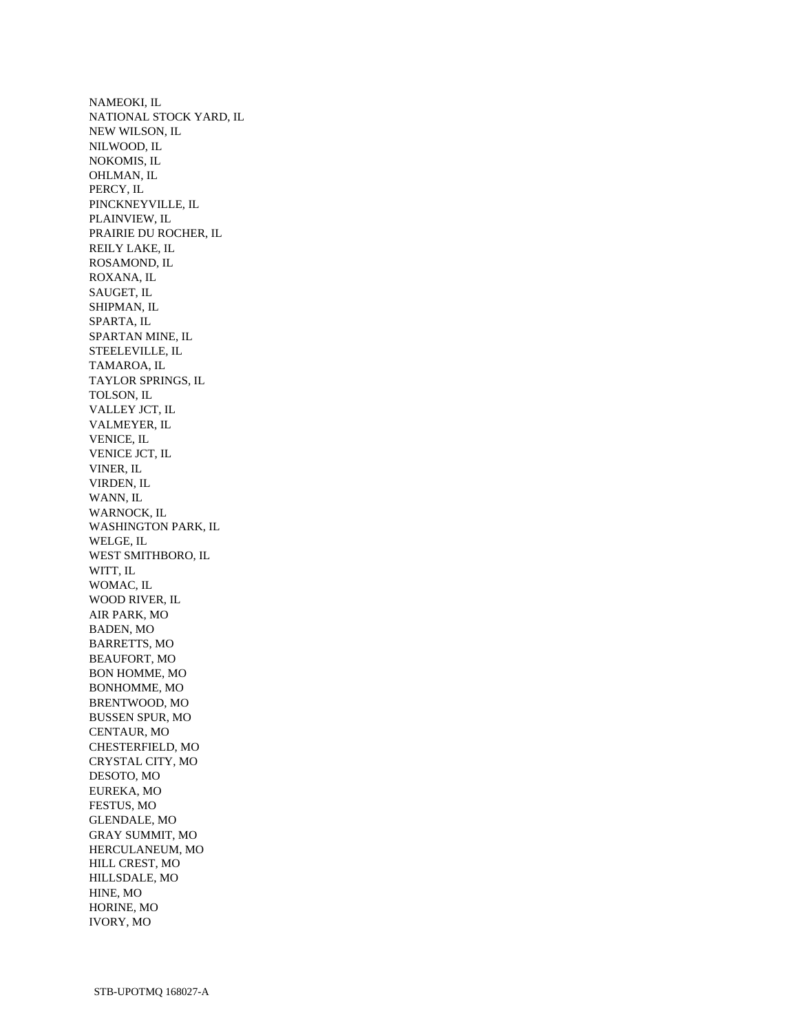NAMEOKI, IL
NATIONAL STOCK YARD, IL
NEW WILSON, IL
NILWOOD, IL
NOKOMIS, IL
OHLMAN, IL
PERCY, IL
PINCKNEYVILLE, IL
PLAINVIEW, IL
PRAIRIE DU ROCHER, IL
REILY LAKE, IL
ROSAMOND, IL
ROXANA, IL
SAUGET, IL
SHIPMAN, IL
SPARTA, IL
SPARTAN MINE, IL
STEELEVILLE, IL
TAMAROA, IL
TAYLOR SPRINGS, IL
TOLSON, IL
VALLEY JCT, IL
VALMEYER, IL
VENICE, IL
VENICE JCT, IL
VINER, IL
VIRDEN, IL
WANN, IL
WARNOCK, IL
WASHINGTON PARK, IL
WELGE, IL
WEST SMITHBORO, IL
WITT, IL
WOMAC, IL
WOOD RIVER, IL
AIR PARK, MO
BADEN, MO
BARRETTS, MO
BEAUFORT, MO
BON HOMME, MO
BONHOMME, MO
BRENTWOOD, MO
BUSSEN SPUR, MO
CENTAUR, MO
CHESTERFIELD, MO
CRYSTAL CITY, MO
DESOTO, MO
EUREKA, MO
FESTUS, MO
GLENDALE, MO
GRAY SUMMIT, MO
HERCULANEUM, MO
HILL CREST, MO
HILLSDALE, MO
HINE, MO
HORINE, MO
IVORY, MO

STB-UPOTMQ 168027-A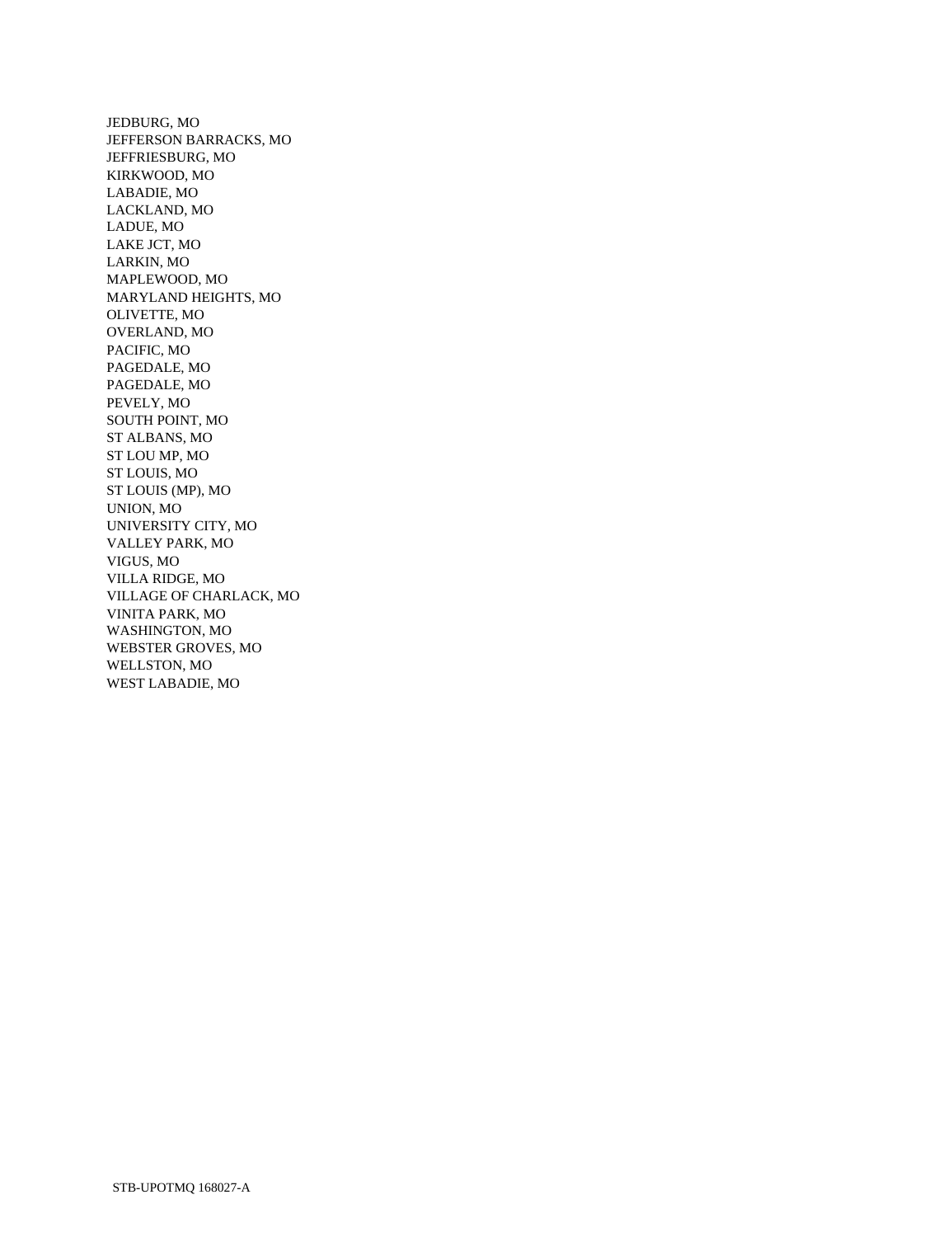JEDBURG, MO
JEFFERSON BARRACKS, MO
JEFFRIESBURG, MO
KIRKWOOD, MO
LABADIE, MO
LACKLAND, MO
LADUE, MO
LAKE JCT, MO
LARKIN, MO
MAPLEWOOD, MO
MARYLAND HEIGHTS, MO
OLIVETTE, MO
OVERLAND, MO
PACIFIC, MO
PAGEDALE, MO
PAGEDALE, MO
PEVELY, MO
SOUTH POINT, MO
ST ALBANS, MO
ST LOU MP, MO
ST LOUIS, MO
ST LOUIS (MP), MO
UNION, MO
UNIVERSITY CITY, MO
VALLEY PARK, MO
VIGUS, MO
VILLA RIDGE, MO
VILLAGE OF CHARLACK, MO
VINITA PARK, MO
WASHINGTON, MO
WEBSTER GROVES, MO
WELLSTON, MO
WEST LABADIE, MO

STB-UPOTMQ 168027-A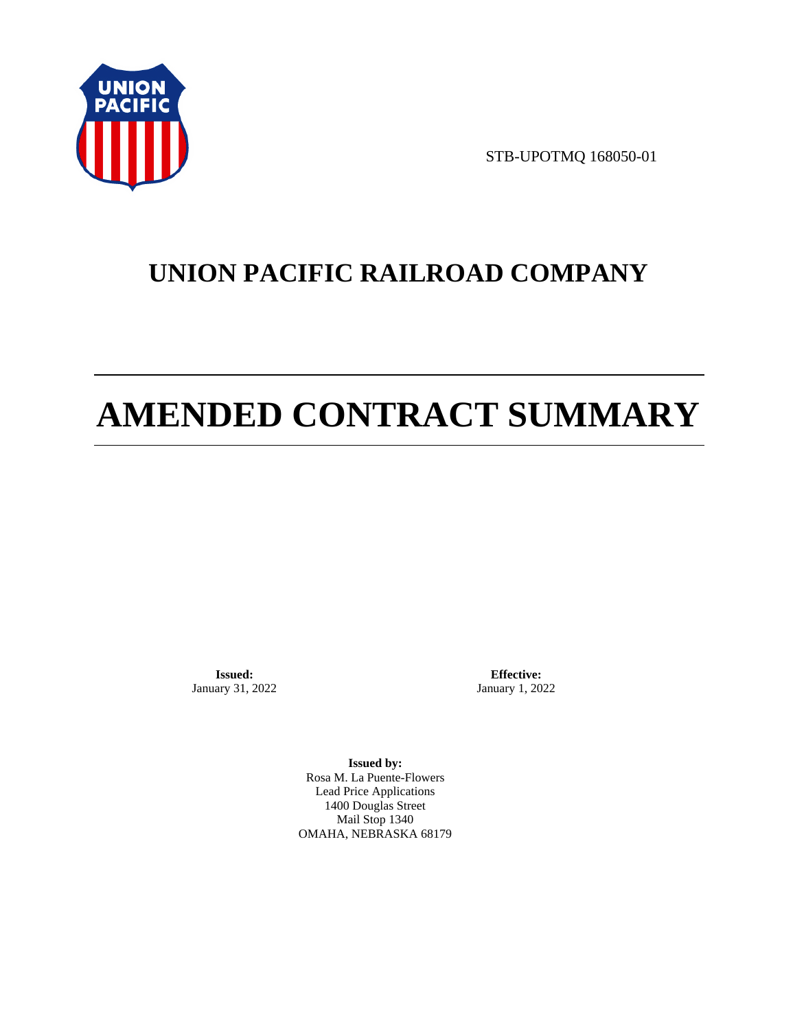STB-UPOTMQ 168050-01

# UNION PACIFIC RAILROAD COMPANY

# AMENDED CONTRACT SUMMARY

**Issued:**
January 31, 2022

**Effective:**
January 1, 2022

**Issued by:**
Rosa M. La Puente-Flowers
Lead Price Applications
1400 Douglas Street
Mail Stop 1340
OMAHA, NEBRASKA 68179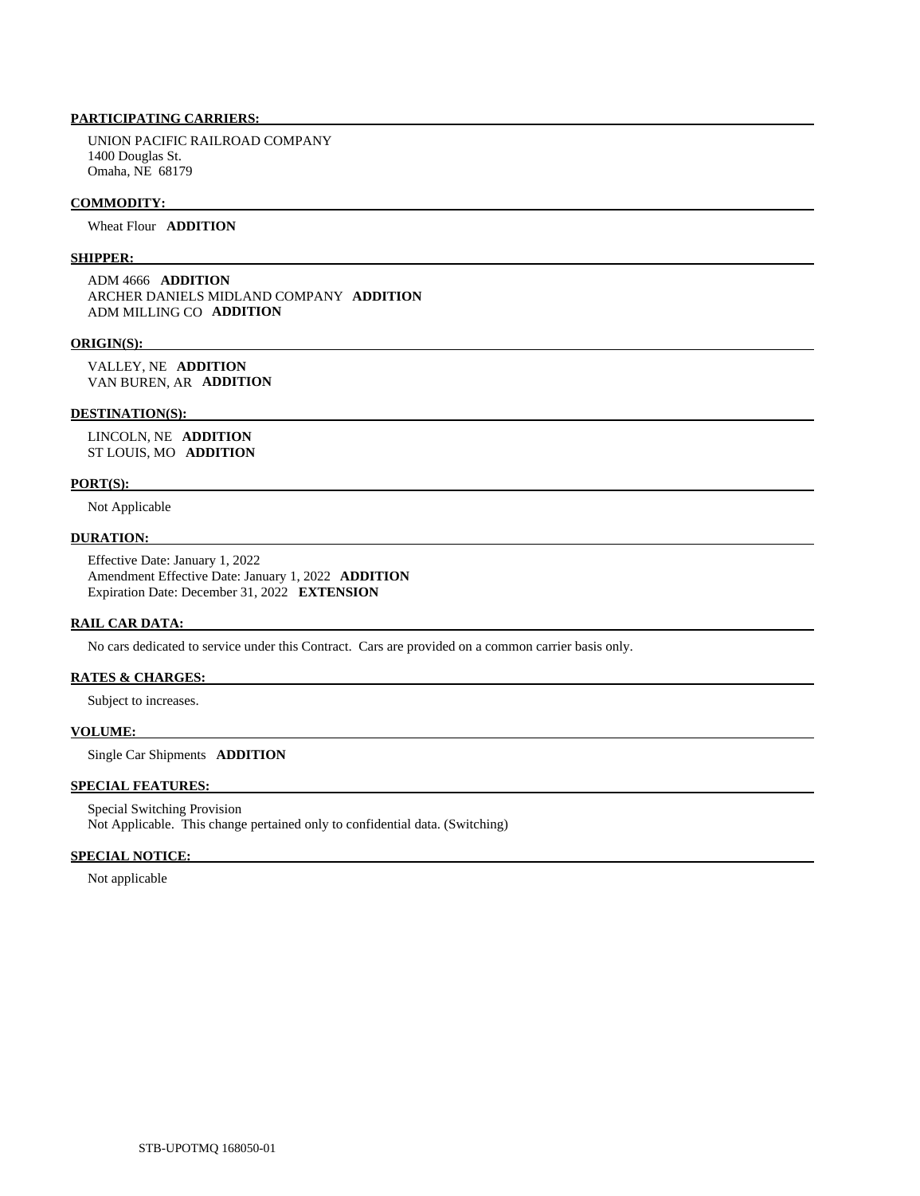**PARTICIPATING CARRIERS:**

UNION PACIFIC RAILROAD COMPANY
1400 Douglas St.
Omaha, NE 68179

**COMMODITY:**

Wheat Flour **ADDITION**

**SHIPPER:**

ADM 4666 **ADDITION**
ARCHER DANIELS MIDLAND COMPANY **ADDITION**
ADM MILLING CO **ADDITION**

**ORIGIN(S):**

VALLEY, NE **ADDITION**
VAN BUREN, AR **ADDITION**

**DESTINATION(S):**

LINCOLN, NE **ADDITION**
ST LOUIS, MO **ADDITION**

**PORT(S):**

Not Applicable

**DURATION:**

Effective Date: January 1, 2022
Amendment Effective Date: January 1, 2022 **ADDITION**
Expiration Date: December 31, 2022 **EXTENSION**

**RAIL CAR DATA:**

No cars dedicated to service under this Contract. Cars are provided on a common carrier basis only.

**RATES & CHARGES:**

Subject to increases.

**VOLUME:**

Single Car Shipments **ADDITION**

**SPECIAL FEATURES:**

Special Switching Provision
Not Applicable. This change pertained only to confidential data. (Switching)

**SPECIAL NOTICE:**

Not applicable

STB-UPOTMQ 168050-01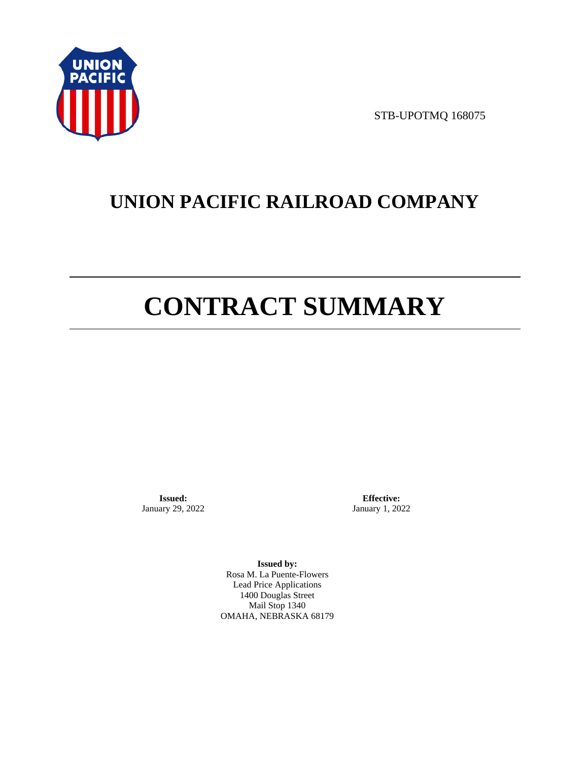STB-UPOTMQ 168075

# UNION PACIFIC RAILROAD COMPANY

# CONTRACT SUMMARY

**Issued:**
January 29, 2022

**Effective:**
January 1, 2022

**Issued by:**
Rosa M. La Puente-Flowers
Lead Price Applications
1400 Douglas Street
Mail Stop 1340
OMAHA, NEBRASKA 68179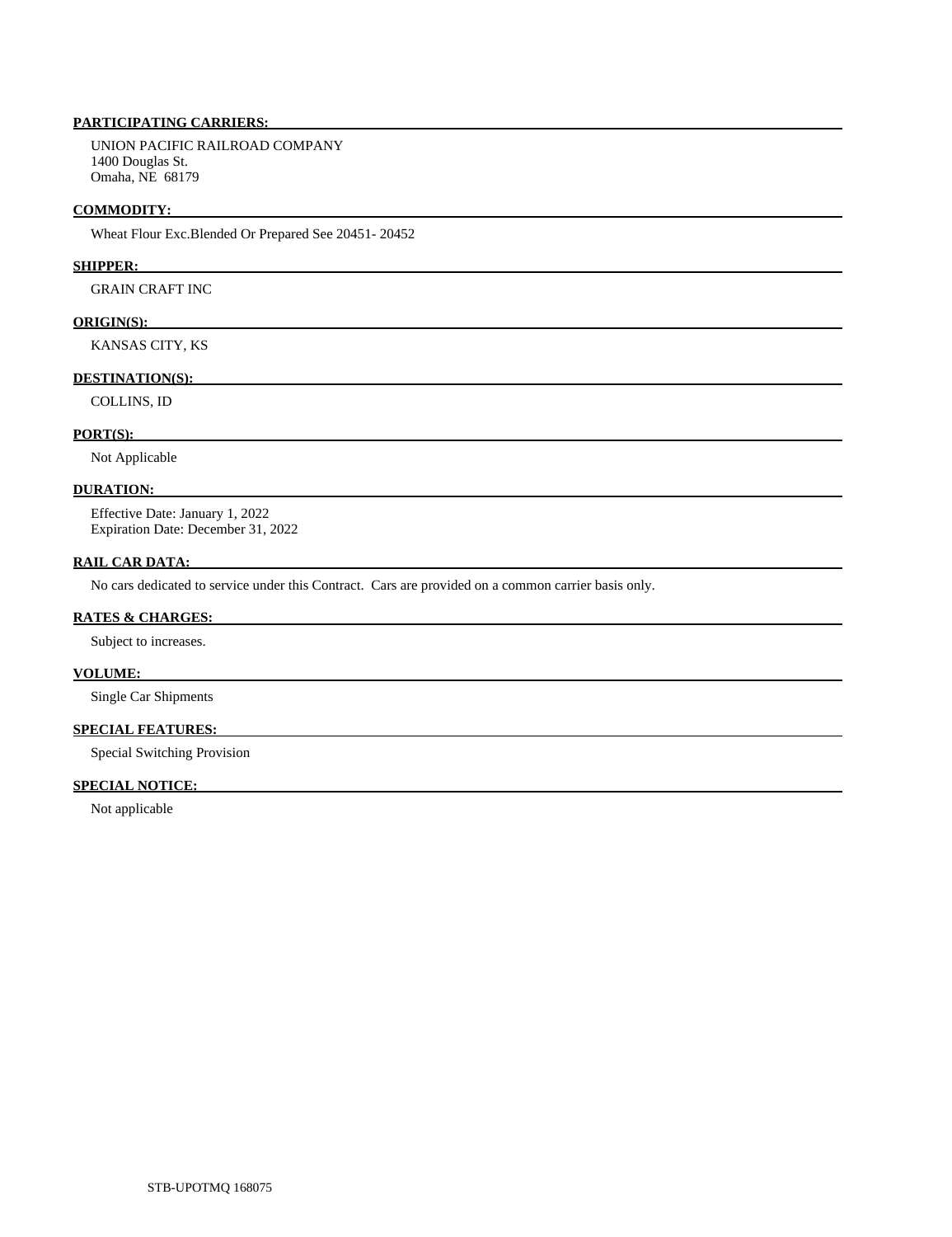**PARTICIPATING CARRIERS:**

UNION PACIFIC RAILROAD COMPANY
1400 Douglas St.
Omaha, NE 68179

**COMMODITY:**

Wheat Flour Exc.Blended Or Prepared See 20451- 20452

**SHIPPER:**

GRAIN CRAFT INC

**ORIGIN(S):**

KANSAS CITY, KS

**DESTINATION(S):**

COLLINS, ID

**PORT(S):**

Not Applicable

**DURATION:**

Effective Date: January 1, 2022
Expiration Date: December 31, 2022

**RAIL CAR DATA:**

No cars dedicated to service under this Contract. Cars are provided on a common carrier basis only.

**RATES & CHARGES:**

Subject to increases.

**VOLUME:**

Single Car Shipments

**SPECIAL FEATURES:**

Special Switching Provision

**SPECIAL NOTICE:**

Not applicable

STB-UPOTMQ 168075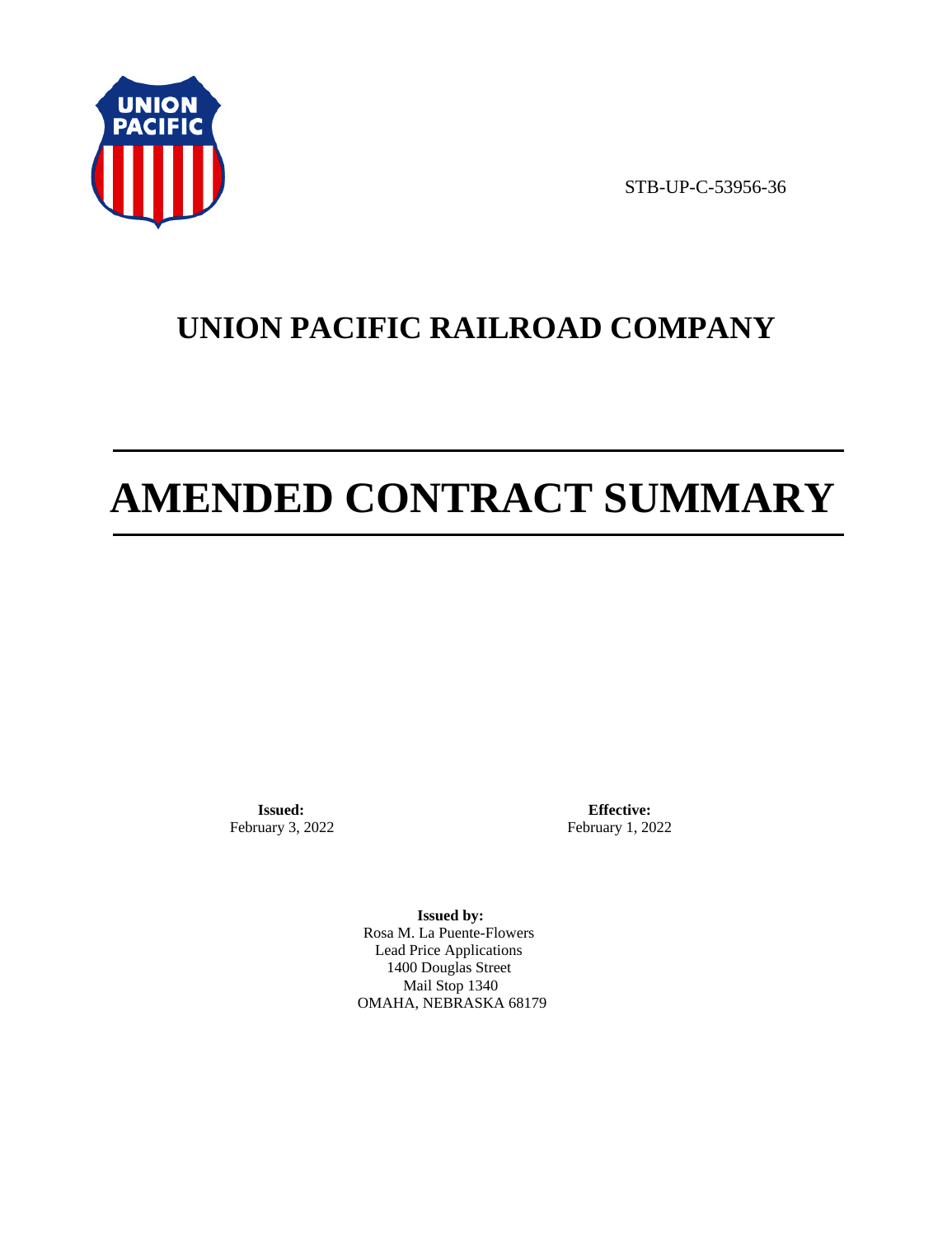STB-UP-C-53956-36

# UNION PACIFIC RAILROAD COMPANY

# AMENDED CONTRACT SUMMARY

**Issued:**
February 3, 2022

**Effective:**
February 1, 2022

**Issued by:**
Rosa M. La Puente-Flowers
Lead Price Applications
1400 Douglas Street
Mail Stop 1340
OMAHA, NEBRASKA 68179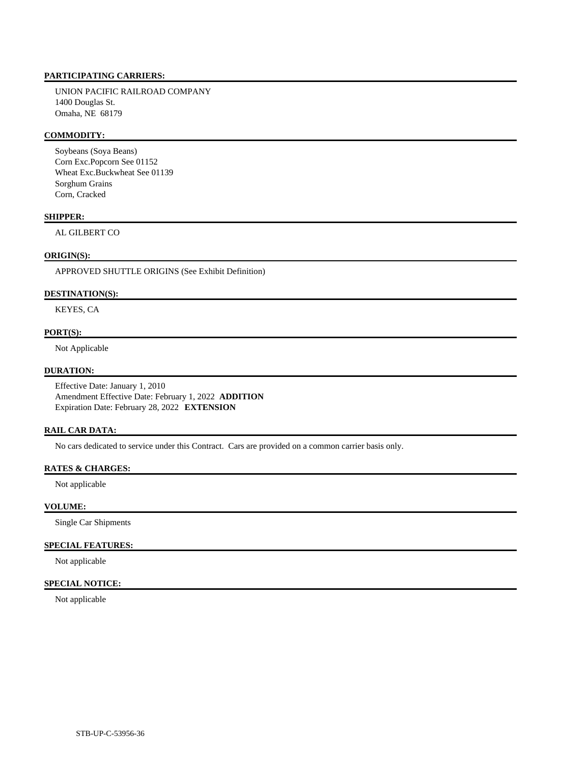**PARTICIPATING CARRIERS:**

UNION PACIFIC RAILROAD COMPANY
1400 Douglas St.
Omaha, NE 68179

**COMMODITY:**

Soybeans (Soya Beans)
Corn Exc.Popcorn See 01152
Wheat Exc.Buckwheat See 01139
Sorghum Grains
Corn, Cracked

**SHIPPER:**

AL GILBERT CO

**ORIGIN(S):**

APPROVED SHUTTLE ORIGINS (See Exhibit Definition)

**DESTINATION(S):**

KEYES, CA

**PORT(S):**

Not Applicable

**DURATION:**

Effective Date: January 1, 2010
Amendment Effective Date: February 1, 2022 **ADDITION**
Expiration Date: February 28, 2022 **EXTENSION**

**RAIL CAR DATA:**

No cars dedicated to service under this Contract. Cars are provided on a common carrier basis only.

**RATES & CHARGES:**

Not applicable

**VOLUME:**

Single Car Shipments

**SPECIAL FEATURES:**

Not applicable

**SPECIAL NOTICE:**

Not applicable

STB-UP-C-53956-36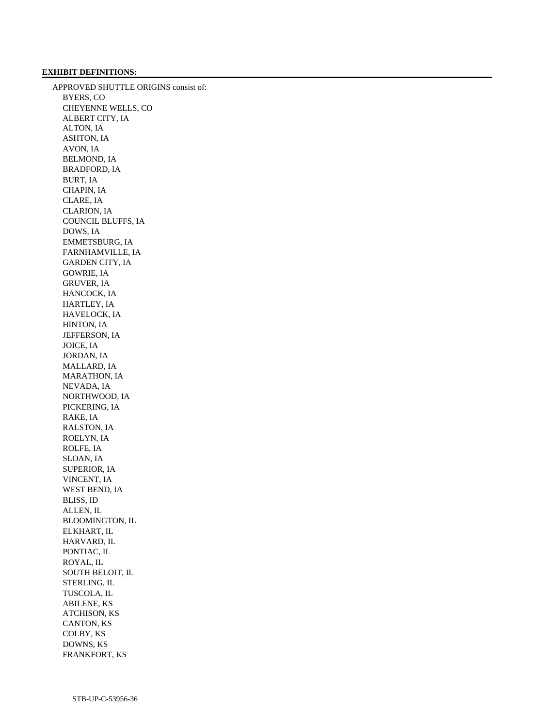**EXHIBIT DEFINITIONS:**

APPROVED SHUTTLE ORIGINS consist of:

- BYERS, CO
- CHEYENNE WELLS, CO
- ALBERT CITY, IA
- ALTON, IA
- ASHTON, IA
- AVON, IA
- BELMOND, IA
- BRADFORD, IA
- BURT, IA
- CHAPIN, IA
- CLARE, IA
- CLARION, IA
- COUNCIL BLUFFS, IA
- DOWS, IA
- EMMETSBURG, IA
- FARNHAMVILLE, IA
- GARDEN CITY, IA
- GOWRIE, IA
- GRUVER, IA
- HANCOCK, IA
- HARTLEY, IA
- HAVELOCK, IA
- HINTON, IA
- JEFFERSON, IA
- JOICE, IA
- JORDAN, IA
- MALLARD, IA
- MARATHON, IA
- NEVADA, IA
- NORTHWOOD, IA
- PICKERING, IA
- RAKE, IA
- RALSTON, IA
- ROELYN, IA
- ROLFE, IA
- SLOAN, IA
- SUPERIOR, IA
- VINCENT, IA
- WEST BEND, IA
- BLISS, ID
- ALLEN, IL
- BLOOMINGTON, IL
- ELKHART, IL
- HARVARD, IL
- PONTIAC, IL
- ROYAL, IL
- SOUTH BELOIT, IL
- STERLING, IL
- TUSCOLA, IL
- ABILENE, KS
- ATCHISON, KS
- CANTON, KS
- COLBY, KS
- DOWNS, KS
- FRANKFORT, KS

STB-UP-C-53956-36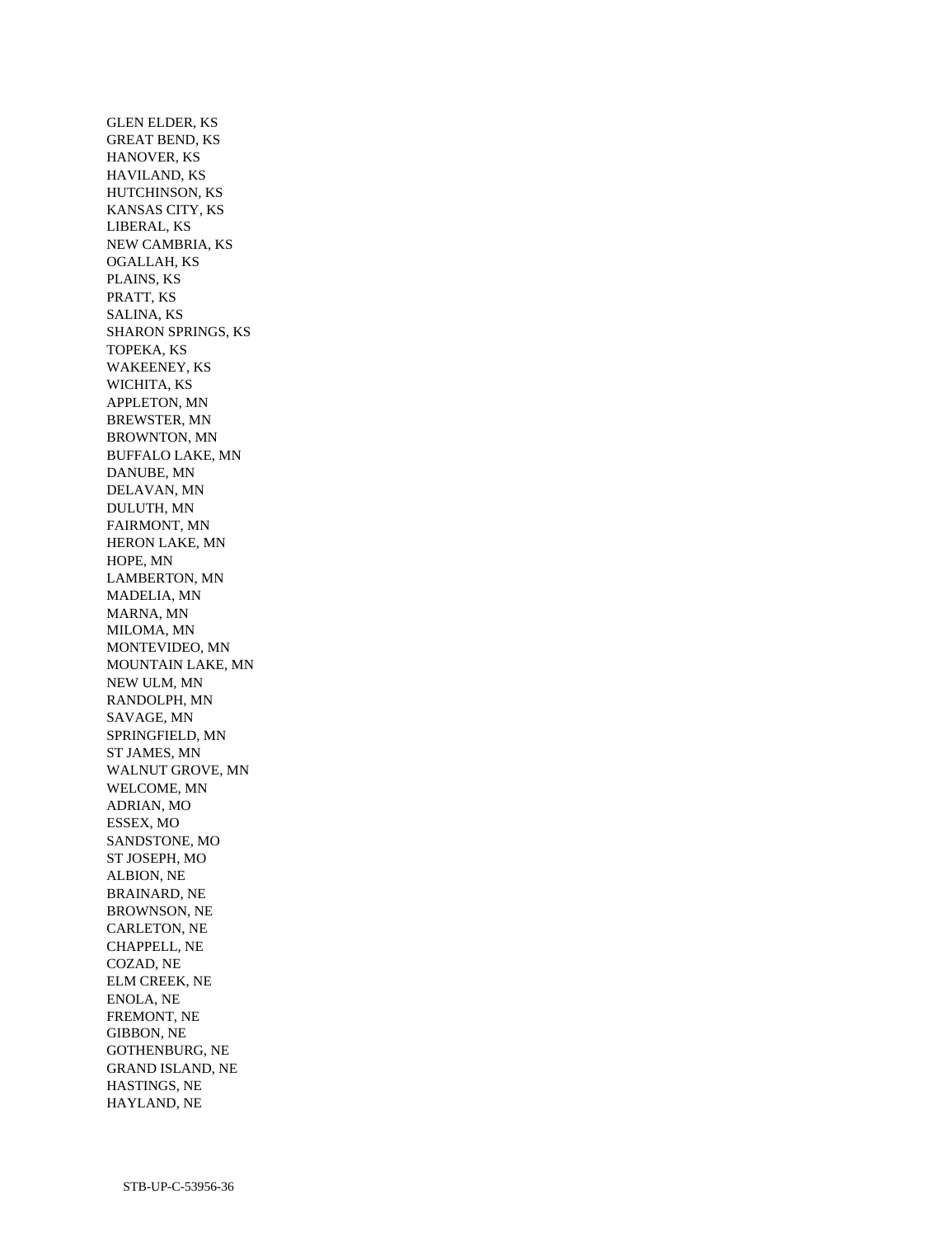GLEN ELDER, KS
GREAT BEND, KS
HANOVER, KS
HAVILAND, KS
HUTCHINSON, KS
KANSAS CITY, KS
LIBERAL, KS
NEW CAMBRIA, KS
OGALLAH, KS
PLAINS, KS
PRATT, KS
SALINA, KS
SHARON SPRINGS, KS
TOPEKA, KS
WAKEENEY, KS
WICHITA, KS
APPLETON, MN
BREWSTER, MN
BROWNTON, MN
BUFFALO LAKE, MN
DANUBE, MN
DELAVAN, MN
DULUTH, MN
FAIRMONT, MN
HERON LAKE, MN
HOPE, MN
LAMBERTON, MN
MADELIA, MN
MARNA, MN
MILOMA, MN
MONTEVIDEO, MN
MOUNTAIN LAKE, MN
NEW ULM, MN
RANDOLPH, MN
SAVAGE, MN
SPRINGFIELD, MN
ST JAMES, MN
WALNUT GROVE, MN
WELCOME, MN
ADRIAN, MO
ESSEX, MO
SANDSTONE, MO
ST JOSEPH, MO
ALBION, NE
BRAINARD, NE
BROWNSON, NE
CARLETON, NE
CHAPPELL, NE
COZAD, NE
ELM CREEK, NE
ENOLA, NE
FREMONT, NE
GIBBON, NE
GOTHENBURG, NE
GRAND ISLAND, NE
HASTINGS, NE
HAYLAND, NE

STB-UP-C-53956-36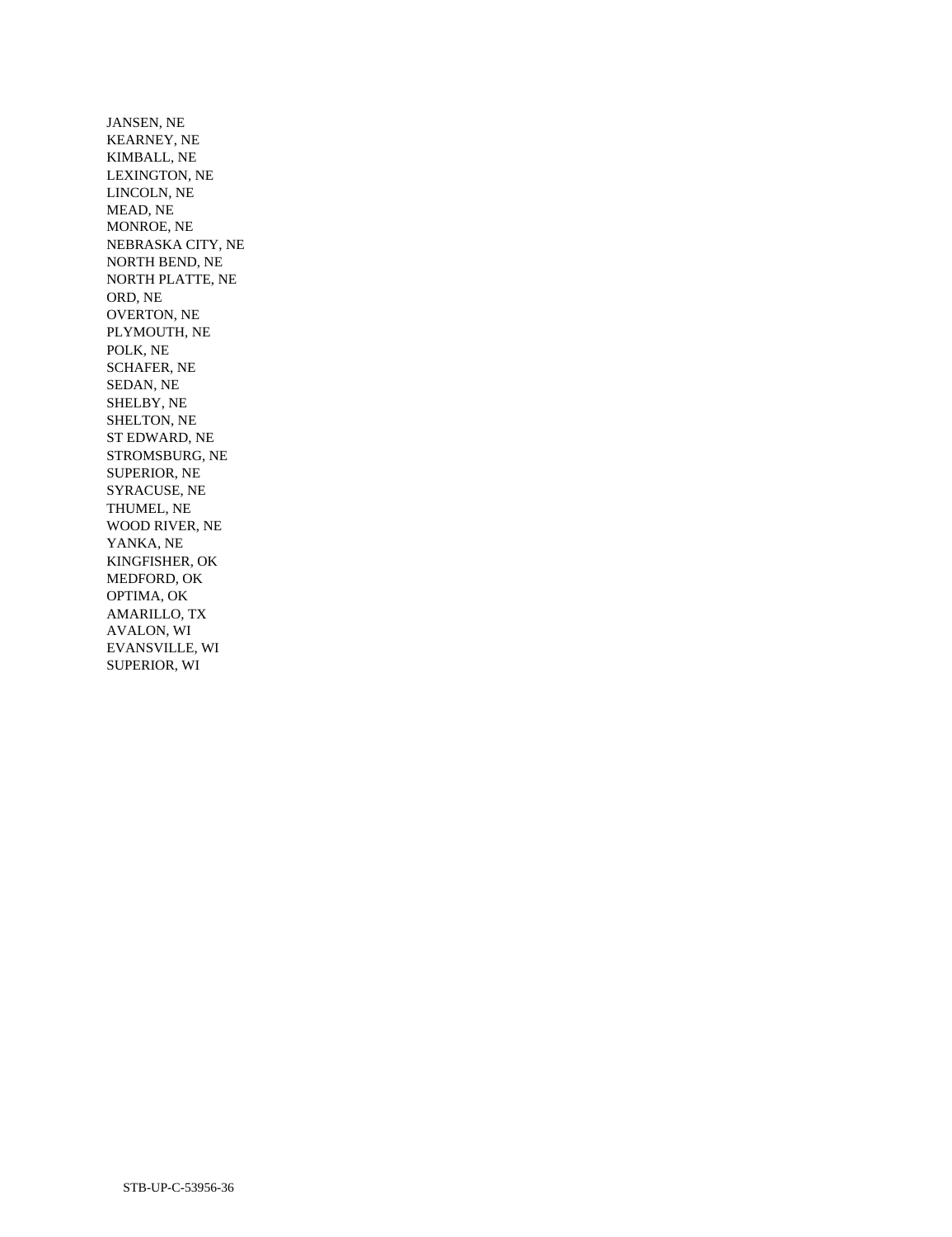JANSEN, NE
KEARNEY, NE
KIMBALL, NE
LEXINGTON, NE
LINCOLN, NE
MEAD, NE
MONROE, NE
NEBRASKA CITY, NE
NORTH BEND, NE
NORTH PLATTE, NE
ORD, NE
OVERTON, NE
PLYMOUTH, NE
POLK, NE
SCHAFER, NE
SEDAN, NE
SHELBY, NE
SHELTON, NE
ST EDWARD, NE
STROMSBURG, NE
SUPERIOR, NE
SYRACUSE, NE
THUMEL, NE
WOOD RIVER, NE
YANKA, NE
KINGFISHER, OK
MEDFORD, OK
OPTIMA, OK
AMARILLO, TX
AVALON, WI
EVANSVILLE, WI
SUPERIOR, WI

STB-UP-C-53956-36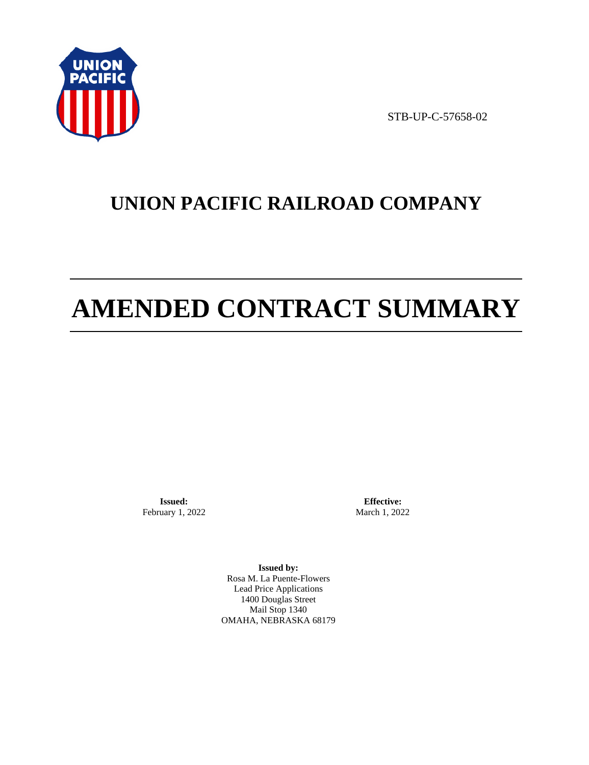STB-UP-C-57658-02

# UNION PACIFIC RAILROAD COMPANY

# AMENDED CONTRACT SUMMARY

**Issued:**
February 1, 2022

**Effective:**
March 1, 2022

**Issued by:**
Rosa M. La Puente-Flowers
Lead Price Applications
1400 Douglas Street
Mail Stop 1340
OMAHA, NEBRASKA 68179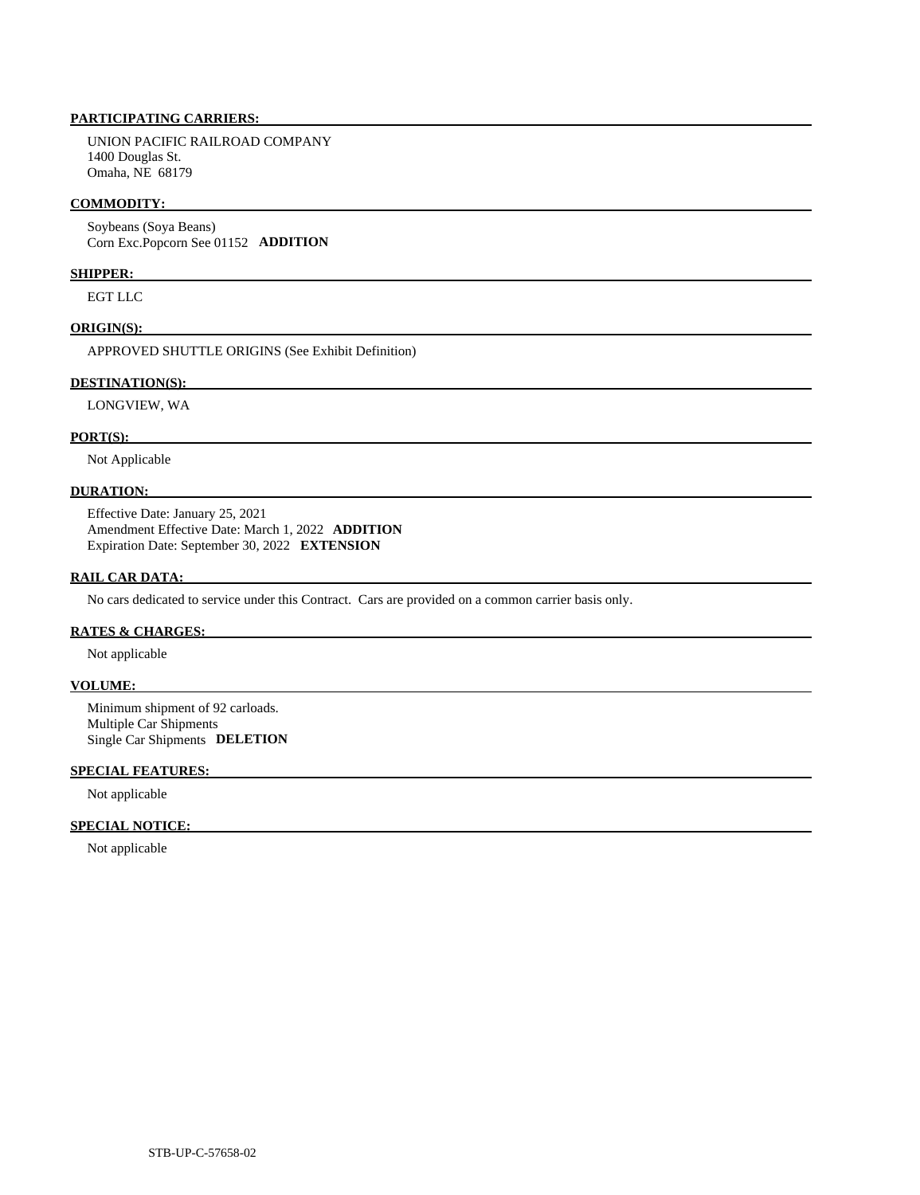**PARTICIPATING CARRIERS:**

UNION PACIFIC RAILROAD COMPANY
1400 Douglas St.
Omaha, NE 68179

**COMMODITY:**

Soybeans (Soya Beans)
Corn Exc.Popcorn See 01152 **ADDITION**

**SHIPPER:**

EGT LLC

**ORIGIN(S):**

APPROVED SHUTTLE ORIGINS (See Exhibit Definition)

**DESTINATION(S):**

LONGVIEW, WA

**PORT(S):**

Not Applicable

**DURATION:**

Effective Date: January 25, 2021
Amendment Effective Date: March 1, 2022 **ADDITION**
Expiration Date: September 30, 2022 **EXTENSION**

**RAIL CAR DATA:**

No cars dedicated to service under this Contract. Cars are provided on a common carrier basis only.

**RATES & CHARGES:**

Not applicable

**VOLUME:**

Minimum shipment of 92 carloads.
Multiple Car Shipments
Single Car Shipments **DELETION**

**SPECIAL FEATURES:**

Not applicable

**SPECIAL NOTICE:**

Not applicable

STB-UP-C-57658-02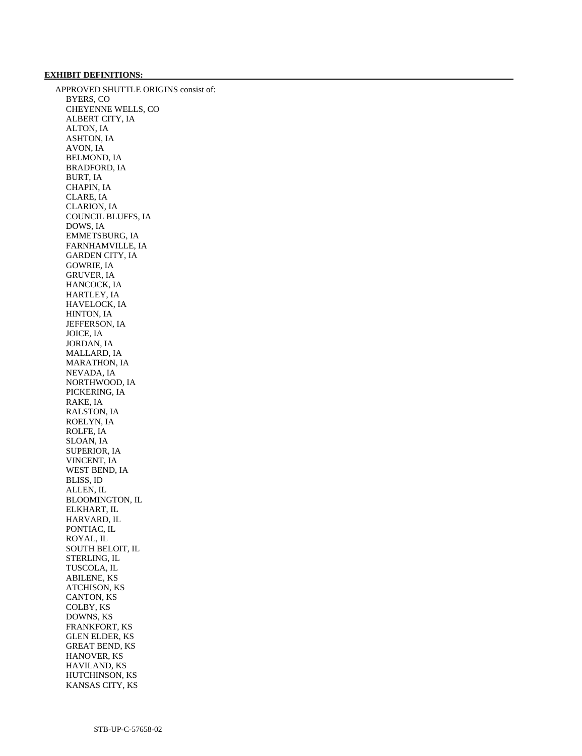**EXHIBIT DEFINITIONS:**

APPROVED SHUTTLE ORIGINS consist of:

- BYERS, CO
- CHEYENNE WELLS, CO
- ALBERT CITY, IA
- ALTON, IA
- ASHTON, IA
- AVON, IA
- BELMOND, IA
- BRADFORD, IA
- BURT, IA
- CHAPIN, IA
- CLARE, IA
- CLARION, IA
- COUNCIL BLUFFS, IA
- DOWS, IA
- EMMETSBURG, IA
- FARNHAMVILLE, IA
- GARDEN CITY, IA
- GOWRIE, IA
- GRUVER, IA
- HANCOCK, IA
- HARTLEY, IA
- HAVELOCK, IA
- HINTON, IA
- JEFFERSON, IA
- JOICE, IA
- JORDAN, IA
- MALLARD, IA
- MARATHON, IA
- NEVADA, IA
- NORTHWOOD, IA
- PICKERING, IA
- RAKE, IA
- RALSTON, IA
- ROELYN, IA
- ROLFE, IA
- SLOAN, IA
- SUPERIOR, IA
- VINCENT, IA
- WEST BEND, IA
- BLISS, ID
- ALLEN, IL
- BLOOMINGTON, IL
- ELKHART, IL
- HARVARD, IL
- PONTIAC, IL
- ROYAL, IL
- SOUTH BELOIT, IL
- STERLING, IL
- TUSCOLA, IL
- ABILENE, KS
- ATCHISON, KS
- CANTON, KS
- COLBY, KS
- DOWNS, KS
- FRANKFORT, KS
- GLEN ELDER, KS
- GREAT BEND, KS
- HANOVER, KS
- HAVILAND, KS
- HUTCHINSON, KS
- KANSAS CITY, KS

STB-UP-C-57658-02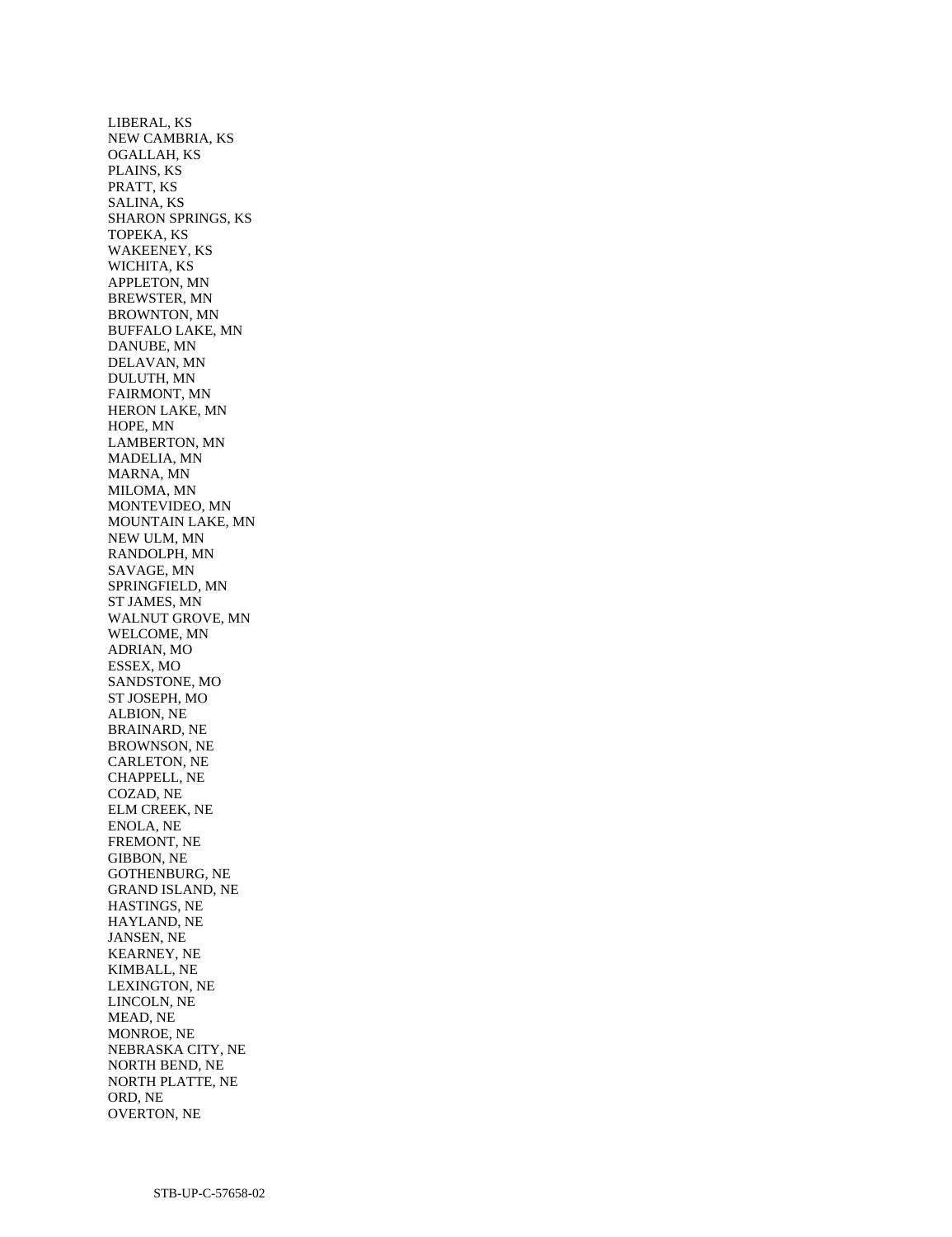LIBERAL, KS
NEW CAMBRIA, KS
OGALLAH, KS
PLAINS, KS
PRATT, KS
SALINA, KS
SHARON SPRINGS, KS
TOPEKA, KS
WAKEENEY, KS
WICHITA, KS
APPLETON, MN
BREWSTER, MN
BROWNTON, MN
BUFFALO LAKE, MN
DANUBE, MN
DELAVAN, MN
DULUTH, MN
FAIRMONT, MN
HERON LAKE, MN
HOPE, MN
LAMBERTON, MN
MADELIA, MN
MARNA, MN
MILOMA, MN
MONTEVIDEO, MN
MOUNTAIN LAKE, MN
NEW ULM, MN
RANDOLPH, MN
SAVAGE, MN
SPRINGFIELD, MN
ST JAMES, MN
WALNUT GROVE, MN
WELCOME, MN
ADRIAN, MO
ESSEX, MO
SANDSTONE, MO
ST JOSEPH, MO
ALBION, NE
BRAINARD, NE
BROWNSON, NE
CARLETON, NE
CHAPPELL, NE
COZAD, NE
ELM CREEK, NE
ENOLA, NE
FREMONT, NE
GIBBON, NE
GOTHENBURG, NE
GRAND ISLAND, NE
HASTINGS, NE
HAYLAND, NE
JANSEN, NE
KEARNEY, NE
KIMBALL, NE
LEXINGTON, NE
LINCOLN, NE
MEAD, NE
MONROE, NE
NEBRASKA CITY, NE
NORTH BEND, NE
NORTH PLATTE, NE
ORD, NE
OVERTON, NE

STB-UP-C-57658-02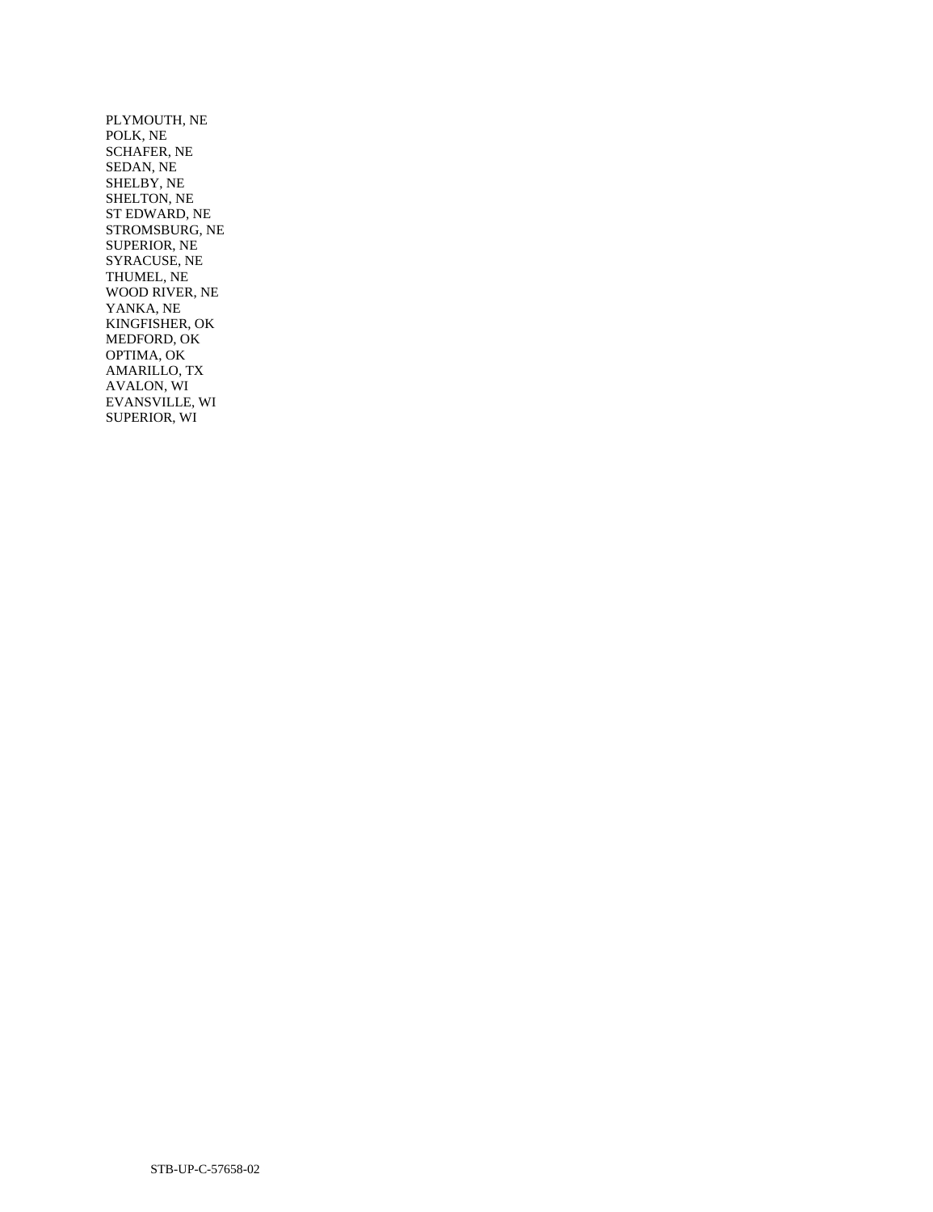PLYMOUTH, NE
POLK, NE
SCHAFER, NE
SEDAN, NE
SHELBY, NE
SHELTON, NE
ST EDWARD, NE
STROMSBURG, NE
SUPERIOR, NE
SYRACUSE, NE
THUMEL, NE
WOOD RIVER, NE
YANKA, NE
KINGFISHER, OK
MEDFORD, OK
OPTIMA, OK
AMARILLO, TX
AVALON, WI
EVANSVILLE, WI
SUPERIOR, WI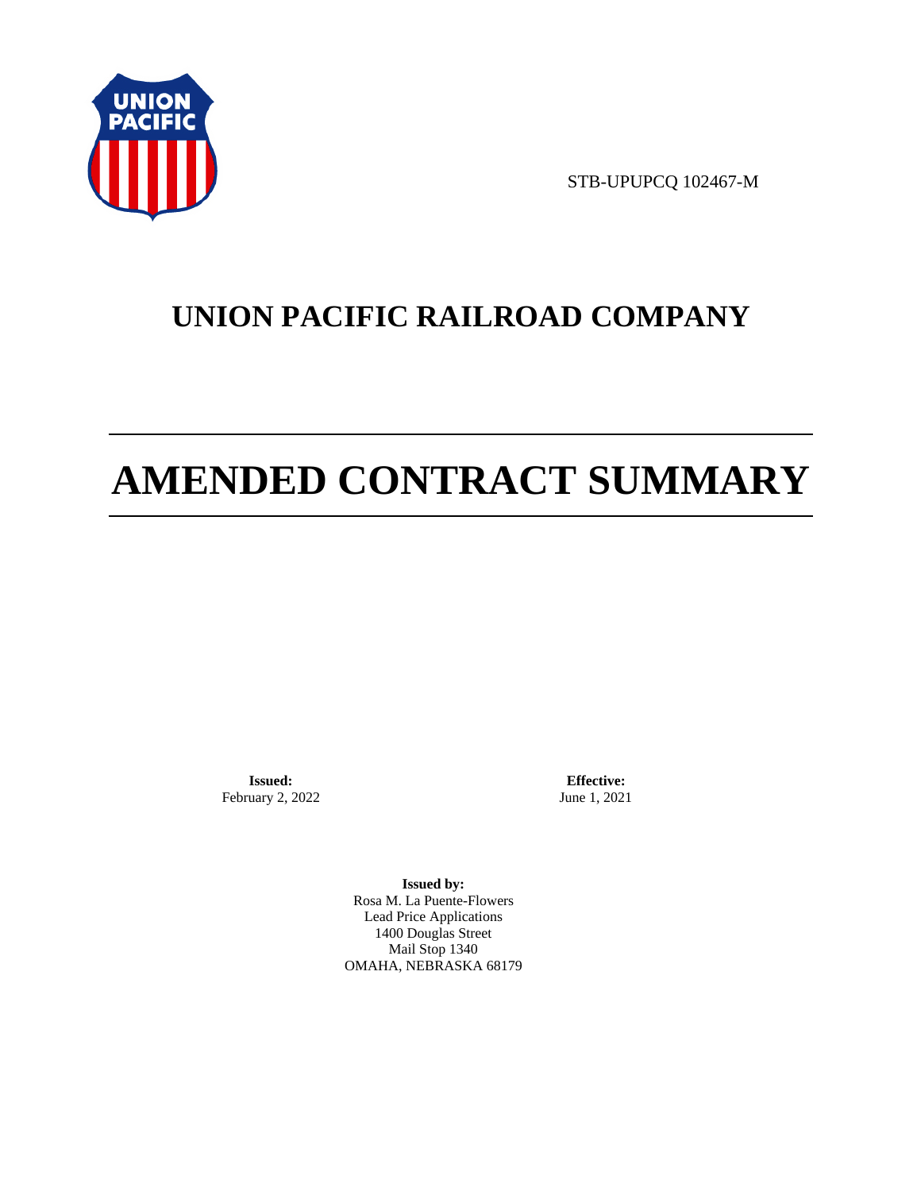STB-UPUPCQ 102467-M

# UNION PACIFIC RAILROAD COMPANY

# AMENDED CONTRACT SUMMARY

**Issued:**
February 2, 2022

**Effective:**
June 1, 2021

**Issued by:**
Rosa M. La Puente-Flowers
Lead Price Applications
1400 Douglas Street
Mail Stop 1340
OMAHA, NEBRASKA 68179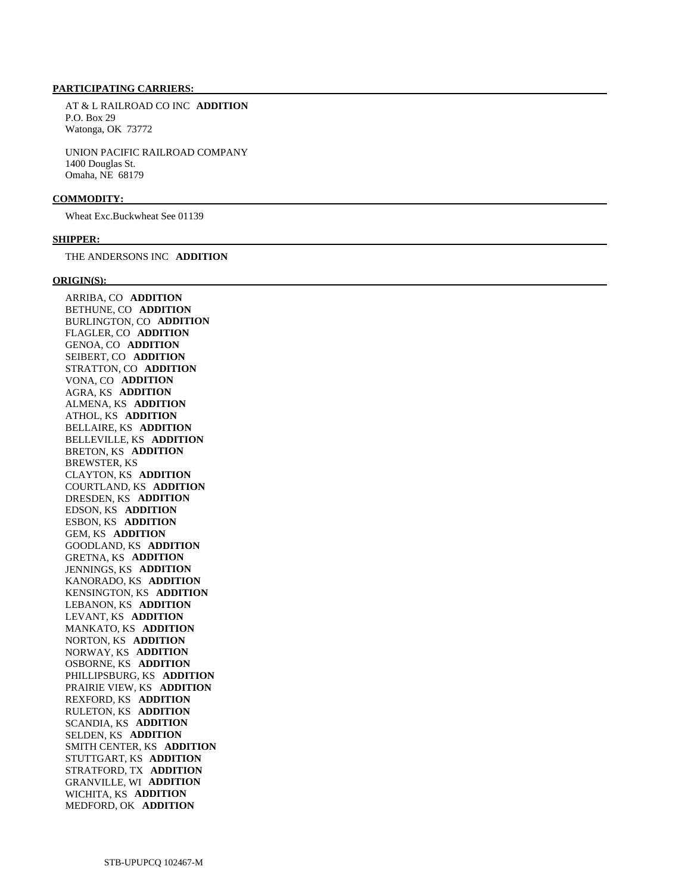**PARTICIPATING CARRIERS:**

AT & L RAILROAD CO INC **ADDITION**
P.O. Box 29
Watonga, OK 73772

UNION PACIFIC RAILROAD COMPANY
1400 Douglas St.
Omaha, NE 68179

**COMMODITY:**

Wheat Exc.Buckwheat See 01139

**SHIPPER:**

THE ANDERSONS INC **ADDITION**

**ORIGIN(S):**

ARRIBA, CO **ADDITION**
BETHUNE, CO **ADDITION**
BURLINGTON, CO **ADDITION**
FLAGLER, CO **ADDITION**
GENOA, CO **ADDITION**
SEIBERT, CO **ADDITION**
STRATTON, CO **ADDITION**
VONA, CO **ADDITION**
AGRA, KS **ADDITION**
ALMENA, KS **ADDITION**
ATHOL, KS **ADDITION**
BELLAIRE, KS **ADDITION**
BELLEVILLE, KS **ADDITION**
BRETON, KS **ADDITION**
BREWSTER, KS
CLAYTON, KS **ADDITION**
COURTLAND, KS **ADDITION**
DRESDEN, KS **ADDITION**
EDSON, KS **ADDITION**
ESBON, KS **ADDITION**
GEM, KS **ADDITION**
GOODLAND, KS **ADDITION**
GRETNA, KS **ADDITION**
JENNINGS, KS **ADDITION**
KANORADO, KS **ADDITION**
KENSINGTON, KS **ADDITION**
LEBANON, KS **ADDITION**
LEVANT, KS **ADDITION**
MANKATO, KS **ADDITION**
NORTON, KS **ADDITION**
NORWAY, KS **ADDITION**
OSBORNE, KS **ADDITION**
PHILLIPSBURG, KS **ADDITION**
PRAIRIE VIEW, KS **ADDITION**
REXFORD, KS **ADDITION**
RULETON, KS **ADDITION**
SCANDIA, KS **ADDITION**
SELDEN, KS **ADDITION**
SMITH CENTER, KS **ADDITION**
STUTTGART, KS **ADDITION**
STRATFORD, TX **ADDITION**
GRANVILLE, WI **ADDITION**
WICHITA, KS **ADDITION**
MEDFORD, OK **ADDITION**

STB-UPUPCQ 102467-M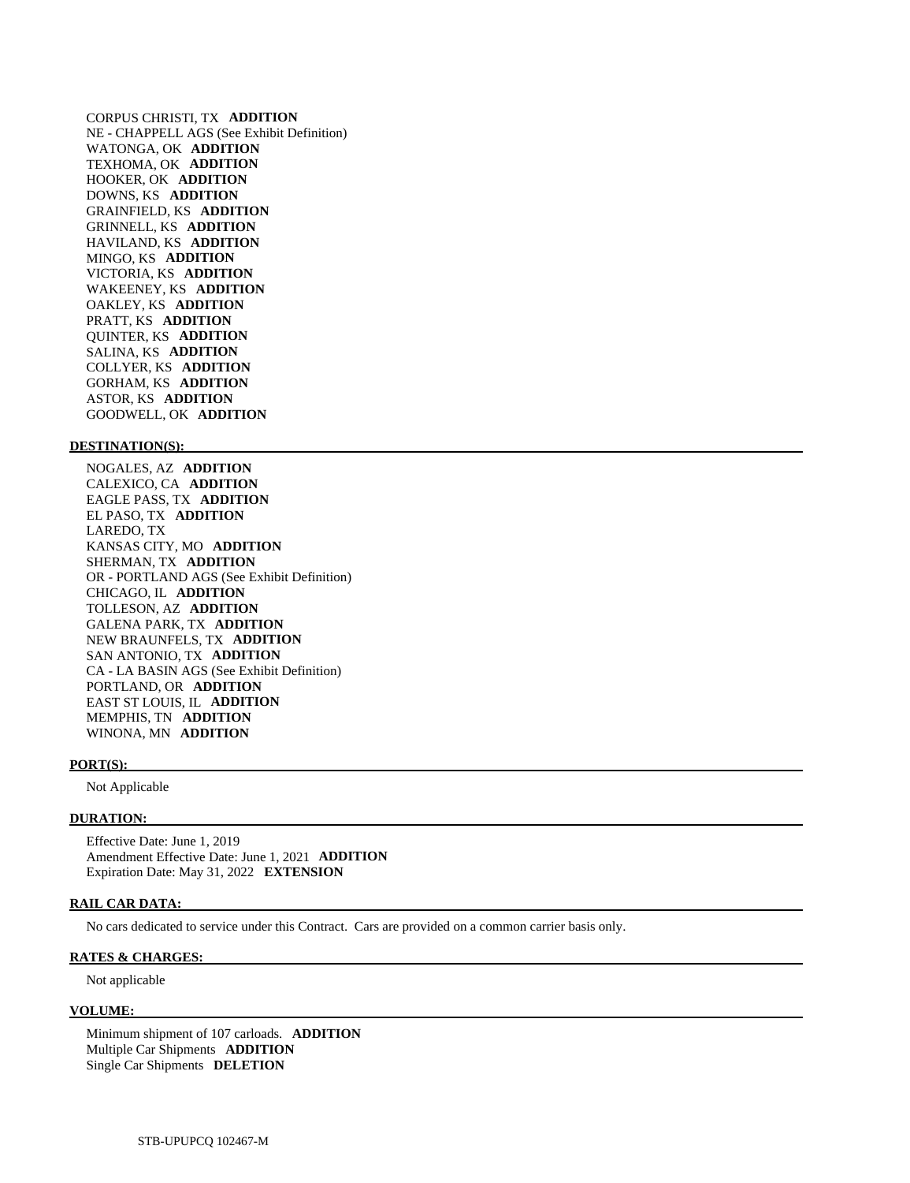CORPUS CHRISTI, TX **ADDITION**
NE - CHAPPELL AGS (See Exhibit Definition)
WATONGA, OK **ADDITION**
TEXHOMA, OK **ADDITION**
HOOKER, OK **ADDITION**
DOWNS, KS **ADDITION**
GRAINFIELD, KS **ADDITION**
GRINNELL, KS **ADDITION**
HAVILAND, KS **ADDITION**
MINGO, KS **ADDITION**
VICTORIA, KS **ADDITION**
WAKEENEY, KS **ADDITION**
OAKLEY, KS **ADDITION**
PRATT, KS **ADDITION**
QUINTER, KS **ADDITION**
SALINA, KS **ADDITION**
COLLYER, KS **ADDITION**
GORHAM, KS **ADDITION**
ASTOR, KS **ADDITION**
GOODWELL, OK **ADDITION**

**DESTINATION(S):**

NOGALES, AZ **ADDITION**
CALEXICO, CA **ADDITION**
EAGLE PASS, TX **ADDITION**
EL PASO, TX **ADDITION**
LAREDO, TX
KANSAS CITY, MO **ADDITION**
SHERMAN, TX **ADDITION**
OR - PORTLAND AGS (See Exhibit Definition)
CHICAGO, IL **ADDITION**
TOLLESON, AZ **ADDITION**
GALENA PARK, TX **ADDITION**
NEW BRAUNFELS, TX **ADDITION**
SAN ANTONIO, TX **ADDITION**
CA - LA BASIN AGS (See Exhibit Definition)
PORTLAND, OR **ADDITION**
EAST ST LOUIS, IL **ADDITION**
MEMPHIS, TN **ADDITION**
WINONA, MN **ADDITION**

**PORT(S):**

Not Applicable

**DURATION:**

Effective Date: June 1, 2019
Amendment Effective Date: June 1, 2021 **ADDITION**
Expiration Date: May 31, 2022 **EXTENSION**

**RAIL CAR DATA:**

No cars dedicated to service under this Contract. Cars are provided on a common carrier basis only.

**RATES & CHARGES:**

Not applicable

**VOLUME:**

Minimum shipment of 107 carloads. **ADDITION**
Multiple Car Shipments **ADDITION**
Single Car Shipments **DELETION**

STB-UPUPCQ 102467-M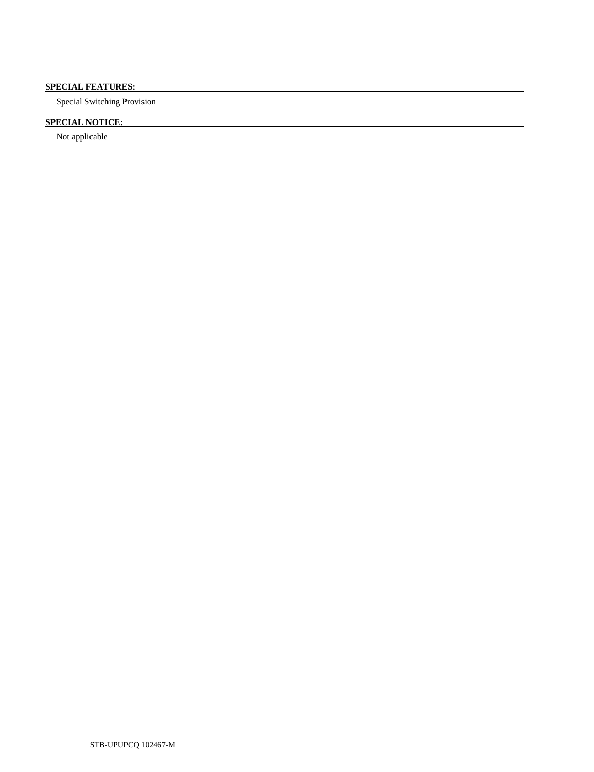**SPECIAL FEATURES:**

Special Switching Provision

**SPECIAL NOTICE:**

Not applicable

STB-UPUPCQ 102467-M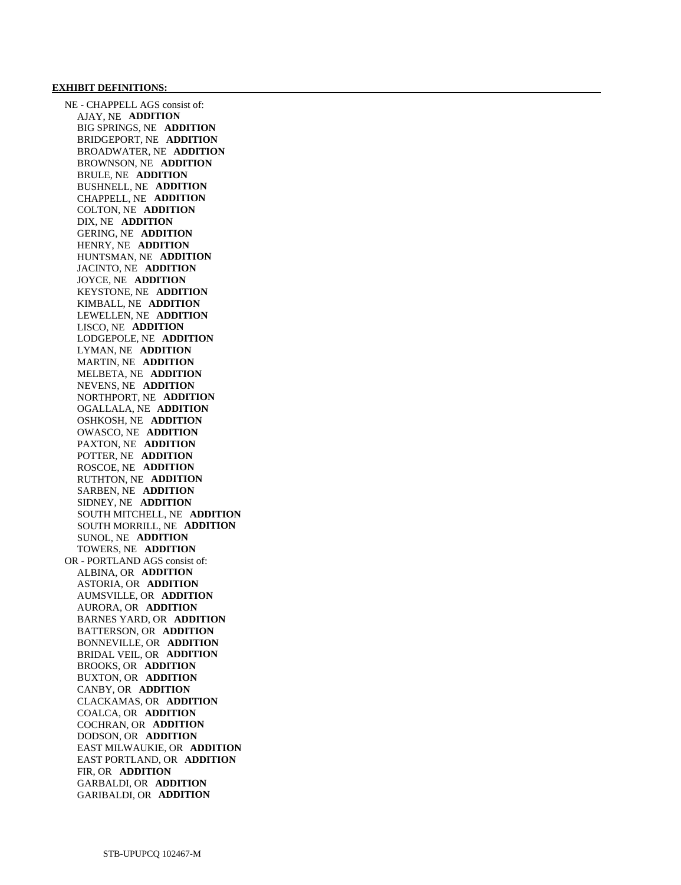**EXHIBIT DEFINITIONS:**

NE - CHAPPELL AGS consist of:
- AJAY, NE **ADDITION**
- BIG SPRINGS, NE **ADDITION**
- BRIDGEPORT, NE **ADDITION**
- BROADWATER, NE **ADDITION**
- BROWNSON, NE **ADDITION**
- BRULE, NE **ADDITION**
- BUSHNELL, NE **ADDITION**
- CHAPPELL, NE **ADDITION**
- COLTON, NE **ADDITION**
- DIX, NE **ADDITION**
- GERING, NE **ADDITION**
- HENRY, NE **ADDITION**
- HUNTSMAN, NE **ADDITION**
- JACINTO, NE **ADDITION**
- JOYCE, NE **ADDITION**
- KEYSTONE, NE **ADDITION**
- KIMBALL, NE **ADDITION**
- LEWELLEN, NE **ADDITION**
- LISCO, NE **ADDITION**
- LODGEPOLE, NE **ADDITION**
- LYMAN, NE **ADDITION**
- MARTIN, NE **ADDITION**
- MELBETA, NE **ADDITION**
- NEVENS, NE **ADDITION**
- NORTHPORT, NE **ADDITION**
- OGALLALA, NE **ADDITION**
- OSHKOSH, NE **ADDITION**
- OWASCO, NE **ADDITION**
- PAXTON, NE **ADDITION**
- POTTER, NE **ADDITION**
- ROSCOE, NE **ADDITION**
- RUTHTON, NE **ADDITION**
- SARBEN, NE **ADDITION**
- SIDNEY, NE **ADDITION**
- SOUTH MITCHELL, NE **ADDITION**
- SOUTH MORRILL, NE **ADDITION**
- SUNOL, NE **ADDITION**
- TOWERS, NE **ADDITION**

OR - PORTLAND AGS consist of:
- ALBINA, OR **ADDITION**
- ASTORIA, OR **ADDITION**
- AUMSVILLE, OR **ADDITION**
- AURORA, OR **ADDITION**
- BARNES YARD, OR **ADDITION**
- BATTERSON, OR **ADDITION**
- BONNEVILLE, OR **ADDITION**
- BRIDAL VEIL, OR **ADDITION**
- BROOKS, OR **ADDITION**
- BUXTON, OR **ADDITION**
- CANBY, OR **ADDITION**
- CLACKAMAS, OR **ADDITION**
- COALCA, OR **ADDITION**
- COCHRAN, OR **ADDITION**
- DODSON, OR **ADDITION**
- EAST MILWAUKIE, OR **ADDITION**
- EAST PORTLAND, OR **ADDITION**
- FIR, OR **ADDITION**
- GARBALDI, OR **ADDITION**
- GARIBALDI, OR **ADDITION**

STB-UPUPCQ 102467-M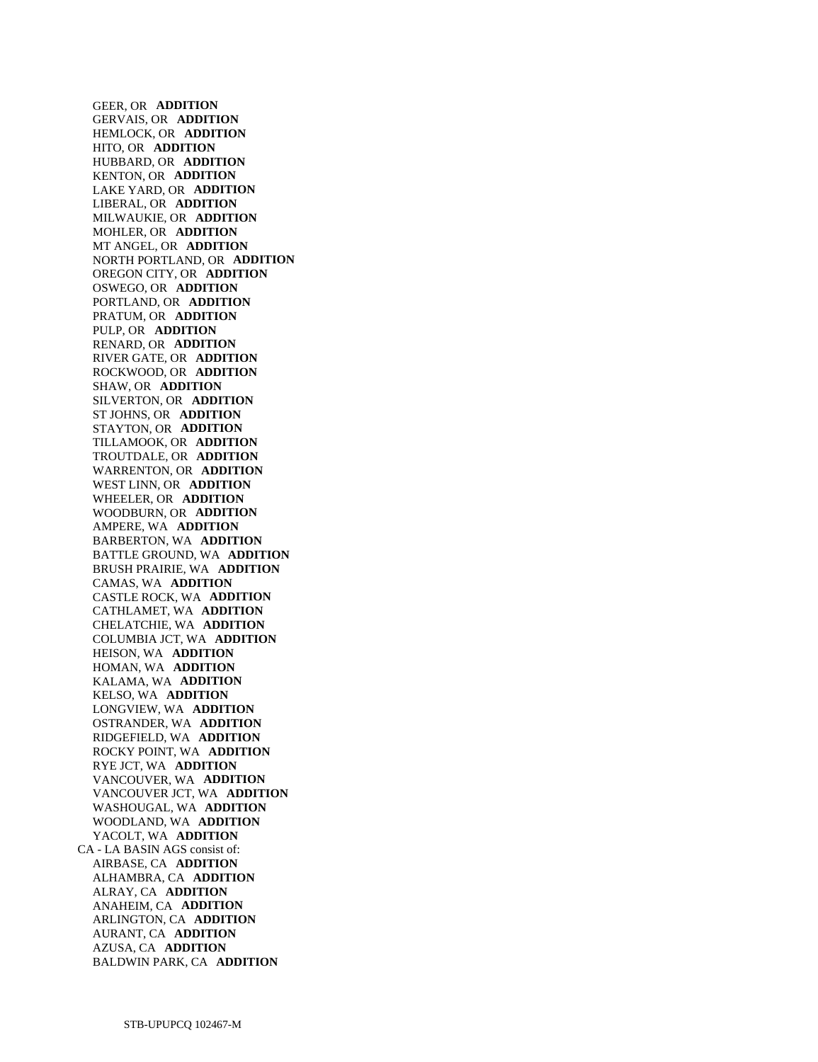GEER, OR **ADDITION**
GERVAIS, OR **ADDITION**
HEMLOCK, OR **ADDITION**
HITO, OR **ADDITION**
HUBBARD, OR **ADDITION**
KENTON, OR **ADDITION**
LAKE YARD, OR **ADDITION**
LIBERAL, OR **ADDITION**
MILWAUKIE, OR **ADDITION**
MOHLER, OR **ADDITION**
MT ANGEL, OR **ADDITION**
NORTH PORTLAND, OR **ADDITION**
OREGON CITY, OR **ADDITION**
OSWEGO, OR **ADDITION**
PORTLAND, OR **ADDITION**
PRATUM, OR **ADDITION**
PULP, OR **ADDITION**
RENARD, OR **ADDITION**
RIVER GATE, OR **ADDITION**
ROCKWOOD, OR **ADDITION**
SHAW, OR **ADDITION**
SILVERTON, OR **ADDITION**
ST JOHNS, OR **ADDITION**
STAYTON, OR **ADDITION**
TILLAMOOK, OR **ADDITION**
TROUTDALE, OR **ADDITION**
WARRENTON, OR **ADDITION**
WEST LINN, OR **ADDITION**
WHEELER, OR **ADDITION**
WOODBURN, OR **ADDITION**
AMPERE, WA **ADDITION**
BARBERTON, WA **ADDITION**
BATTLE GROUND, WA **ADDITION**
BRUSH PRAIRIE, WA **ADDITION**
CAMAS, WA **ADDITION**
CASTLE ROCK, WA **ADDITION**
CATHLAMET, WA **ADDITION**
CHELATCHIE, WA **ADDITION**
COLUMBIA JCT, WA **ADDITION**
HEISON, WA **ADDITION**
HOMAN, WA **ADDITION**
KALAMA, WA **ADDITION**
KELSO, WA **ADDITION**
LONGVIEW, WA **ADDITION**
OSTRANDER, WA **ADDITION**
RIDGEFIELD, WA **ADDITION**
ROCKY POINT, WA **ADDITION**
RYE JCT, WA **ADDITION**
VANCOUVER, WA **ADDITION**
VANCOUVER JCT, WA **ADDITION**
WASHOUGAL, WA **ADDITION**
WOODLAND, WA **ADDITION**
YACOLT, WA **ADDITION**

CA - LA BASIN AGS consist of:
AIRBASE, CA **ADDITION**
ALHAMBRA, CA **ADDITION**
ALRAY, CA **ADDITION**
ANAHEIM, CA **ADDITION**
ARLINGTON, CA **ADDITION**
AURANT, CA **ADDITION**
AZUSA, CA **ADDITION**
BALDWIN PARK, CA **ADDITION**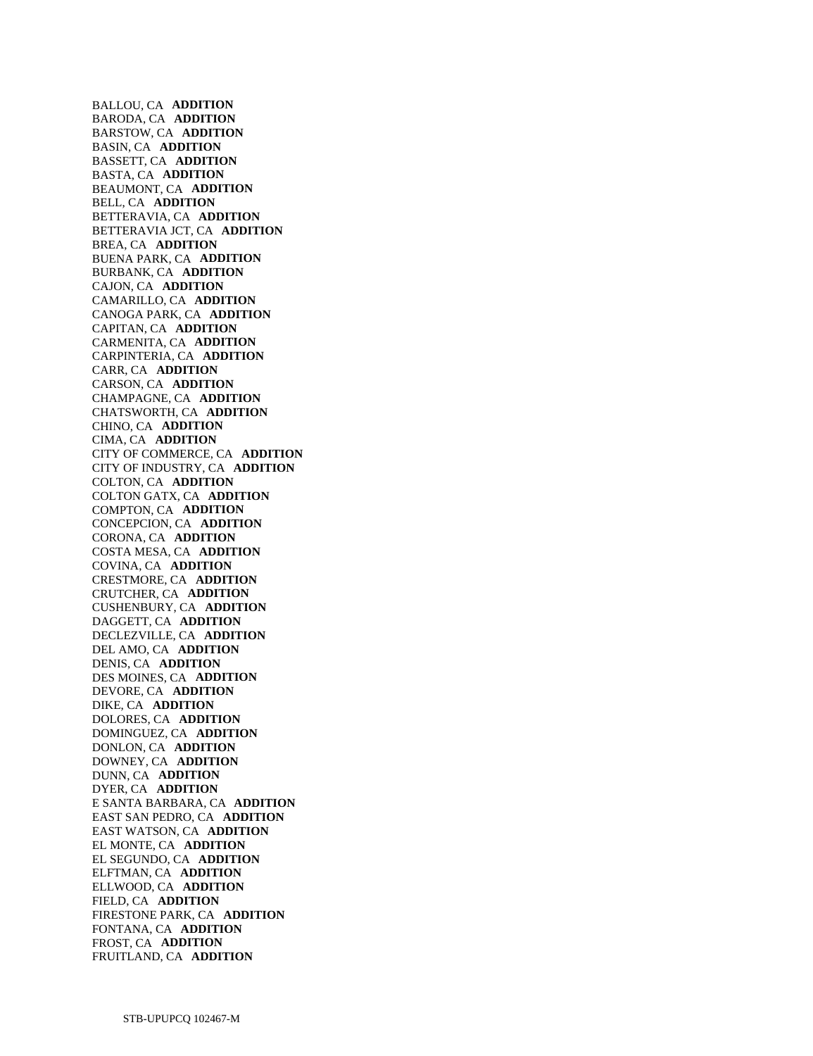BALLOU, CA **ADDITION**
BARODA, CA **ADDITION**
BARSTOW, CA **ADDITION**
BASIN, CA **ADDITION**
BASSETT, CA **ADDITION**
BASTA, CA **ADDITION**
BEAUMONT, CA **ADDITION**
BELL, CA **ADDITION**
BETTERAVIA, CA **ADDITION**
BETTERAVIA JCT, CA **ADDITION**
BREA, CA **ADDITION**
BUENA PARK, CA **ADDITION**
BURBANK, CA **ADDITION**
CAJON, CA **ADDITION**
CAMARILLO, CA **ADDITION**
CANOGA PARK, CA **ADDITION**
CAPITAN, CA **ADDITION**
CARMENITA, CA **ADDITION**
CARPINTERIA, CA **ADDITION**
CARR, CA **ADDITION**
CARSON, CA **ADDITION**
CHAMPAGNE, CA **ADDITION**
CHATSWORTH, CA **ADDITION**
CHINO, CA **ADDITION**
CIMA, CA **ADDITION**
CITY OF COMMERCE, CA **ADDITION**
CITY OF INDUSTRY, CA **ADDITION**
COLTON, CA **ADDITION**
COLTON GATX, CA **ADDITION**
COMPTON, CA **ADDITION**
CONCEPCION, CA **ADDITION**
CORONA, CA **ADDITION**
COSTA MESA, CA **ADDITION**
COVINA, CA **ADDITION**
CRESTMORE, CA **ADDITION**
CRUTCHER, CA **ADDITION**
CUSHENBURY, CA **ADDITION**
DAGGETT, CA **ADDITION**
DECLEZVILLE, CA **ADDITION**
DEL AMO, CA **ADDITION**
DENIS, CA **ADDITION**
DES MOINES, CA **ADDITION**
DEVORE, CA **ADDITION**
DIKE, CA **ADDITION**
DOLORES, CA **ADDITION**
DOMINGUEZ, CA **ADDITION**
DONLON, CA **ADDITION**
DOWNEY, CA **ADDITION**
DUNN, CA **ADDITION**
DYER, CA **ADDITION**
E SANTA BARBARA, CA **ADDITION**
EAST SAN PEDRO, CA **ADDITION**
EAST WATSON, CA **ADDITION**
EL MONTE, CA **ADDITION**
EL SEGUNDO, CA **ADDITION**
ELFTMAN, CA **ADDITION**
ELLWOOD, CA **ADDITION**
FIELD, CA **ADDITION**
FIRESTONE PARK, CA **ADDITION**
FONTANA, CA **ADDITION**
FROST, CA **ADDITION**
FRUITLAND, CA **ADDITION**

STB-UPUPCQ 102467-M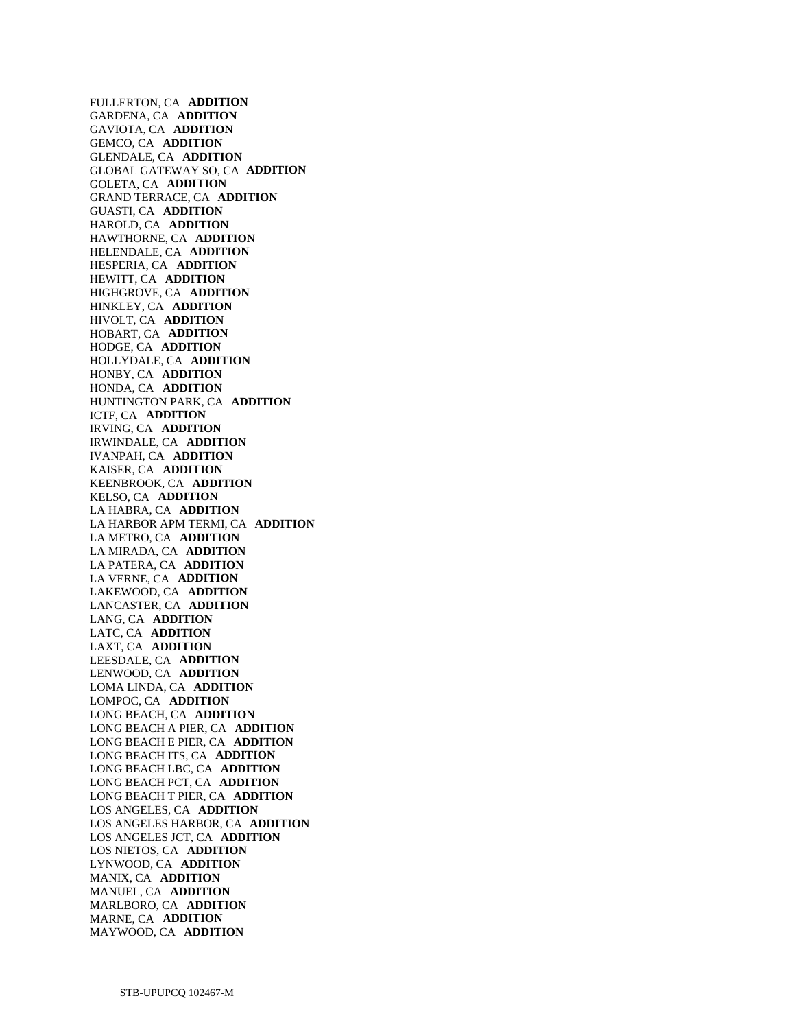FULLERTON, CA **ADDITION**
GARDENA, CA **ADDITION**
GAVIOTA, CA **ADDITION**
GEMCO, CA **ADDITION**
GLENDALE, CA **ADDITION**
GLOBAL GATEWAY SO, CA **ADDITION**
GOLETA, CA **ADDITION**
GRAND TERRACE, CA **ADDITION**
GUASTI, CA **ADDITION**
HAROLD, CA **ADDITION**
HAWTHORNE, CA **ADDITION**
HELENDALE, CA **ADDITION**
HESPERIA, CA **ADDITION**
HEWITT, CA **ADDITION**
HIGHGROVE, CA **ADDITION**
HINKLEY, CA **ADDITION**
HIVOLT, CA **ADDITION**
HOBART, CA **ADDITION**
HODGE, CA **ADDITION**
HOLLYDALE, CA **ADDITION**
HONBY, CA **ADDITION**
HONDA, CA **ADDITION**
HUNTINGTON PARK, CA **ADDITION**
ICTF, CA **ADDITION**
IRVING, CA **ADDITION**
IRWINDALE, CA **ADDITION**
IVANPAH, CA **ADDITION**
KAISER, CA **ADDITION**
KEENBROOK, CA **ADDITION**
KELSO, CA **ADDITION**
LA HABRA, CA **ADDITION**
LA HARBOR APM TERMI, CA **ADDITION**
LA METRO, CA **ADDITION**
LA MIRADA, CA **ADDITION**
LA PATERA, CA **ADDITION**
LA VERNE, CA **ADDITION**
LAKEWOOD, CA **ADDITION**
LANCASTER, CA **ADDITION**
LANG, CA **ADDITION**
LATC, CA **ADDITION**
LAXT, CA **ADDITION**
LEESDALE, CA **ADDITION**
LENWOOD, CA **ADDITION**
LOMA LINDA, CA **ADDITION**
LOMPOC, CA **ADDITION**
LONG BEACH, CA **ADDITION**
LONG BEACH A PIER, CA **ADDITION**
LONG BEACH E PIER, CA **ADDITION**
LONG BEACH ITS, CA **ADDITION**
LONG BEACH LBC, CA **ADDITION**
LONG BEACH PCT, CA **ADDITION**
LONG BEACH T PIER, CA **ADDITION**
LOS ANGELES, CA **ADDITION**
LOS ANGELES HARBOR, CA **ADDITION**
LOS ANGELES JCT, CA **ADDITION**
LOS NIETOS, CA **ADDITION**
LYNWOOD, CA **ADDITION**
MANIX, CA **ADDITION**
MANUEL, CA **ADDITION**
MARLBORO, CA **ADDITION**
MARNE, CA **ADDITION**
MAYWOOD, CA **ADDITION**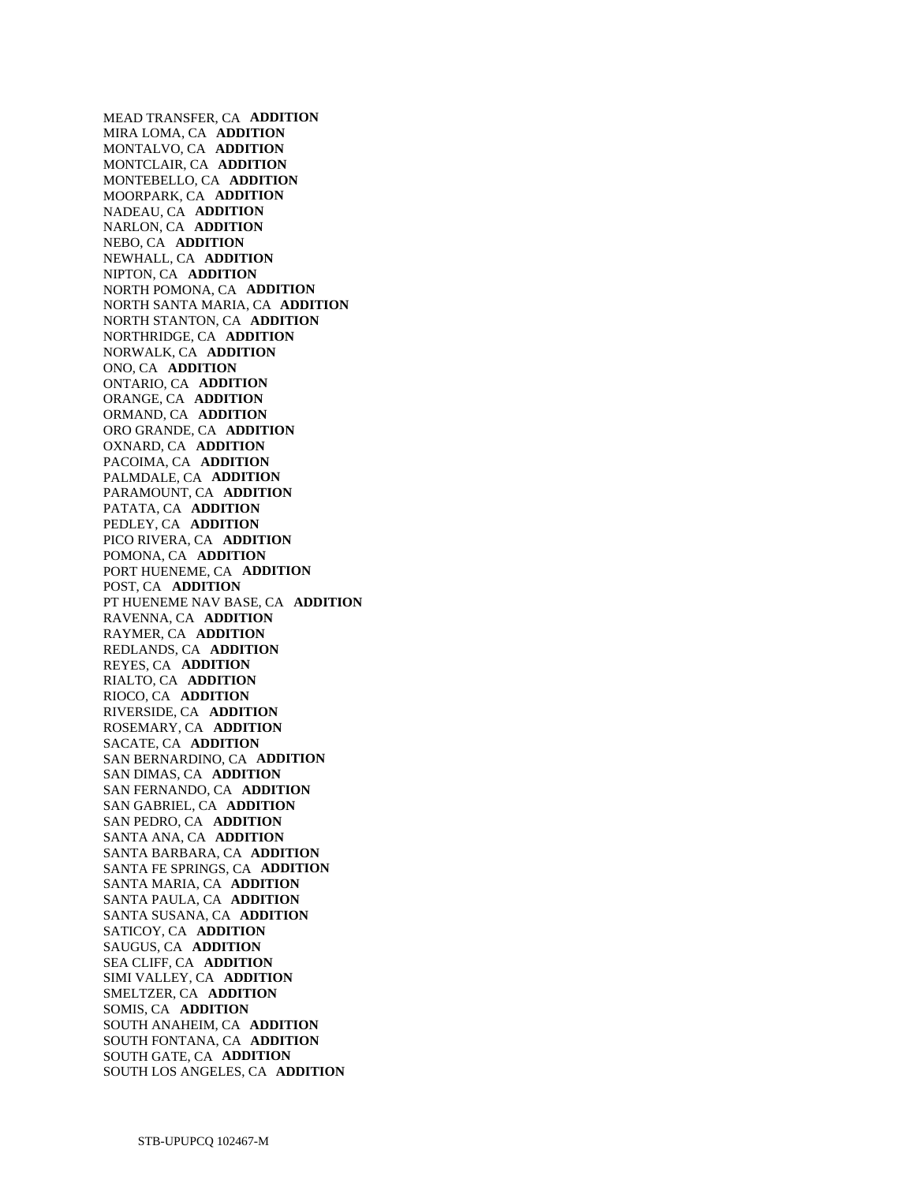MEAD TRANSFER, CA **ADDITION**
MIRA LOMA, CA **ADDITION**
MONTALVO, CA **ADDITION**
MONTCLAIR, CA **ADDITION**
MONTEBELLO, CA **ADDITION**
MOORPARK, CA **ADDITION**
NADEAU, CA **ADDITION**
NARLON, CA **ADDITION**
NEBO, CA **ADDITION**
NEWHALL, CA **ADDITION**
NIPTON, CA **ADDITION**
NORTH POMONA, CA **ADDITION**
NORTH SANTA MARIA, CA **ADDITION**
NORTH STANTON, CA **ADDITION**
NORTHRIDGE, CA **ADDITION**
NORWALK, CA **ADDITION**
ONO, CA **ADDITION**
ONTARIO, CA **ADDITION**
ORANGE, CA **ADDITION**
ORMAND, CA **ADDITION**
ORO GRANDE, CA **ADDITION**
OXNARD, CA **ADDITION**
PACOIMA, CA **ADDITION**
PALMDALE, CA **ADDITION**
PARAMOUNT, CA **ADDITION**
PATATA, CA **ADDITION**
PEDLEY, CA **ADDITION**
PICO RIVERA, CA **ADDITION**
POMONA, CA **ADDITION**
PORT HUENEME, CA **ADDITION**
POST, CA **ADDITION**
PT HUENEME NAV BASE, CA **ADDITION**
RAVENNA, CA **ADDITION**
RAYMER, CA **ADDITION**
REDLANDS, CA **ADDITION**
REYES, CA **ADDITION**
RIALTO, CA **ADDITION**
RIOCO, CA **ADDITION**
RIVERSIDE, CA **ADDITION**
ROSEMARY, CA **ADDITION**
SACATE, CA **ADDITION**
SAN BERNARDINO, CA **ADDITION**
SAN DIMAS, CA **ADDITION**
SAN FERNANDO, CA **ADDITION**
SAN GABRIEL, CA **ADDITION**
SAN PEDRO, CA **ADDITION**
SANTA ANA, CA **ADDITION**
SANTA BARBARA, CA **ADDITION**
SANTA FE SPRINGS, CA **ADDITION**
SANTA MARIA, CA **ADDITION**
SANTA PAULA, CA **ADDITION**
SANTA SUSANA, CA **ADDITION**
SATICOY, CA **ADDITION**
SAUGUS, CA **ADDITION**
SEA CLIFF, CA **ADDITION**
SIMI VALLEY, CA **ADDITION**
SMELTZER, CA **ADDITION**
SOMIS, CA **ADDITION**
SOUTH ANAHEIM, CA **ADDITION**
SOUTH FONTANA, CA **ADDITION**
SOUTH GATE, CA **ADDITION**
SOUTH LOS ANGELES, CA **ADDITION**

STB-UPUPCQ 102467-M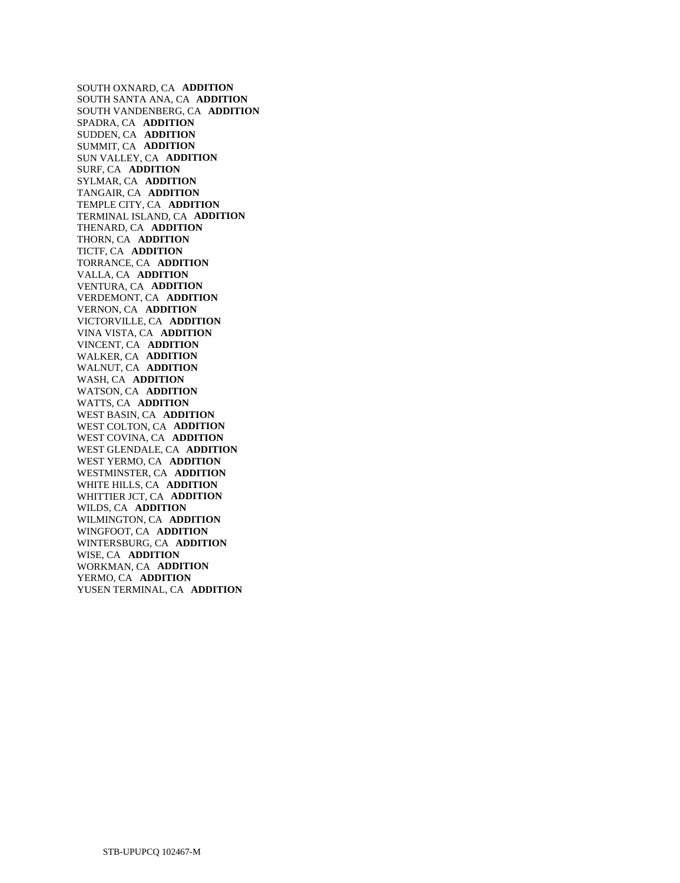SOUTH OXNARD, CA **ADDITION**
SOUTH SANTA ANA, CA **ADDITION**
SOUTH VANDENBERG, CA **ADDITION**
SPADRA, CA **ADDITION**
SUDDEN, CA **ADDITION**
SUMMIT, CA **ADDITION**
SUN VALLEY, CA **ADDITION**
SURF, CA **ADDITION**
SYLMAR, CA **ADDITION**
TANGAIR, CA **ADDITION**
TEMPLE CITY, CA **ADDITION**
TERMINAL ISLAND, CA **ADDITION**
THENARD, CA **ADDITION**
THORN, CA **ADDITION**
TICTF, CA **ADDITION**
TORRANCE, CA **ADDITION**
VALLA, CA **ADDITION**
VENTURA, CA **ADDITION**
VERDEMONT, CA **ADDITION**
VERNON, CA **ADDITION**
VICTORVILLE, CA **ADDITION**
VINA VISTA, CA **ADDITION**
VINCENT, CA **ADDITION**
WALKER, CA **ADDITION**
WALNUT, CA **ADDITION**
WASH, CA **ADDITION**
WATSON, CA **ADDITION**
WATTS, CA **ADDITION**
WEST BASIN, CA **ADDITION**
WEST COLTON, CA **ADDITION**
WEST COVINA, CA **ADDITION**
WEST GLENDALE, CA **ADDITION**
WEST YERMO, CA **ADDITION**
WESTMINSTER, CA **ADDITION**
WHITE HILLS, CA **ADDITION**
WHITTIER JCT, CA **ADDITION**
WILDS, CA **ADDITION**
WILMINGTON, CA **ADDITION**
WINGFOOT, CA **ADDITION**
WINTERSBURG, CA **ADDITION**
WISE, CA **ADDITION**
WORKMAN, CA **ADDITION**
YERMO, CA **ADDITION**
YUSEN TERMINAL, CA **ADDITION**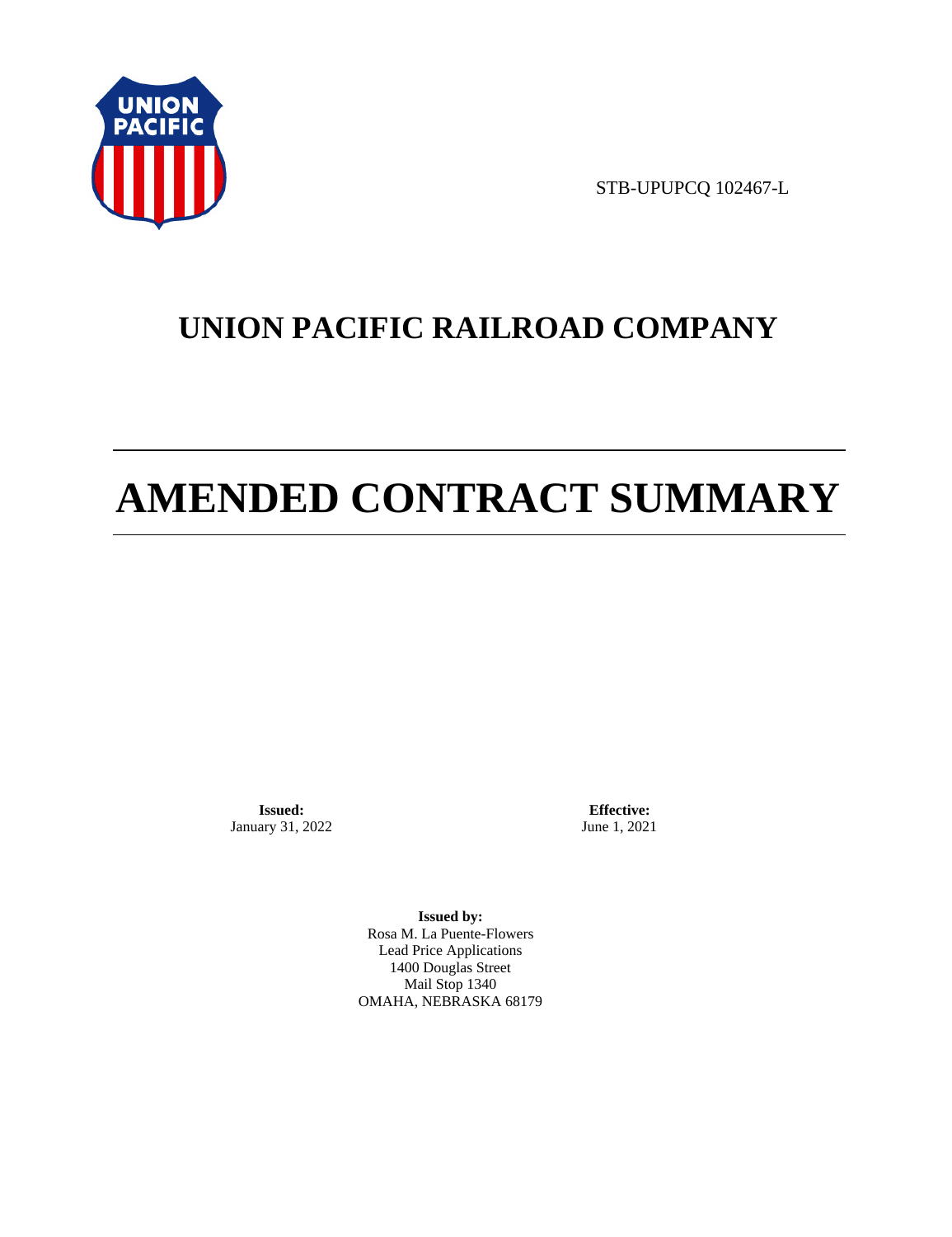STB-UPUPCQ 102467-L

# UNION PACIFIC RAILROAD COMPANY

# AMENDED CONTRACT SUMMARY

**Issued:**
January 31, 2022

**Effective:**
June 1, 2021

**Issued by:**
Rosa M. La Puente-Flowers
Lead Price Applications
1400 Douglas Street
Mail Stop 1340
OMAHA, NEBRASKA 68179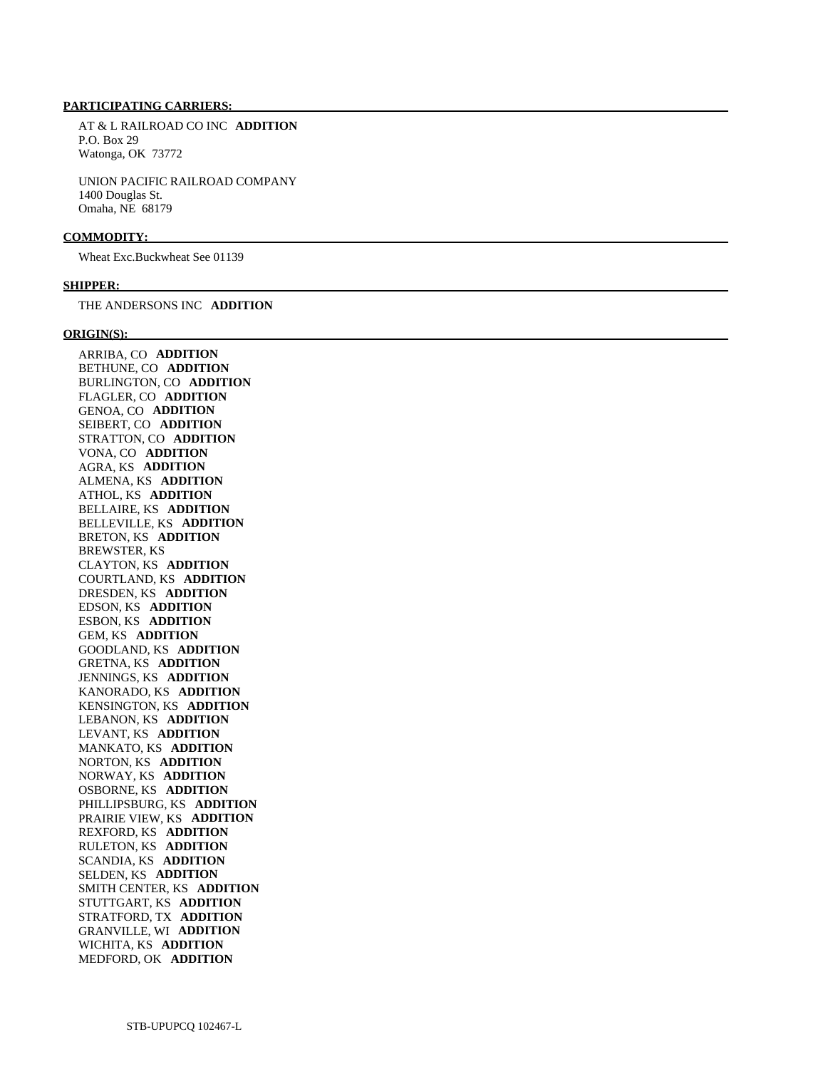**PARTICIPATING CARRIERS:**

AT & L RAILROAD CO INC **ADDITION**
P.O. Box 29
Watonga, OK 73772

UNION PACIFIC RAILROAD COMPANY
1400 Douglas St.
Omaha, NE 68179

**COMMODITY:**

Wheat Exc.Buckwheat See 01139

**SHIPPER:**

THE ANDERSONS INC **ADDITION**

**ORIGIN(S):**

ARRIBA, CO **ADDITION**
BETHUNE, CO **ADDITION**
BURLINGTON, CO **ADDITION**
FLAGLER, CO **ADDITION**
GENOA, CO **ADDITION**
SEIBERT, CO **ADDITION**
STRATTON, CO **ADDITION**
VONA, CO **ADDITION**
AGRA, KS **ADDITION**
ALMENA, KS **ADDITION**
ATHOL, KS **ADDITION**
BELLAIRE, KS **ADDITION**
BELLEVILLE, KS **ADDITION**
BRETON, KS **ADDITION**
BREWSTER, KS
CLAYTON, KS **ADDITION**
COURTLAND, KS **ADDITION**
DRESDEN, KS **ADDITION**
EDSON, KS **ADDITION**
ESBON, KS **ADDITION**
GEM, KS **ADDITION**
GOODLAND, KS **ADDITION**
GRETNA, KS **ADDITION**
JENNINGS, KS **ADDITION**
KANORADO, KS **ADDITION**
KENSINGTON, KS **ADDITION**
LEBANON, KS **ADDITION**
LEVANT, KS **ADDITION**
MANKATO, KS **ADDITION**
NORTON, KS **ADDITION**
NORWAY, KS **ADDITION**
OSBORNE, KS **ADDITION**
PHILLIPSBURG, KS **ADDITION**
PRAIRIE VIEW, KS **ADDITION**
REXFORD, KS **ADDITION**
RULETON, KS **ADDITION**
SCANDIA, KS **ADDITION**
SELDEN, KS **ADDITION**
SMITH CENTER, KS **ADDITION**
STUTTGART, KS **ADDITION**
STRATFORD, TX **ADDITION**
GRANVILLE, WI **ADDITION**
WICHITA, KS **ADDITION**
MEDFORD, OK **ADDITION**

STB-UPUPCQ 102467-L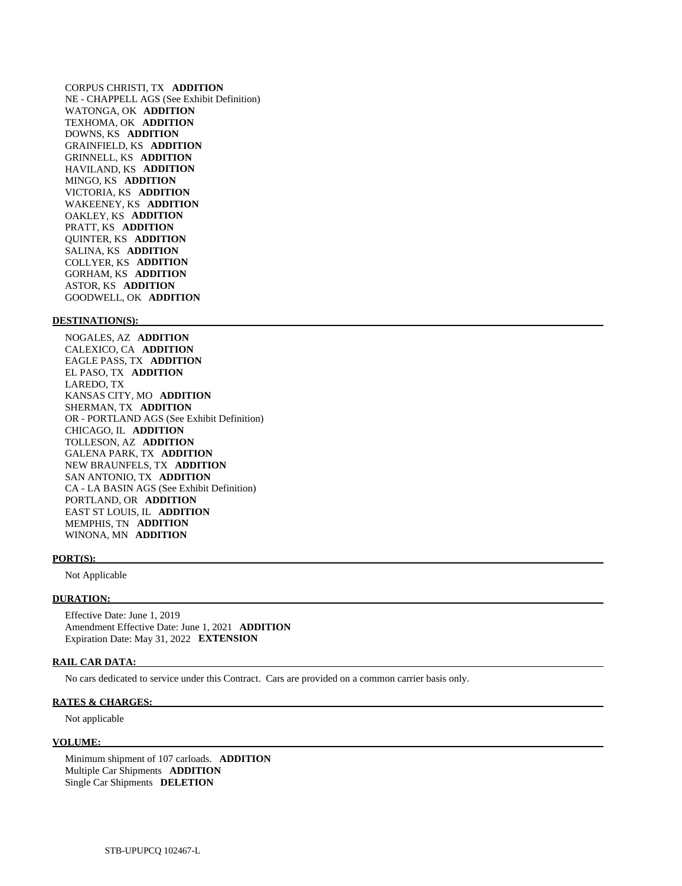CORPUS CHRISTI, TX **ADDITION**
NE - CHAPPELL AGS (See Exhibit Definition)
WATONGA, OK **ADDITION**
TEXHOMA, OK **ADDITION**
DOWNS, KS **ADDITION**
GRAINFIELD, KS **ADDITION**
GRINNELL, KS **ADDITION**
HAVILAND, KS **ADDITION**
MINGO, KS **ADDITION**
VICTORIA, KS **ADDITION**
WAKEENEY, KS **ADDITION**
OAKLEY, KS **ADDITION**
PRATT, KS **ADDITION**
QUINTER, KS **ADDITION**
SALINA, KS **ADDITION**
COLLYER, KS **ADDITION**
GORHAM, KS **ADDITION**
ASTOR, KS **ADDITION**
GOODWELL, OK **ADDITION**

**DESTINATION(S):**

NOGALES, AZ **ADDITION**
CALEXICO, CA **ADDITION**
EAGLE PASS, TX **ADDITION**
EL PASO, TX **ADDITION**
LAREDO, TX
KANSAS CITY, MO **ADDITION**
SHERMAN, TX **ADDITION**
OR - PORTLAND AGS (See Exhibit Definition)
CHICAGO, IL **ADDITION**
TOLLESON, AZ **ADDITION**
GALENA PARK, TX **ADDITION**
NEW BRAUNFELS, TX **ADDITION**
SAN ANTONIO, TX **ADDITION**
CA - LA BASIN AGS (See Exhibit Definition)
PORTLAND, OR **ADDITION**
EAST ST LOUIS, IL **ADDITION**
MEMPHIS, TN **ADDITION**
WINONA, MN **ADDITION**

**PORT(S):**

Not Applicable

**DURATION:**

Effective Date: June 1, 2019
Amendment Effective Date: June 1, 2021 **ADDITION**
Expiration Date: May 31, 2022 **EXTENSION**

**RAIL CAR DATA:**

No cars dedicated to service under this Contract. Cars are provided on a common carrier basis only.

**RATES & CHARGES:**

Not applicable

**VOLUME:**

Minimum shipment of 107 carloads. **ADDITION**
Multiple Car Shipments **ADDITION**
Single Car Shipments **DELETION**

STB-UPUPCQ 102467-L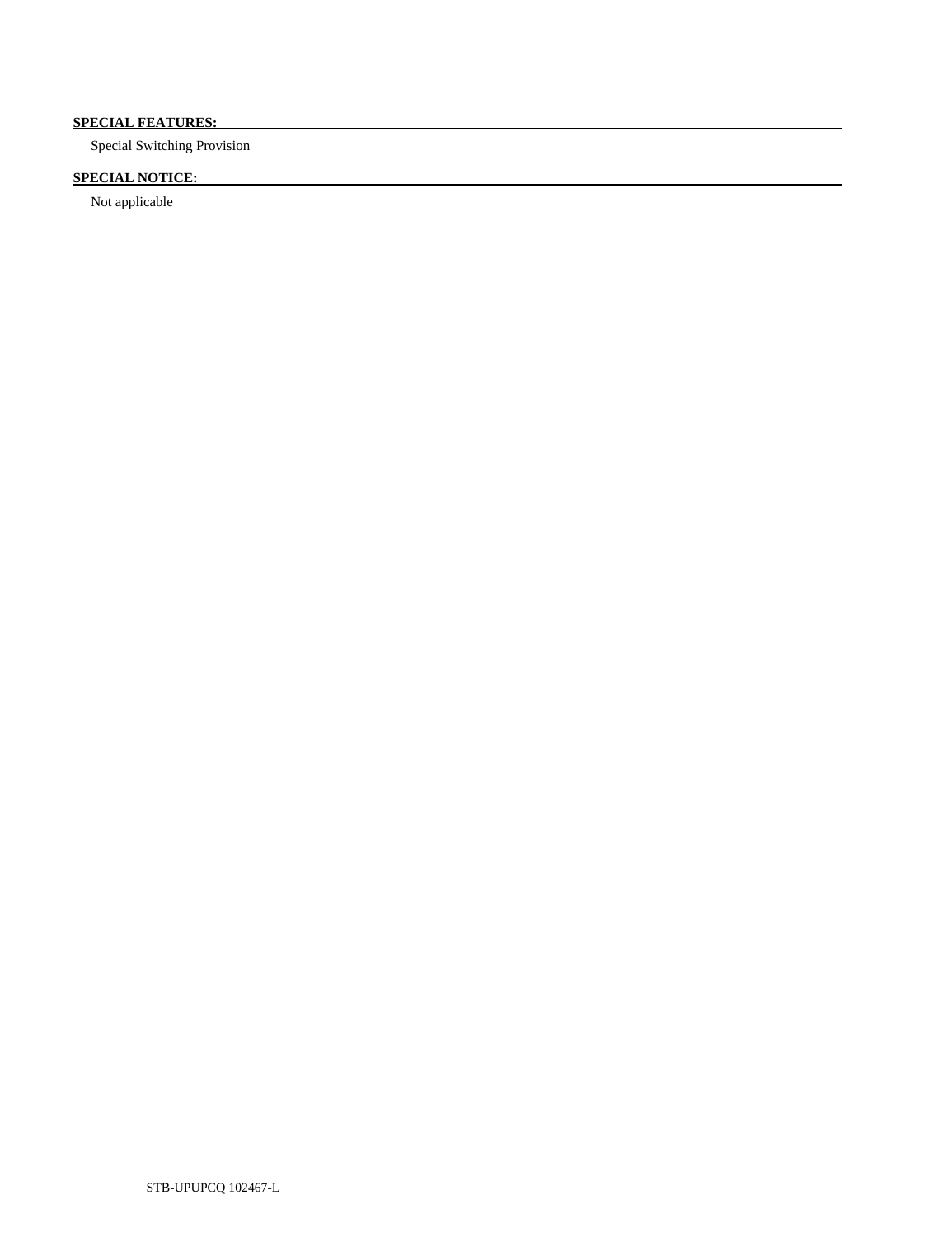**SPECIAL FEATURES:**

Special Switching Provision

**SPECIAL NOTICE:**

Not applicable

STB-UPUPCQ 102467-L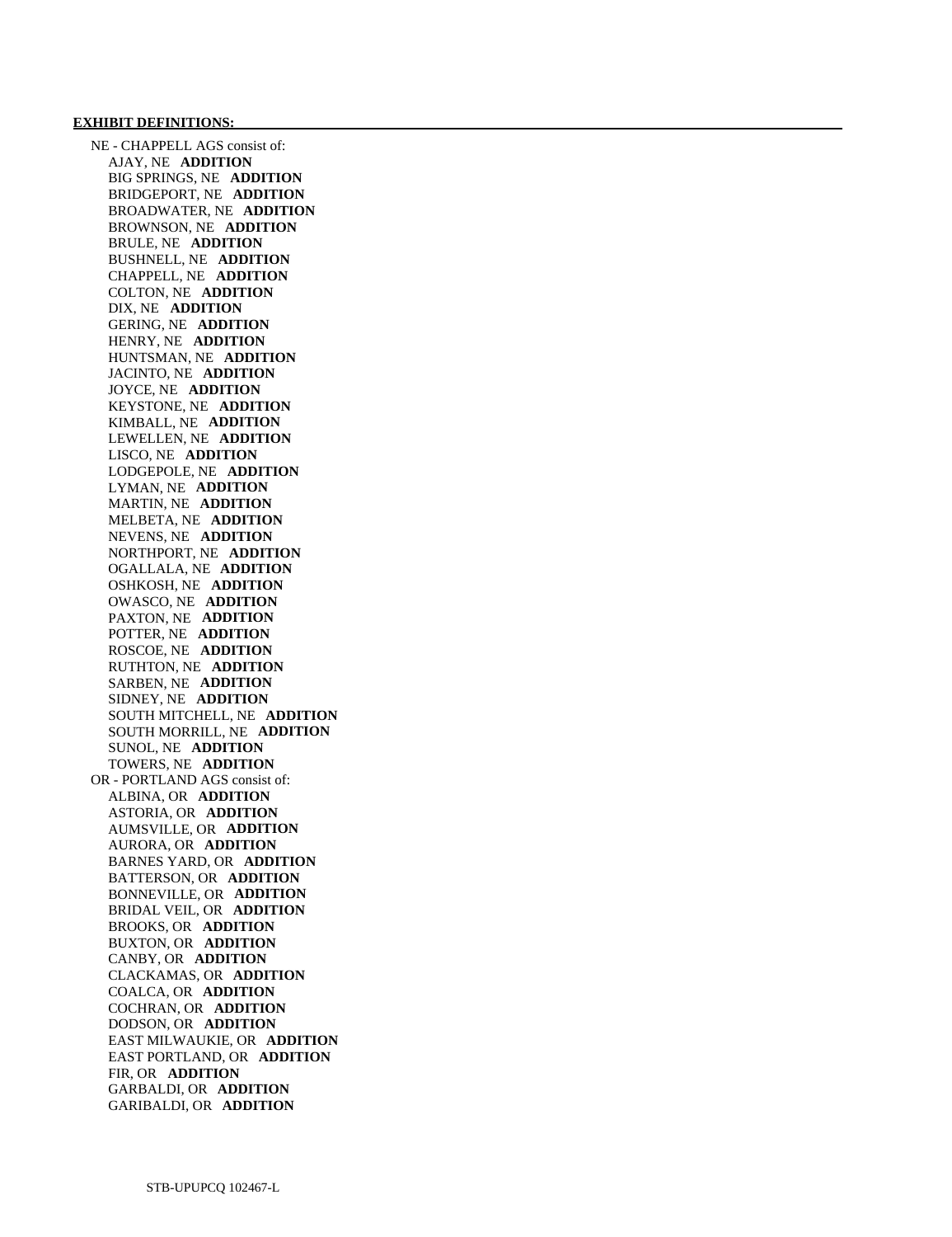**EXHIBIT DEFINITIONS:**

NE - CHAPPELL AGS consist of:
- AJAY, NE **ADDITION**
- BIG SPRINGS, NE **ADDITION**
- BRIDGEPORT, NE **ADDITION**
- BROADWATER, NE **ADDITION**
- BROWNSON, NE **ADDITION**
- BRULE, NE **ADDITION**
- BUSHNELL, NE **ADDITION**
- CHAPPELL, NE **ADDITION**
- COLTON, NE **ADDITION**
- DIX, NE **ADDITION**
- GERING, NE **ADDITION**
- HENRY, NE **ADDITION**
- HUNTSMAN, NE **ADDITION**
- JACINTO, NE **ADDITION**
- JOYCE, NE **ADDITION**
- KEYSTONE, NE **ADDITION**
- KIMBALL, NE **ADDITION**
- LEWELLEN, NE **ADDITION**
- LISCO, NE **ADDITION**
- LODGEPOLE, NE **ADDITION**
- LYMAN, NE **ADDITION**
- MARTIN, NE **ADDITION**
- MELBETA, NE **ADDITION**
- NEVENS, NE **ADDITION**
- NORTHPORT, NE **ADDITION**
- OGALLALA, NE **ADDITION**
- OSHKOSH, NE **ADDITION**
- OWASCO, NE **ADDITION**
- PAXTON, NE **ADDITION**
- POTTER, NE **ADDITION**
- ROSCOE, NE **ADDITION**
- RUTHTON, NE **ADDITION**
- SARBEN, NE **ADDITION**
- SIDNEY, NE **ADDITION**
- SOUTH MITCHELL, NE **ADDITION**
- SOUTH MORRILL, NE **ADDITION**
- SUNOL, NE **ADDITION**
- TOWERS, NE **ADDITION**

OR - PORTLAND AGS consist of:
- ALBINA, OR **ADDITION**
- ASTORIA, OR **ADDITION**
- AUMSVILLE, OR **ADDITION**
- AURORA, OR **ADDITION**
- BARNES YARD, OR **ADDITION**
- BATTERSON, OR **ADDITION**
- BONNEVILLE, OR **ADDITION**
- BRIDAL VEIL, OR **ADDITION**
- BROOKS, OR **ADDITION**
- BUXTON, OR **ADDITION**
- CANBY, OR **ADDITION**
- CLACKAMAS, OR **ADDITION**
- COALCA, OR **ADDITION**
- COCHRAN, OR **ADDITION**
- DODSON, OR **ADDITION**
- EAST MILWAUKIE, OR **ADDITION**
- EAST PORTLAND, OR **ADDITION**
- FIR, OR **ADDITION**
- GARBALDI, OR **ADDITION**
- GARIBALDI, OR **ADDITION**

STB-UPUPCQ 102467-L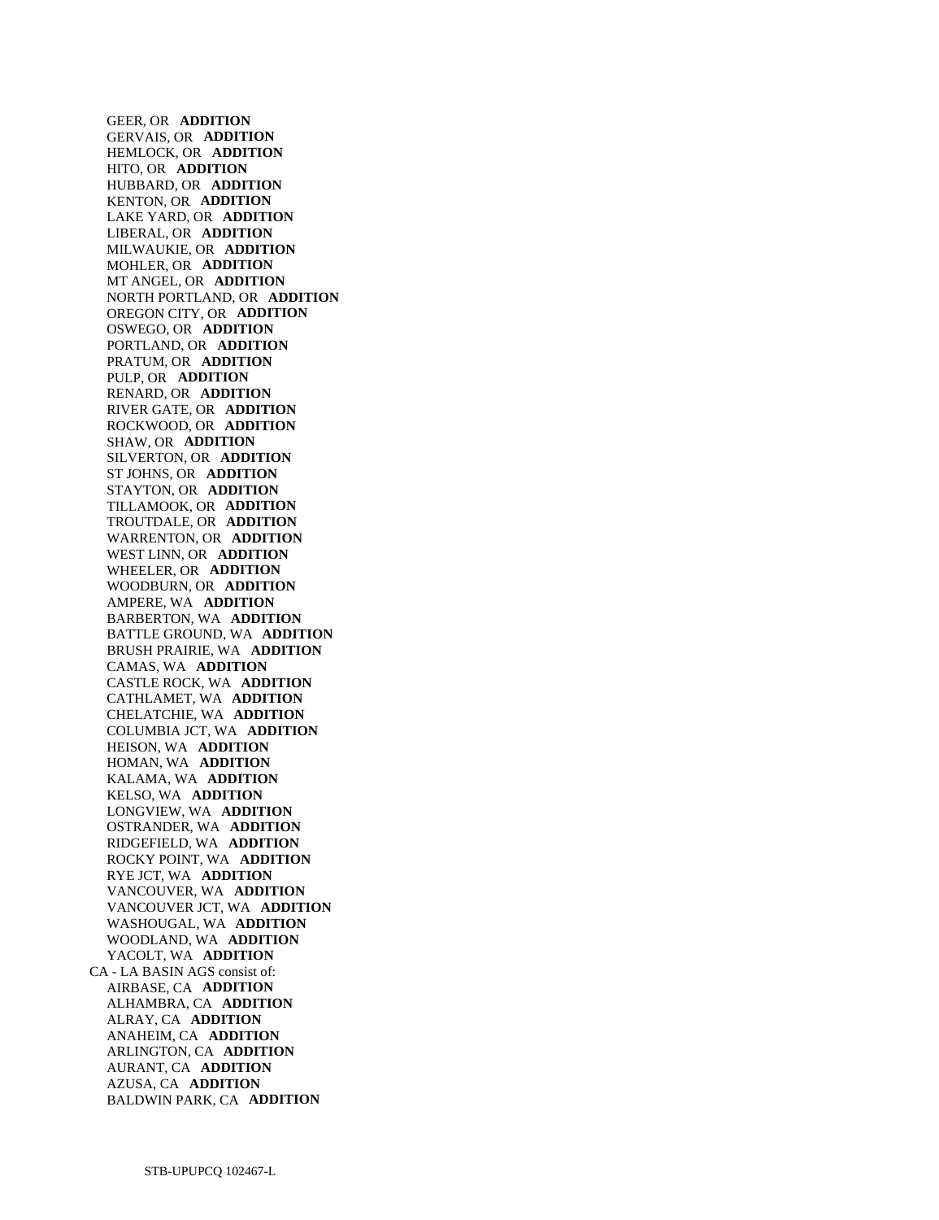GEER, OR **ADDITION**
GERVAIS, OR **ADDITION**
HEMLOCK, OR **ADDITION**
HITO, OR **ADDITION**
HUBBARD, OR **ADDITION**
KENTON, OR **ADDITION**
LAKE YARD, OR **ADDITION**
LIBERAL, OR **ADDITION**
MILWAUKIE, OR **ADDITION**
MOHLER, OR **ADDITION**
MT ANGEL, OR **ADDITION**
NORTH PORTLAND, OR **ADDITION**
OREGON CITY, OR **ADDITION**
OSWEGO, OR **ADDITION**
PORTLAND, OR **ADDITION**
PRATUM, OR **ADDITION**
PULP, OR **ADDITION**
RENARD, OR **ADDITION**
RIVER GATE, OR **ADDITION**
ROCKWOOD, OR **ADDITION**
SHAW, OR **ADDITION**
SILVERTON, OR **ADDITION**
ST JOHNS, OR **ADDITION**
STAYTON, OR **ADDITION**
TILLAMOOK, OR **ADDITION**
TROUTDALE, OR **ADDITION**
WARRENTON, OR **ADDITION**
WEST LINN, OR **ADDITION**
WHEELER, OR **ADDITION**
WOODBURN, OR **ADDITION**
AMPERE, WA **ADDITION**
BARBERTON, WA **ADDITION**
BATTLE GROUND, WA **ADDITION**
BRUSH PRAIRIE, WA **ADDITION**
CAMAS, WA **ADDITION**
CASTLE ROCK, WA **ADDITION**
CATHLAMET, WA **ADDITION**
CHELATCHIE, WA **ADDITION**
COLUMBIA JCT, WA **ADDITION**
HEISON, WA **ADDITION**
HOMAN, WA **ADDITION**
KALAMA, WA **ADDITION**
KELSO, WA **ADDITION**
LONGVIEW, WA **ADDITION**
OSTRANDER, WA **ADDITION**
RIDGEFIELD, WA **ADDITION**
ROCKY POINT, WA **ADDITION**
RYE JCT, WA **ADDITION**
VANCOUVER, WA **ADDITION**
VANCOUVER JCT, WA **ADDITION**
WASHOUGAL, WA **ADDITION**
WOODLAND, WA **ADDITION**
YACOLT, WA **ADDITION**

CA - LA BASIN AGS consist of:

AIRBASE, CA **ADDITION**
ALHAMBRA, CA **ADDITION**
ALRAY, CA **ADDITION**
ANAHEIM, CA **ADDITION**
ARLINGTON, CA **ADDITION**
AURANT, CA **ADDITION**
AZUSA, CA **ADDITION**
BALDWIN PARK, CA **ADDITION**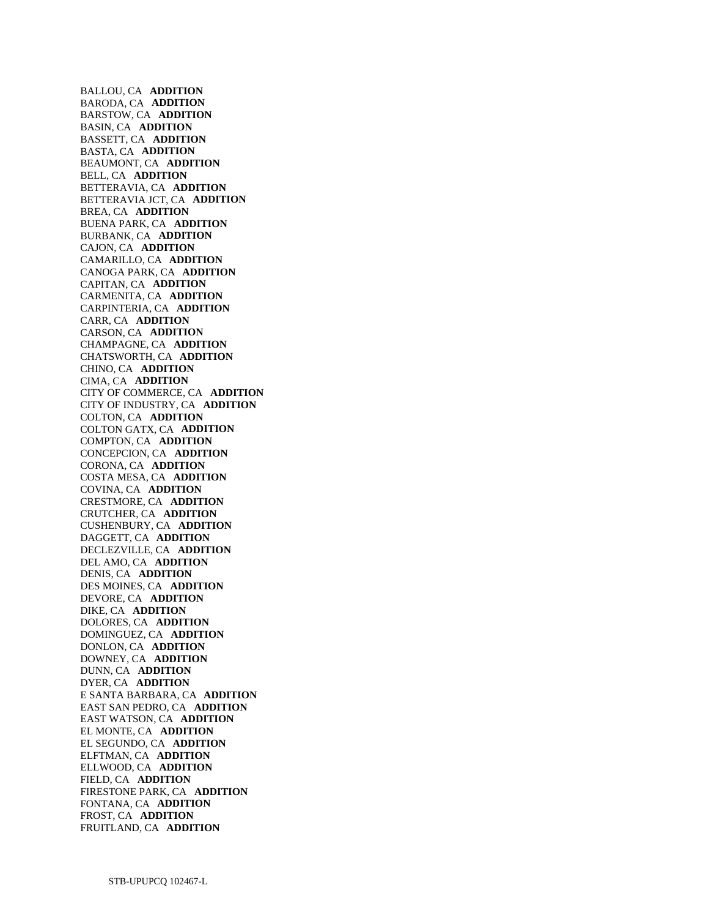BALLOU, CA **ADDITION**
BARODA, CA **ADDITION**
BARSTOW, CA **ADDITION**
BASIN, CA **ADDITION**
BASSETT, CA **ADDITION**
BASTA, CA **ADDITION**
BEAUMONT, CA **ADDITION**
BELL, CA **ADDITION**
BETTERAVIA, CA **ADDITION**
BETTERAVIA JCT, CA **ADDITION**
BREA, CA **ADDITION**
BUENA PARK, CA **ADDITION**
BURBANK, CA **ADDITION**
CAJON, CA **ADDITION**
CAMARILLO, CA **ADDITION**
CANOGA PARK, CA **ADDITION**
CAPITAN, CA **ADDITION**
CARMENITA, CA **ADDITION**
CARPINTERIA, CA **ADDITION**
CARR, CA **ADDITION**
CARSON, CA **ADDITION**
CHAMPAGNE, CA **ADDITION**
CHATSWORTH, CA **ADDITION**
CHINO, CA **ADDITION**
CIMA, CA **ADDITION**
CITY OF COMMERCE, CA **ADDITION**
CITY OF INDUSTRY, CA **ADDITION**
COLTON, CA **ADDITION**
COLTON GATX, CA **ADDITION**
COMPTON, CA **ADDITION**
CONCEPCION, CA **ADDITION**
CORONA, CA **ADDITION**
COSTA MESA, CA **ADDITION**
COVINA, CA **ADDITION**
CRESTMORE, CA **ADDITION**
CRUTCHER, CA **ADDITION**
CUSHENBURY, CA **ADDITION**
DAGGETT, CA **ADDITION**
DECLEZVILLE, CA **ADDITION**
DEL AMO, CA **ADDITION**
DENIS, CA **ADDITION**
DES MOINES, CA **ADDITION**
DEVORE, CA **ADDITION**
DIKE, CA **ADDITION**
DOLORES, CA **ADDITION**
DOMINGUEZ, CA **ADDITION**
DONLON, CA **ADDITION**
DOWNEY, CA **ADDITION**
DUNN, CA **ADDITION**
DYER, CA **ADDITION**
E SANTA BARBARA, CA **ADDITION**
EAST SAN PEDRO, CA **ADDITION**
EAST WATSON, CA **ADDITION**
EL MONTE, CA **ADDITION**
EL SEGUNDO, CA **ADDITION**
ELFTMAN, CA **ADDITION**
ELLWOOD, CA **ADDITION**
FIELD, CA **ADDITION**
FIRESTONE PARK, CA **ADDITION**
FONTANA, CA **ADDITION**
FROST, CA **ADDITION**
FRUITLAND, CA **ADDITION**

STB-UPUPCQ 102467-L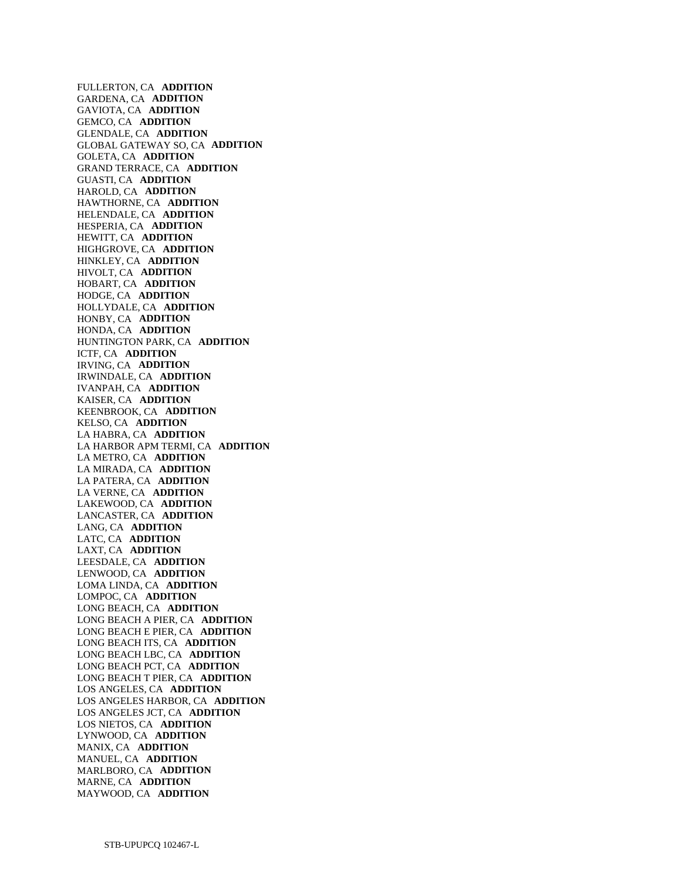FULLERTON, CA **ADDITION**
GARDENA, CA **ADDITION**
GAVIOTA, CA **ADDITION**
GEMCO, CA **ADDITION**
GLENDALE, CA **ADDITION**
GLOBAL GATEWAY SO, CA **ADDITION**
GOLETA, CA **ADDITION**
GRAND TERRACE, CA **ADDITION**
GUASTI, CA **ADDITION**
HAROLD, CA **ADDITION**
HAWTHORNE, CA **ADDITION**
HELENDALE, CA **ADDITION**
HESPERIA, CA **ADDITION**
HEWITT, CA **ADDITION**
HIGHGROVE, CA **ADDITION**
HINKLEY, CA **ADDITION**
HIVOLT, CA **ADDITION**
HOBART, CA **ADDITION**
HODGE, CA **ADDITION**
HOLLYDALE, CA **ADDITION**
HONBY, CA **ADDITION**
HONDA, CA **ADDITION**
HUNTINGTON PARK, CA **ADDITION**
ICTF, CA **ADDITION**
IRVING, CA **ADDITION**
IRWINDALE, CA **ADDITION**
IVANPAH, CA **ADDITION**
KAISER, CA **ADDITION**
KEENBROOK, CA **ADDITION**
KELSO, CA **ADDITION**
LA HABRA, CA **ADDITION**
LA HARBOR APM TERMI, CA **ADDITION**
LA METRO, CA **ADDITION**
LA MIRADA, CA **ADDITION**
LA PATERA, CA **ADDITION**
LA VERNE, CA **ADDITION**
LAKEWOOD, CA **ADDITION**
LANCASTER, CA **ADDITION**
LANG, CA **ADDITION**
LATC, CA **ADDITION**
LAXT, CA **ADDITION**
LEESDALE, CA **ADDITION**
LENWOOD, CA **ADDITION**
LOMA LINDA, CA **ADDITION**
LOMPOC, CA **ADDITION**
LONG BEACH, CA **ADDITION**
LONG BEACH A PIER, CA **ADDITION**
LONG BEACH E PIER, CA **ADDITION**
LONG BEACH ITS, CA **ADDITION**
LONG BEACH LBC, CA **ADDITION**
LONG BEACH PCT, CA **ADDITION**
LONG BEACH T PIER, CA **ADDITION**
LOS ANGELES, CA **ADDITION**
LOS ANGELES HARBOR, CA **ADDITION**
LOS ANGELES JCT, CA **ADDITION**
LOS NIETOS, CA **ADDITION**
LYNWOOD, CA **ADDITION**
MANIX, CA **ADDITION**
MANUEL, CA **ADDITION**
MARLBORO, CA **ADDITION**
MARNE, CA **ADDITION**
MAYWOOD, CA **ADDITION**

STB-UPUPCQ 102467-L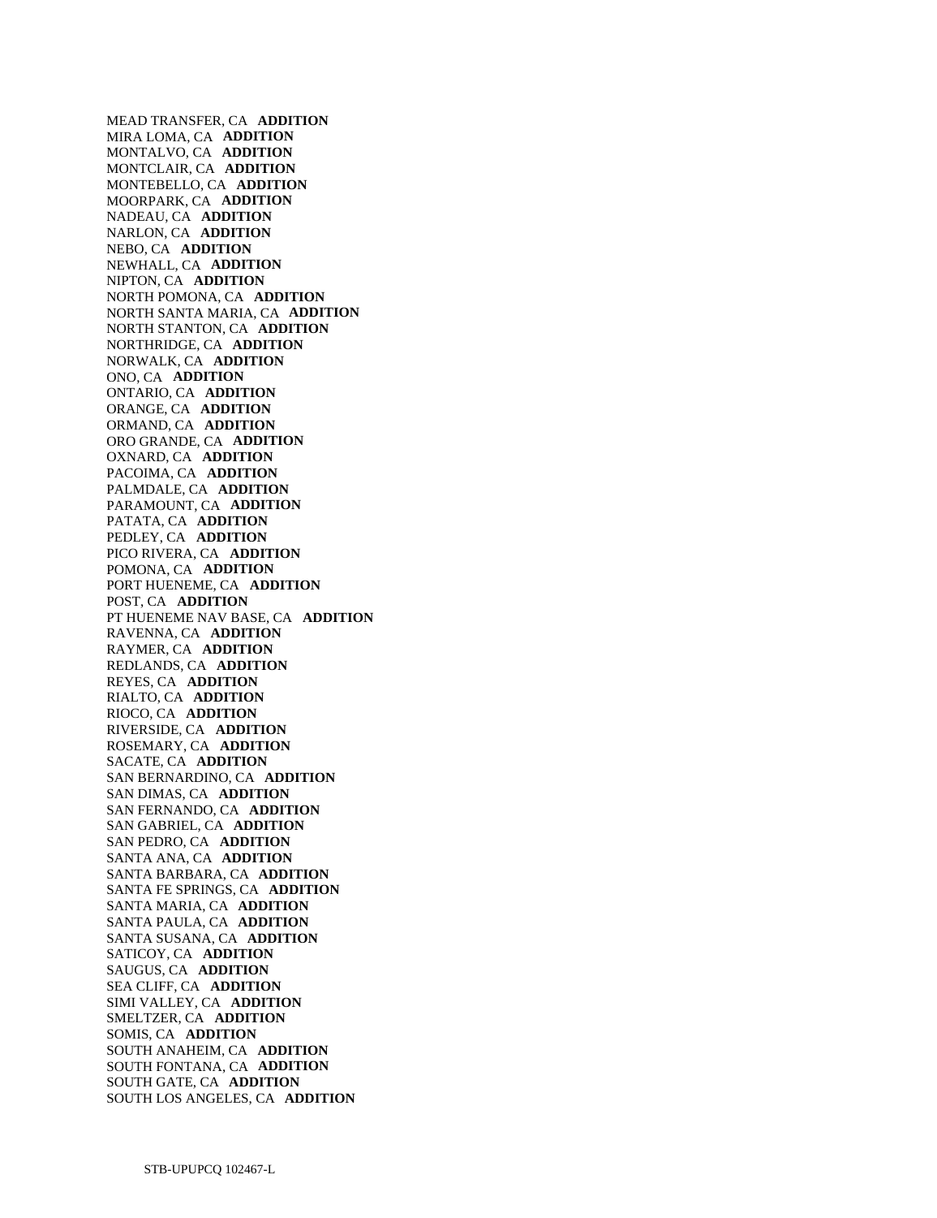MEAD TRANSFER, CA **ADDITION**
MIRA LOMA, CA **ADDITION**
MONTALVO, CA **ADDITION**
MONTCLAIR, CA **ADDITION**
MONTEBELLO, CA **ADDITION**
MOORPARK, CA **ADDITION**
NADEAU, CA **ADDITION**
NARLON, CA **ADDITION**
NEBO, CA **ADDITION**
NEWHALL, CA **ADDITION**
NIPTON, CA **ADDITION**
NORTH POMONA, CA **ADDITION**
NORTH SANTA MARIA, CA **ADDITION**
NORTH STANTON, CA **ADDITION**
NORTHRIDGE, CA **ADDITION**
NORWALK, CA **ADDITION**
ONO, CA **ADDITION**
ONTARIO, CA **ADDITION**
ORANGE, CA **ADDITION**
ORMAND, CA **ADDITION**
ORO GRANDE, CA **ADDITION**
OXNARD, CA **ADDITION**
PACOIMA, CA **ADDITION**
PALMDALE, CA **ADDITION**
PARAMOUNT, CA **ADDITION**
PATATA, CA **ADDITION**
PEDLEY, CA **ADDITION**
PICO RIVERA, CA **ADDITION**
POMONA, CA **ADDITION**
PORT HUENEME, CA **ADDITION**
POST, CA **ADDITION**
PT HUENEME NAV BASE, CA **ADDITION**
RAVENNA, CA **ADDITION**
RAYMER, CA **ADDITION**
REDLANDS, CA **ADDITION**
REYES, CA **ADDITION**
RIALTO, CA **ADDITION**
RIOCO, CA **ADDITION**
RIVERSIDE, CA **ADDITION**
ROSEMARY, CA **ADDITION**
SACATE, CA **ADDITION**
SAN BERNARDINO, CA **ADDITION**
SAN DIMAS, CA **ADDITION**
SAN FERNANDO, CA **ADDITION**
SAN GABRIEL, CA **ADDITION**
SAN PEDRO, CA **ADDITION**
SANTA ANA, CA **ADDITION**
SANTA BARBARA, CA **ADDITION**
SANTA FE SPRINGS, CA **ADDITION**
SANTA MARIA, CA **ADDITION**
SANTA PAULA, CA **ADDITION**
SANTA SUSANA, CA **ADDITION**
SATICOY, CA **ADDITION**
SAUGUS, CA **ADDITION**
SEA CLIFF, CA **ADDITION**
SIMI VALLEY, CA **ADDITION**
SMELTZER, CA **ADDITION**
SOMIS, CA **ADDITION**
SOUTH ANAHEIM, CA **ADDITION**
SOUTH FONTANA, CA **ADDITION**
SOUTH GATE, CA **ADDITION**
SOUTH LOS ANGELES, CA **ADDITION**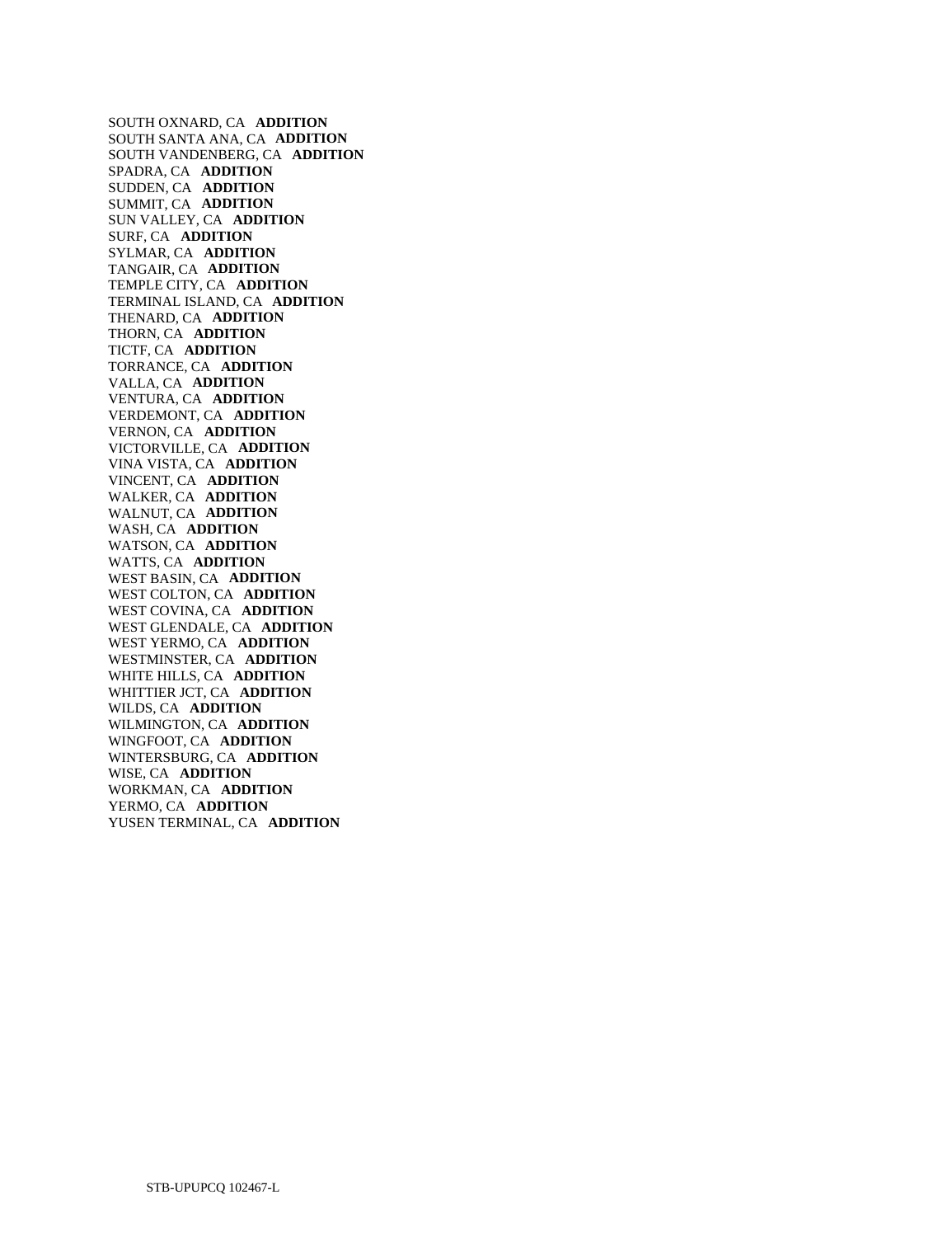SOUTH OXNARD, CA **ADDITION**
SOUTH SANTA ANA, CA **ADDITION**
SOUTH VANDENBERG, CA **ADDITION**
SPADRA, CA **ADDITION**
SUDDEN, CA **ADDITION**
SUMMIT, CA **ADDITION**
SUN VALLEY, CA **ADDITION**
SURF, CA **ADDITION**
SYLMAR, CA **ADDITION**
TANGAIR, CA **ADDITION**
TEMPLE CITY, CA **ADDITION**
TERMINAL ISLAND, CA **ADDITION**
THENARD, CA **ADDITION**
THORN, CA **ADDITION**
TICTF, CA **ADDITION**
TORRANCE, CA **ADDITION**
VALLA, CA **ADDITION**
VENTURA, CA **ADDITION**
VERDEMONT, CA **ADDITION**
VERNON, CA **ADDITION**
VICTORVILLE, CA **ADDITION**
VINA VISTA, CA **ADDITION**
VINCENT, CA **ADDITION**
WALKER, CA **ADDITION**
WALNUT, CA **ADDITION**
WASH, CA **ADDITION**
WATSON, CA **ADDITION**
WATTS, CA **ADDITION**
WEST BASIN, CA **ADDITION**
WEST COLTON, CA **ADDITION**
WEST COVINA, CA **ADDITION**
WEST GLENDALE, CA **ADDITION**
WEST YERMO, CA **ADDITION**
WESTMINSTER, CA **ADDITION**
WHITE HILLS, CA **ADDITION**
WHITTIER JCT, CA **ADDITION**
WILDS, CA **ADDITION**
WILMINGTON, CA **ADDITION**
WINGFOOT, CA **ADDITION**
WINTERSBURG, CA **ADDITION**
WISE, CA **ADDITION**
WORKMAN, CA **ADDITION**
YERMO, CA **ADDITION**
YUSEN TERMINAL, CA **ADDITION**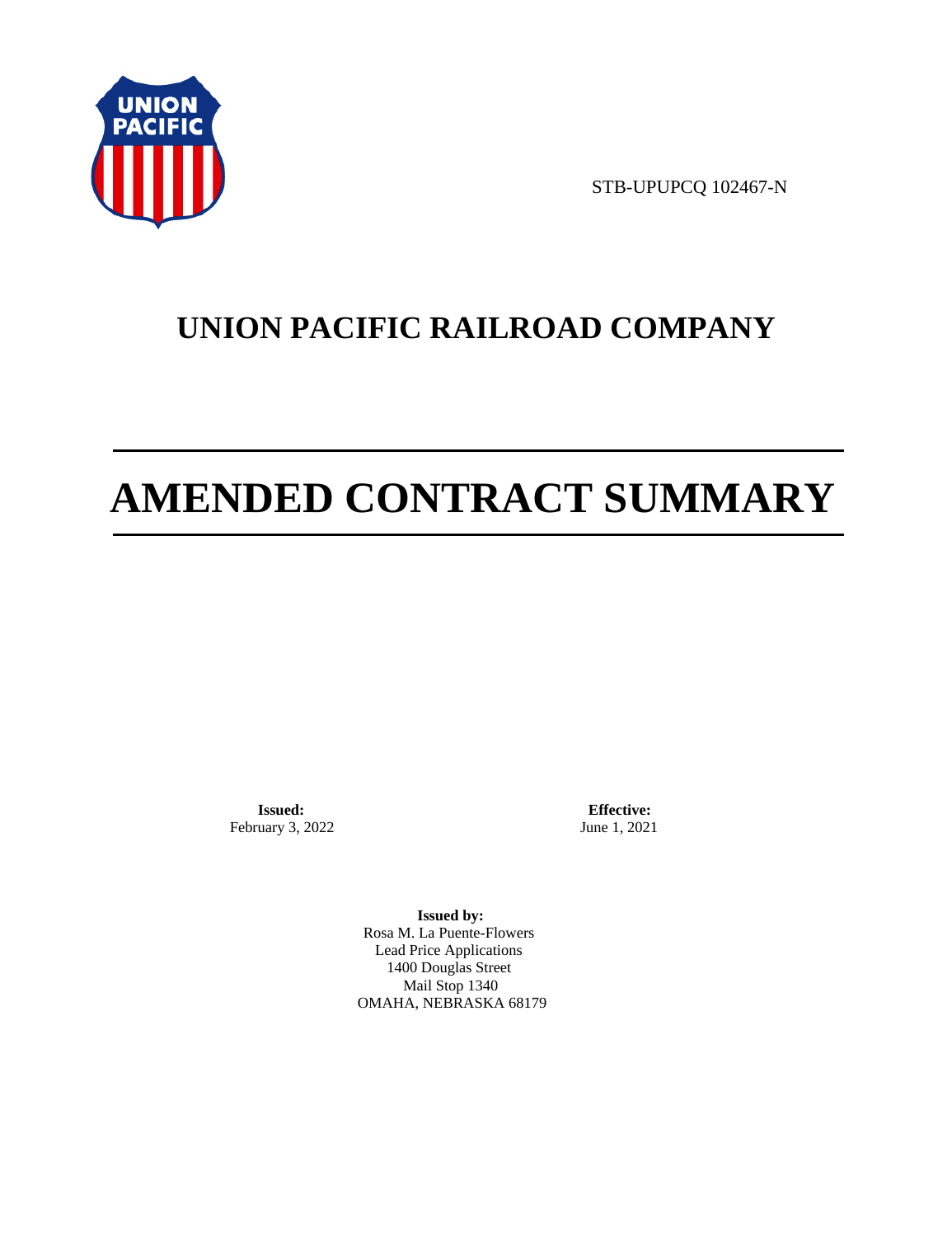STB-UPUPCQ 102467-N

# UNION PACIFIC RAILROAD COMPANY

# AMENDED CONTRACT SUMMARY

**Issued:**
February 3, 2022

**Effective:**
June 1, 2021

**Issued by:**
Rosa M. La Puente-Flowers
Lead Price Applications
1400 Douglas Street
Mail Stop 1340
OMAHA, NEBRASKA 68179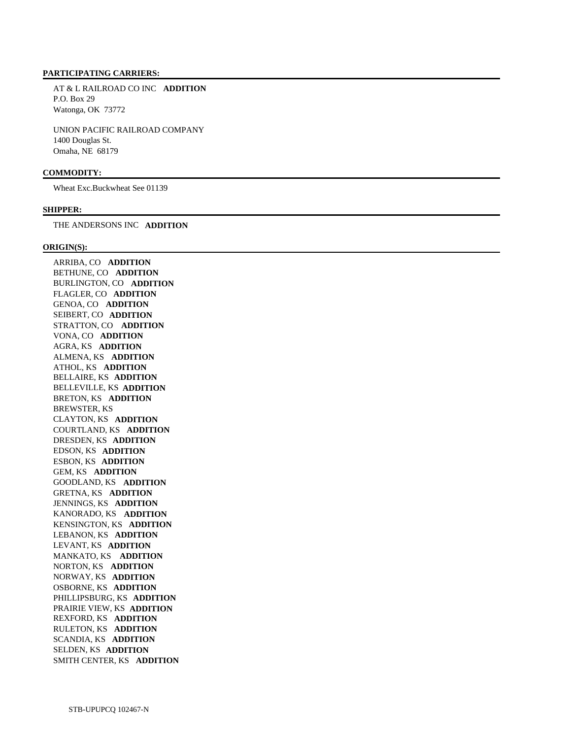**PARTICIPATING CARRIERS:**

AT & L RAILROAD CO INC **ADDITION**
P.O. Box 29
Watonga, OK 73772

UNION PACIFIC RAILROAD COMPANY
1400 Douglas St.
Omaha, NE 68179

**COMMODITY:**

Wheat Exc.Buckwheat See 01139

**SHIPPER:**

THE ANDERSONS INC **ADDITION**

**ORIGIN(S):**

ARRIBA, CO **ADDITION**
BETHUNE, CO **ADDITION**
BURLINGTON, CO **ADDITION**
FLAGLER, CO **ADDITION**
GENOA, CO **ADDITION**
SEIBERT, CO **ADDITION**
STRATTON, CO **ADDITION**
VONA, CO **ADDITION**
AGRA, KS **ADDITION**
ALMENA, KS **ADDITION**
ATHOL, KS **ADDITION**
BELLAIRE, KS **ADDITION**
BELLEVILLE, KS **ADDITION**
BRETON, KS **ADDITION**
BREWSTER, KS
CLAYTON, KS **ADDITION**
COURTLAND, KS **ADDITION**
DRESDEN, KS **ADDITION**
EDSON, KS **ADDITION**
ESBON, KS **ADDITION**
GEM, KS **ADDITION**
GOODLAND, KS **ADDITION**
GRETNA, KS **ADDITION**
JENNINGS, KS **ADDITION**
KANORADO, KS **ADDITION**
KENSINGTON, KS **ADDITION**
LEBANON, KS **ADDITION**
LEVANT, KS **ADDITION**
MANKATO, KS **ADDITION**
NORTON, KS **ADDITION**
NORWAY, KS **ADDITION**
OSBORNE, KS **ADDITION**
PHILLIPSBURG, KS **ADDITION**
PRAIRIE VIEW, KS **ADDITION**
REXFORD, KS **ADDITION**
RULETON, KS **ADDITION**
SCANDIA, KS **ADDITION**
SELDEN, KS **ADDITION**
SMITH CENTER, KS **ADDITION**

STB-UPUPCQ 102467-N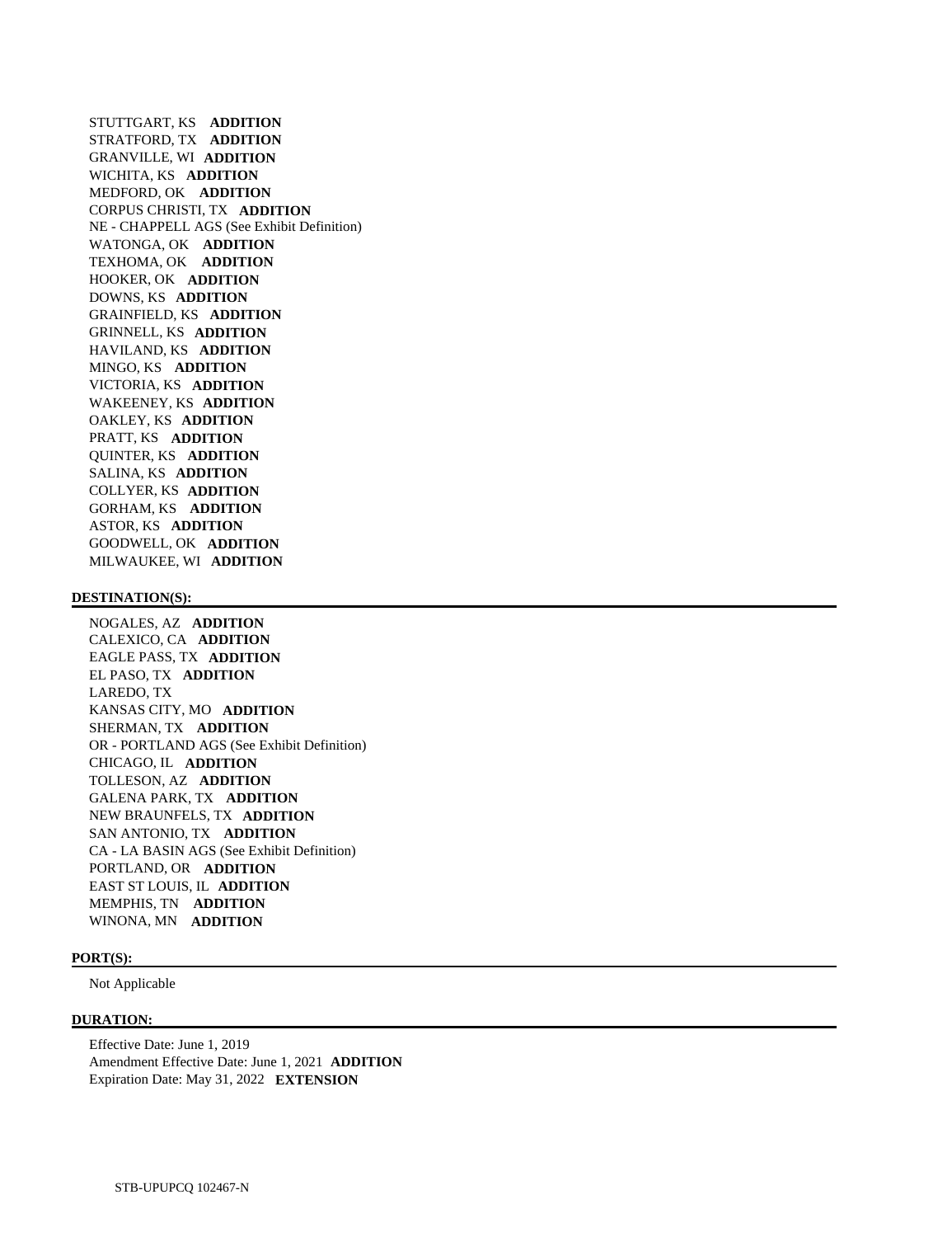STUTTGART, KS **ADDITION**
STRATFORD, TX **ADDITION**
GRANVILLE, WI **ADDITION**
WICHITA, KS **ADDITION**
MEDFORD, OK **ADDITION**
CORPUS CHRISTI, TX **ADDITION**
NE - CHAPPELL AGS (See Exhibit Definition)
WATONGA, OK **ADDITION**
TEXHOMA, OK **ADDITION**
HOOKER, OK **ADDITION**
DOWNS, KS **ADDITION**
GRAINFIELD, KS **ADDITION**
GRINNELL, KS **ADDITION**
HAVILAND, KS **ADDITION**
MINGO, KS **ADDITION**
VICTORIA, KS **ADDITION**
WAKEENEY, KS **ADDITION**
OAKLEY, KS **ADDITION**
PRATT, KS **ADDITION**
QUINTER, KS **ADDITION**
SALINA, KS **ADDITION**
COLLYER, KS **ADDITION**
GORHAM, KS **ADDITION**
ASTOR, KS **ADDITION**
GOODWELL, OK **ADDITION**
MILWAUKEE, WI **ADDITION**

**DESTINATION(S):**

NOGALES, AZ **ADDITION**
CALEXICO, CA **ADDITION**
EAGLE PASS, TX **ADDITION**
EL PASO, TX **ADDITION**
LAREDO, TX
KANSAS CITY, MO **ADDITION**
SHERMAN, TX **ADDITION**
OR - PORTLAND AGS (See Exhibit Definition)
CHICAGO, IL **ADDITION**
TOLLESON, AZ **ADDITION**
GALENA PARK, TX **ADDITION**
NEW BRAUNFELS, TX **ADDITION**
SAN ANTONIO, TX **ADDITION**
CA - LA BASIN AGS (See Exhibit Definition)
PORTLAND, OR **ADDITION**
EAST ST LOUIS, IL **ADDITION**
MEMPHIS, TN **ADDITION**
WINONA, MN **ADDITION**

**PORT(S):**

Not Applicable

**DURATION:**

Effective Date: June 1, 2019
Amendment Effective Date: June 1, 2021 **ADDITION**
Expiration Date: May 31, 2022 **EXTENSION**

STB-UPUPCQ 102467-N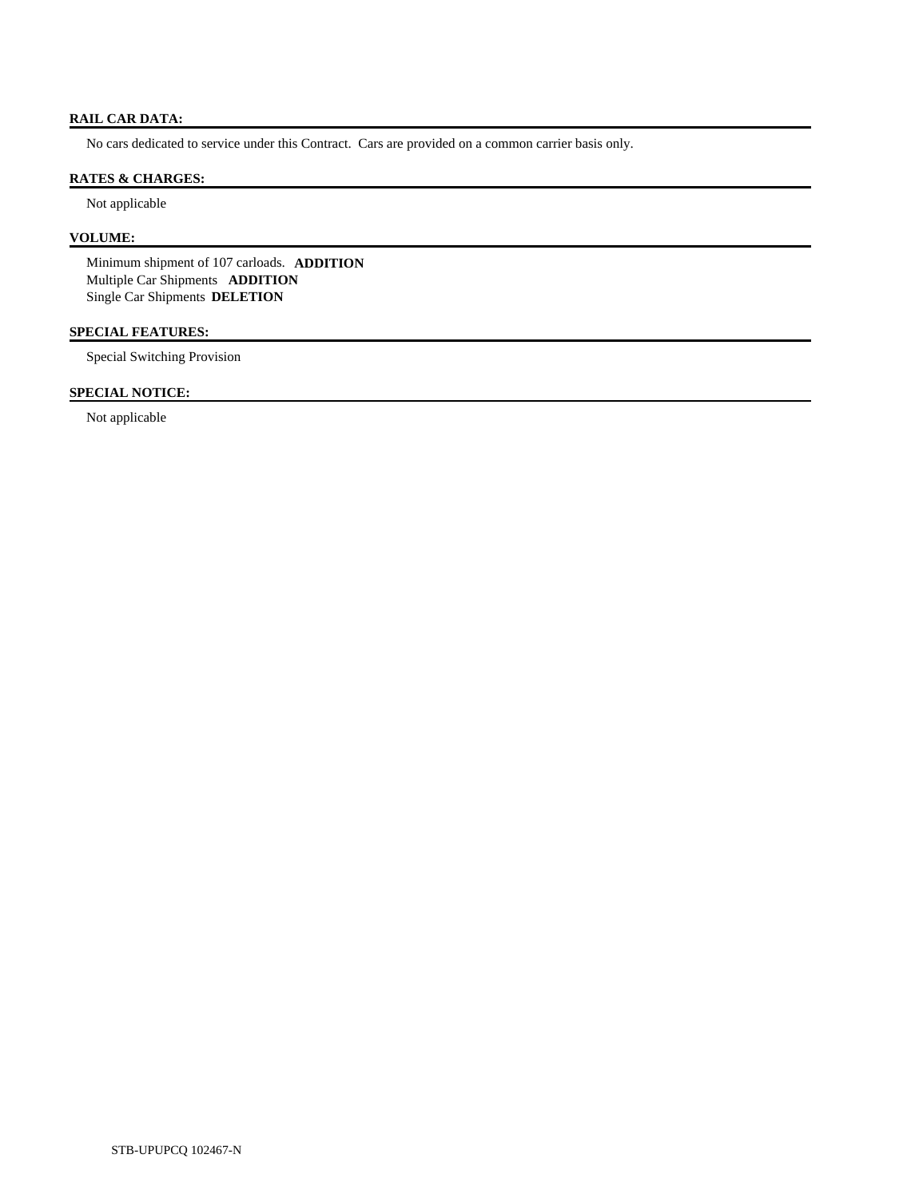**RAIL CAR DATA:**

No cars dedicated to service under this Contract. Cars are provided on a common carrier basis only.

**RATES & CHARGES:**

Not applicable

**VOLUME:**

Minimum shipment of 107 carloads. **ADDITION**
Multiple Car Shipments **ADDITION**
Single Car Shipments **DELETION**

**SPECIAL FEATURES:**

Special Switching Provision

**SPECIAL NOTICE:**

Not applicable

STB-UPUPCQ 102467-N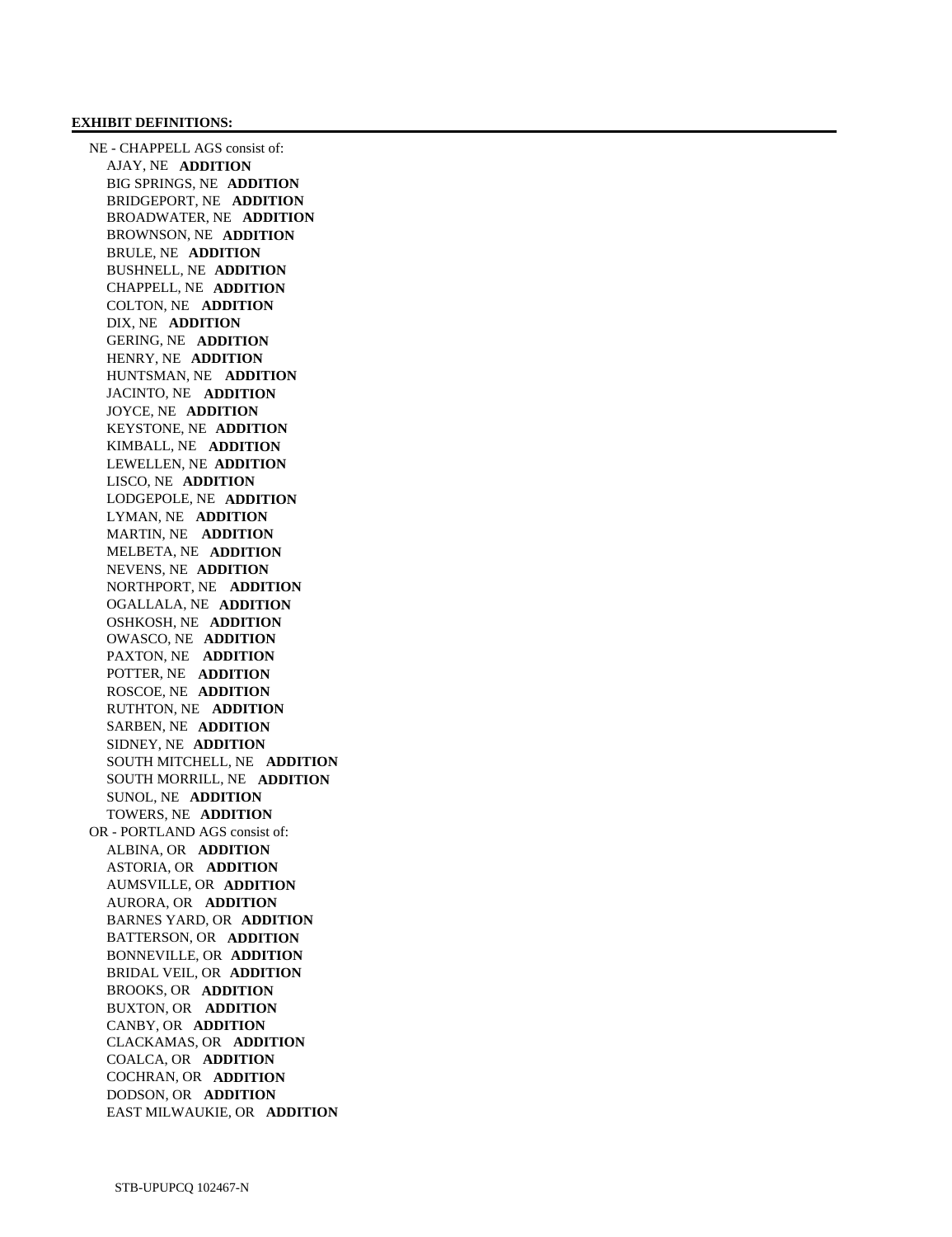**EXHIBIT DEFINITIONS:**

NE - CHAPPELL AGS consist of:

- AJAY, NE **ADDITION**
- BIG SPRINGS, NE **ADDITION**
- BRIDGEPORT, NE **ADDITION**
- BROADWATER, NE **ADDITION**
- BROWNSON, NE **ADDITION**
- BRULE, NE **ADDITION**
- BUSHNELL, NE **ADDITION**
- CHAPPELL, NE **ADDITION**
- COLTON, NE **ADDITION**
- DIX, NE **ADDITION**
- GERING, NE **ADDITION**
- HENRY, NE **ADDITION**
- HUNTSMAN, NE **ADDITION**
- JACINTO, NE **ADDITION**
- JOYCE, NE **ADDITION**
- KEYSTONE, NE **ADDITION**
- KIMBALL, NE **ADDITION**
- LEWELLEN, NE **ADDITION**
- LISCO, NE **ADDITION**
- LODGEPOLE, NE **ADDITION**
- LYMAN, NE **ADDITION**
- MARTIN, NE **ADDITION**
- MELBETA, NE **ADDITION**
- NEVENS, NE **ADDITION**
- NORTHPORT, NE **ADDITION**
- OGALLALA, NE **ADDITION**
- OSHKOSH, NE **ADDITION**
- OWASCO, NE **ADDITION**
- PAXTON, NE **ADDITION**
- POTTER, NE **ADDITION**
- ROSCOE, NE **ADDITION**
- RUTHTON, NE **ADDITION**
- SARBEN, NE **ADDITION**
- SIDNEY, NE **ADDITION**
- SOUTH MITCHELL, NE **ADDITION**
- SOUTH MORRILL, NE **ADDITION**
- SUNOL, NE **ADDITION**
- TOWERS, NE **ADDITION**

OR - PORTLAND AGS consist of:

- ALBINA, OR **ADDITION**
- ASTORIA, OR **ADDITION**
- AUMSVILLE, OR **ADDITION**
- AURORA, OR **ADDITION**
- BARNES YARD, OR **ADDITION**
- BATTERSON, OR **ADDITION**
- BONNEVILLE, OR **ADDITION**
- BRIDAL VEIL, OR **ADDITION**
- BROOKS, OR **ADDITION**
- BUXTON, OR **ADDITION**
- CANBY, OR **ADDITION**
- CLACKAMAS, OR **ADDITION**
- COALCA, OR **ADDITION**
- COCHRAN, OR **ADDITION**
- DODSON, OR **ADDITION**
- EAST MILWAUKIE, OR **ADDITION**

STB-UPUPCQ 102467-N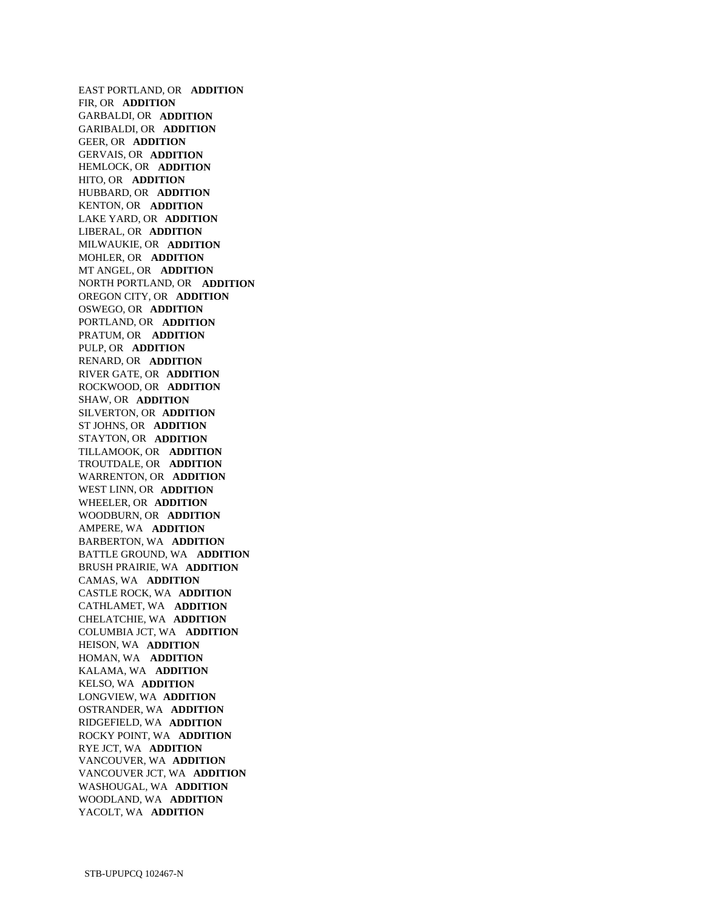EAST PORTLAND, OR **ADDITION**
FIR, OR **ADDITION**
GARBALDI, OR **ADDITION**
GARIBALDI, OR **ADDITION**
GEER, OR **ADDITION**
GERVAIS, OR **ADDITION**
HEMLOCK, OR **ADDITION**
HITO, OR **ADDITION**
HUBBARD, OR **ADDITION**
KENTON, OR **ADDITION**
LAKE YARD, OR **ADDITION**
LIBERAL, OR **ADDITION**
MILWAUKIE, OR **ADDITION**
MOHLER, OR **ADDITION**
MT ANGEL, OR **ADDITION**
NORTH PORTLAND, OR **ADDITION**
OREGON CITY, OR **ADDITION**
OSWEGO, OR **ADDITION**
PORTLAND, OR **ADDITION**
PRATUM, OR **ADDITION**
PULP, OR **ADDITION**
RENARD, OR **ADDITION**
RIVER GATE, OR **ADDITION**
ROCKWOOD, OR **ADDITION**
SHAW, OR **ADDITION**
SILVERTON, OR **ADDITION**
ST JOHNS, OR **ADDITION**
STAYTON, OR **ADDITION**
TILLAMOOK, OR **ADDITION**
TROUTDALE, OR **ADDITION**
WARRENTON, OR **ADDITION**
WEST LINN, OR **ADDITION**
WHEELER, OR **ADDITION**
WOODBURN, OR **ADDITION**
AMPERE, WA **ADDITION**
BARBERTON, WA **ADDITION**
BATTLE GROUND, WA **ADDITION**
BRUSH PRAIRIE, WA **ADDITION**
CAMAS, WA **ADDITION**
CASTLE ROCK, WA **ADDITION**
CATHLAMET, WA **ADDITION**
CHELATCHIE, WA **ADDITION**
COLUMBIA JCT, WA **ADDITION**
HEISON, WA **ADDITION**
HOMAN, WA **ADDITION**
KALAMA, WA **ADDITION**
KELSO, WA **ADDITION**
LONGVIEW, WA **ADDITION**
OSTRANDER, WA **ADDITION**
RIDGEFIELD, WA **ADDITION**
ROCKY POINT, WA **ADDITION**
RYE JCT, WA **ADDITION**
VANCOUVER, WA **ADDITION**
VANCOUVER JCT, WA **ADDITION**
WASHOUGAL, WA **ADDITION**
WOODLAND, WA **ADDITION**
YACOLT, WA **ADDITION**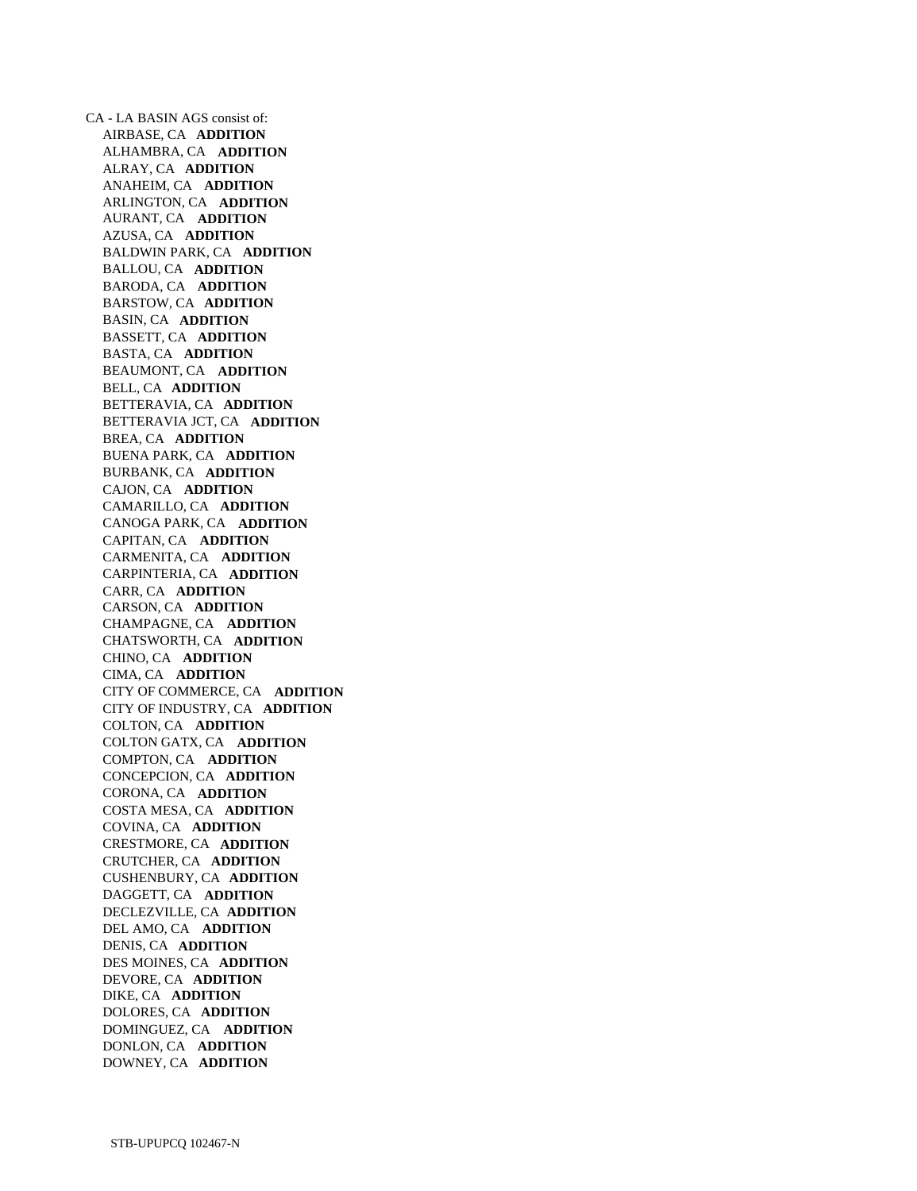CA - LA BASIN AGS consist of:

- AIRBASE, CA **ADDITION**
- ALHAMBRA, CA **ADDITION**
- ALRAY, CA **ADDITION**
- ANAHEIM, CA **ADDITION**
- ARLINGTON, CA **ADDITION**
- AURANT, CA **ADDITION**
- AZUSA, CA **ADDITION**
- BALDWIN PARK, CA **ADDITION**
- BALLOU, CA **ADDITION**
- BARODA, CA **ADDITION**
- BARSTOW, CA **ADDITION**
- BASIN, CA **ADDITION**
- BASSETT, CA **ADDITION**
- BASTA, CA **ADDITION**
- BEAUMONT, CA **ADDITION**
- BELL, CA **ADDITION**
- BETTERAVIA, CA **ADDITION**
- BETTERAVIA JCT, CA **ADDITION**
- BREA, CA **ADDITION**
- BUENA PARK, CA **ADDITION**
- BURBANK, CA **ADDITION**
- CAJON, CA **ADDITION**
- CAMARILLO, CA **ADDITION**
- CANOGA PARK, CA **ADDITION**
- CAPITAN, CA **ADDITION**
- CARMENITA, CA **ADDITION**
- CARPINTERIA, CA **ADDITION**
- CARR, CA **ADDITION**
- CARSON, CA **ADDITION**
- CHAMPAGNE, CA **ADDITION**
- CHATSWORTH, CA **ADDITION**
- CHINO, CA **ADDITION**
- CIMA, CA **ADDITION**
- CITY OF COMMERCE, CA **ADDITION**
- CITY OF INDUSTRY, CA **ADDITION**
- COLTON, CA **ADDITION**
- COLTON GATX, CA **ADDITION**
- COMPTON, CA **ADDITION**
- CONCEPCION, CA **ADDITION**
- CORONA, CA **ADDITION**
- COSTA MESA, CA **ADDITION**
- COVINA, CA **ADDITION**
- CRESTMORE, CA **ADDITION**
- CRUTCHER, CA **ADDITION**
- CUSHENBURY, CA **ADDITION**
- DAGGETT, CA **ADDITION**
- DECLEZVILLE, CA **ADDITION**
- DEL AMO, CA **ADDITION**
- DENIS, CA **ADDITION**
- DES MOINES, CA **ADDITION**
- DEVORE, CA **ADDITION**
- DIKE, CA **ADDITION**
- DOLORES, CA **ADDITION**
- DOMINGUEZ, CA **ADDITION**
- DONLON, CA **ADDITION**
- DOWNEY, CA **ADDITION**

STB-UPUPCQ 102467-N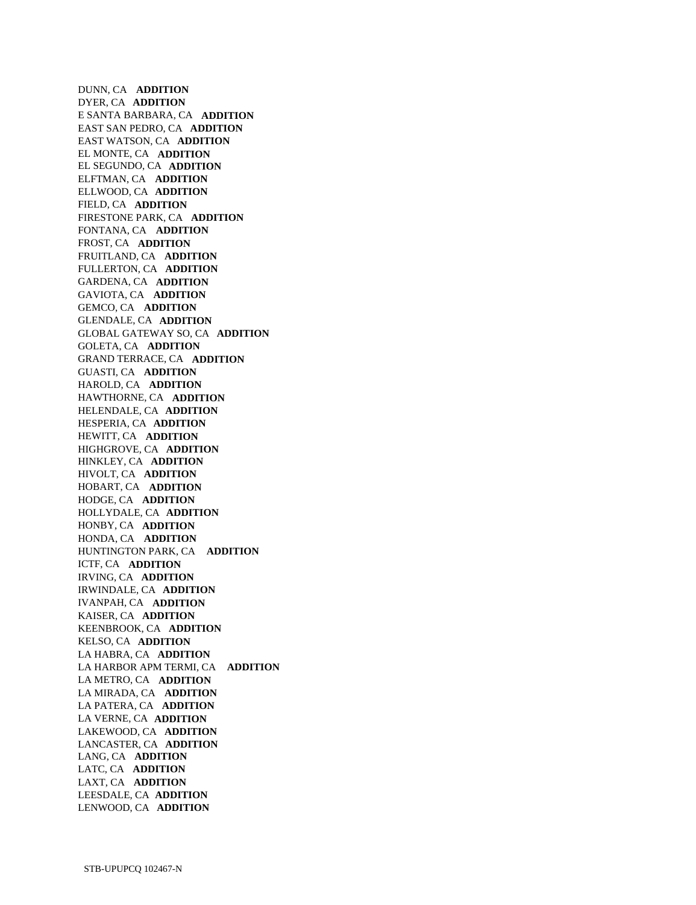DUNN, CA **ADDITION**
DYER, CA **ADDITION**
E SANTA BARBARA, CA **ADDITION**
EAST SAN PEDRO, CA **ADDITION**
EAST WATSON, CA **ADDITION**
EL MONTE, CA **ADDITION**
EL SEGUNDO, CA **ADDITION**
ELFTMAN, CA **ADDITION**
ELLWOOD, CA **ADDITION**
FIELD, CA **ADDITION**
FIRESTONE PARK, CA **ADDITION**
FONTANA, CA **ADDITION**
FROST, CA **ADDITION**
FRUITLAND, CA **ADDITION**
FULLERTON, CA **ADDITION**
GARDENA, CA **ADDITION**
GAVIOTA, CA **ADDITION**
GEMCO, CA **ADDITION**
GLENDALE, CA **ADDITION**
GLOBAL GATEWAY SO, CA **ADDITION**
GOLETA, CA **ADDITION**
GRAND TERRACE, CA **ADDITION**
GUASTI, CA **ADDITION**
HAROLD, CA **ADDITION**
HAWTHORNE, CA **ADDITION**
HELENDALE, CA **ADDITION**
HESPERIA, CA **ADDITION**
HEWITT, CA **ADDITION**
HIGHGROVE, CA **ADDITION**
HINKLEY, CA **ADDITION**
HIVOLT, CA **ADDITION**
HOBART, CA **ADDITION**
HODGE, CA **ADDITION**
HOLLYDALE, CA **ADDITION**
HONBY, CA **ADDITION**
HONDA, CA **ADDITION**
HUNTINGTON PARK, CA **ADDITION**
ICTF, CA **ADDITION**
IRVING, CA **ADDITION**
IRWINDALE, CA **ADDITION**
IVANPAH, CA **ADDITION**
KAISER, CA **ADDITION**
KEENBROOK, CA **ADDITION**
KELSO, CA **ADDITION**
LA HABRA, CA **ADDITION**
LA HARBOR APM TERMI, CA **ADDITION**
LA METRO, CA **ADDITION**
LA MIRADA, CA **ADDITION**
LA PATERA, CA **ADDITION**
LA VERNE, CA **ADDITION**
LAKEWOOD, CA **ADDITION**
LANCASTER, CA **ADDITION**
LANG, CA **ADDITION**
LATC, CA **ADDITION**
LAXT, CA **ADDITION**
LEESDALE, CA **ADDITION**
LENWOOD, CA **ADDITION**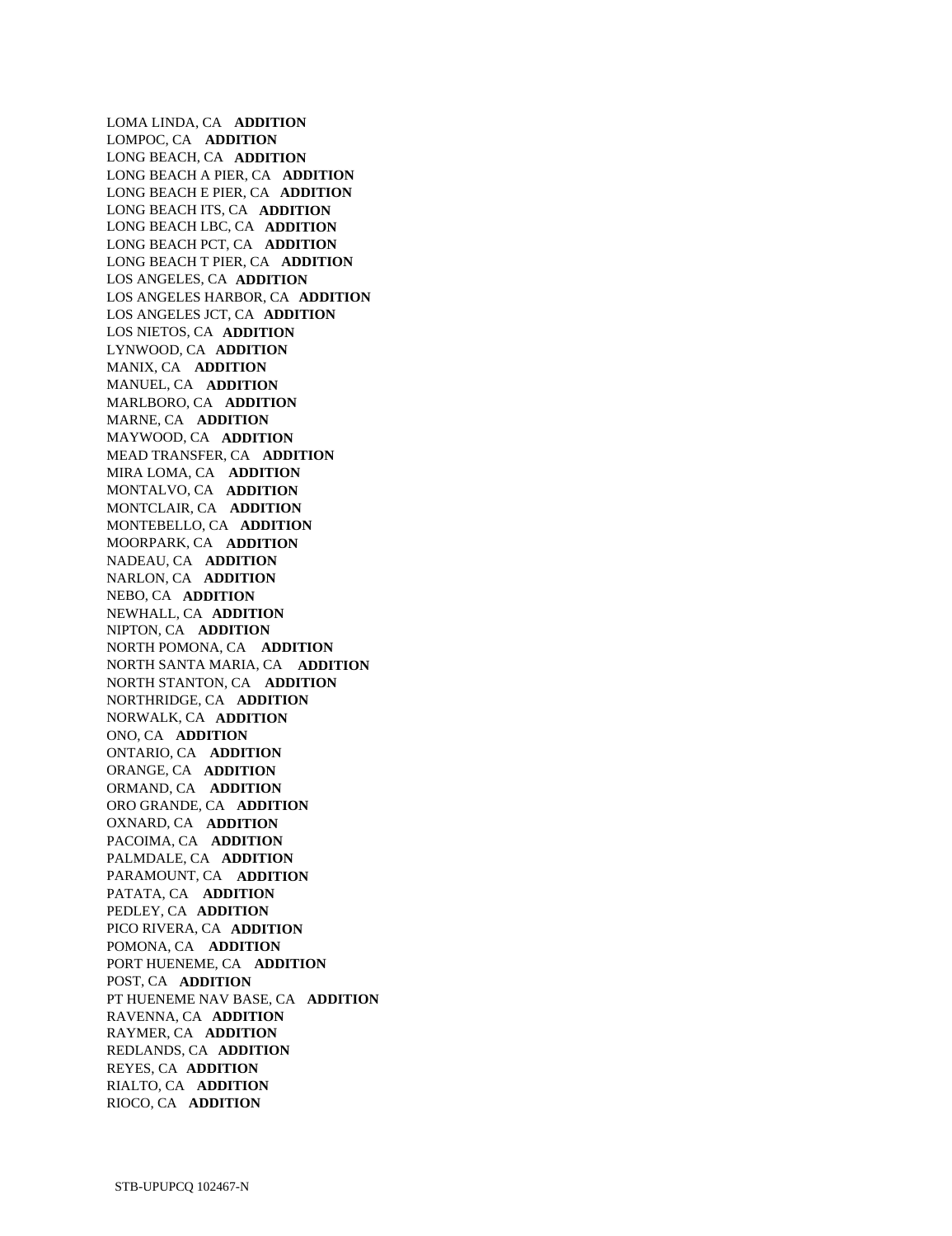LOMA LINDA, CA **ADDITION**
LOMPOC, CA **ADDITION**
LONG BEACH, CA **ADDITION**
LONG BEACH A PIER, CA **ADDITION**
LONG BEACH E PIER, CA **ADDITION**
LONG BEACH ITS, CA **ADDITION**
LONG BEACH LBC, CA **ADDITION**
LONG BEACH PCT, CA **ADDITION**
LONG BEACH T PIER, CA **ADDITION**
LOS ANGELES, CA **ADDITION**
LOS ANGELES HARBOR, CA **ADDITION**
LOS ANGELES JCT, CA **ADDITION**
LOS NIETOS, CA **ADDITION**
LYNWOOD, CA **ADDITION**
MANIX, CA **ADDITION**
MANUEL, CA **ADDITION**
MARLBORO, CA **ADDITION**
MARNE, CA **ADDITION**
MAYWOOD, CA **ADDITION**
MEAD TRANSFER, CA **ADDITION**
MIRA LOMA, CA **ADDITION**
MONTALVO, CA **ADDITION**
MONTCLAIR, CA **ADDITION**
MONTEBELLO, CA **ADDITION**
MOORPARK, CA **ADDITION**
NADEAU, CA **ADDITION**
NARLON, CA **ADDITION**
NEBO, CA **ADDITION**
NEWHALL, CA **ADDITION**
NIPTON, CA **ADDITION**
NORTH POMONA, CA **ADDITION**
NORTH SANTA MARIA, CA **ADDITION**
NORTH STANTON, CA **ADDITION**
NORTHRIDGE, CA **ADDITION**
NORWALK, CA **ADDITION**
ONO, CA **ADDITION**
ONTARIO, CA **ADDITION**
ORANGE, CA **ADDITION**
ORMAND, CA **ADDITION**
ORO GRANDE, CA **ADDITION**
OXNARD, CA **ADDITION**
PACOIMA, CA **ADDITION**
PALMDALE, CA **ADDITION**
PARAMOUNT, CA **ADDITION**
PATATA, CA **ADDITION**
PEDLEY, CA **ADDITION**
PICO RIVERA, CA **ADDITION**
POMONA, CA **ADDITION**
PORT HUENEME, CA **ADDITION**
POST, CA **ADDITION**
PT HUENEME NAV BASE, CA **ADDITION**
RAVENNA, CA **ADDITION**
RAYMER, CA **ADDITION**
REDLANDS, CA **ADDITION**
REYES, CA **ADDITION**
RIALTO, CA **ADDITION**
RIOCO, CA **ADDITION**

STB-UPUPCQ 102467-N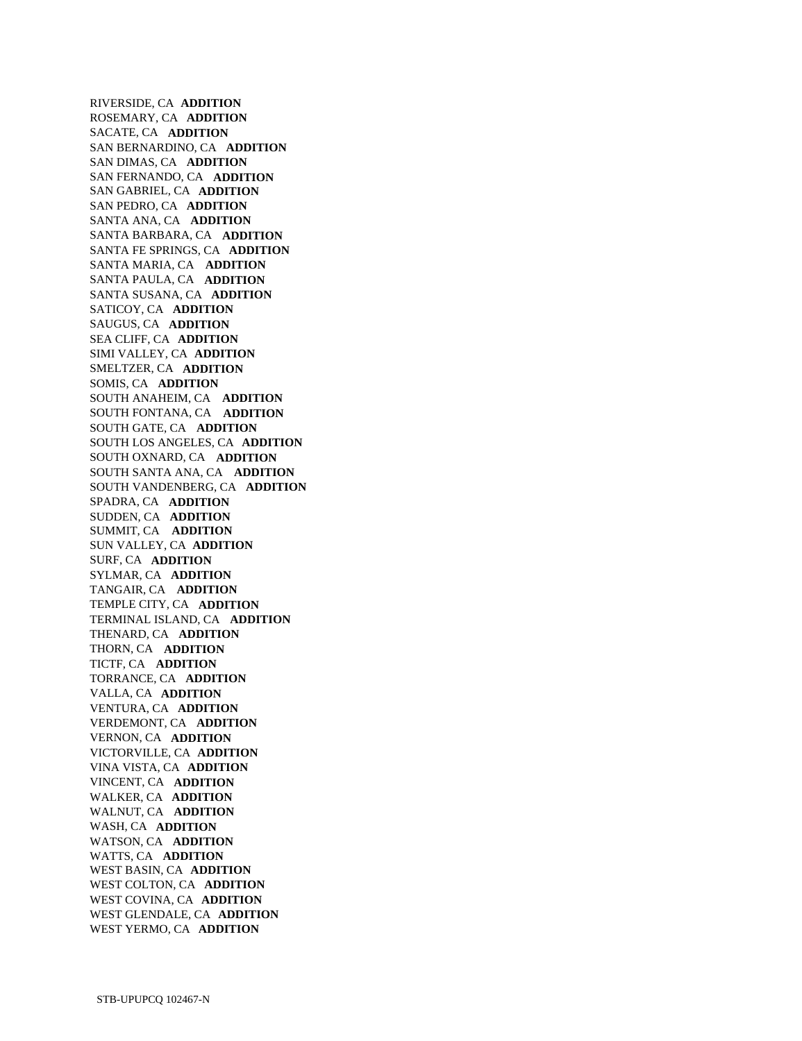RIVERSIDE, CA **ADDITION**
ROSEMARY, CA **ADDITION**
SACATE, CA **ADDITION**
SAN BERNARDINO, CA **ADDITION**
SAN DIMAS, CA **ADDITION**
SAN FERNANDO, CA **ADDITION**
SAN GABRIEL, CA **ADDITION**
SAN PEDRO, CA **ADDITION**
SANTA ANA, CA **ADDITION**
SANTA BARBARA, CA **ADDITION**
SANTA FE SPRINGS, CA **ADDITION**
SANTA MARIA, CA **ADDITION**
SANTA PAULA, CA **ADDITION**
SANTA SUSANA, CA **ADDITION**
SATICOY, CA **ADDITION**
SAUGUS, CA **ADDITION**
SEA CLIFF, CA **ADDITION**
SIMI VALLEY, CA **ADDITION**
SMELTZER, CA **ADDITION**
SOMIS, CA **ADDITION**
SOUTH ANAHEIM, CA **ADDITION**
SOUTH FONTANA, CA **ADDITION**
SOUTH GATE, CA **ADDITION**
SOUTH LOS ANGELES, CA **ADDITION**
SOUTH OXNARD, CA **ADDITION**
SOUTH SANTA ANA, CA **ADDITION**
SOUTH VANDENBERG, CA **ADDITION**
SPADRA, CA **ADDITION**
SUDDEN, CA **ADDITION**
SUMMIT, CA **ADDITION**
SUN VALLEY, CA **ADDITION**
SURF, CA **ADDITION**
SYLMAR, CA **ADDITION**
TANGAIR, CA **ADDITION**
TEMPLE CITY, CA **ADDITION**
TERMINAL ISLAND, CA **ADDITION**
THENARD, CA **ADDITION**
THORN, CA **ADDITION**
TICTF, CA **ADDITION**
TORRANCE, CA **ADDITION**
VALLA, CA **ADDITION**
VENTURA, CA **ADDITION**
VERDEMONT, CA **ADDITION**
VERNON, CA **ADDITION**
VICTORVILLE, CA **ADDITION**
VINA VISTA, CA **ADDITION**
VINCENT, CA **ADDITION**
WALKER, CA **ADDITION**
WALNUT, CA **ADDITION**
WASH, CA **ADDITION**
WATSON, CA **ADDITION**
WATTS, CA **ADDITION**
WEST BASIN, CA **ADDITION**
WEST COLTON, CA **ADDITION**
WEST COVINA, CA **ADDITION**
WEST GLENDALE, CA **ADDITION**
WEST YERMO, CA **ADDITION**

STB-UPUPCQ 102467-N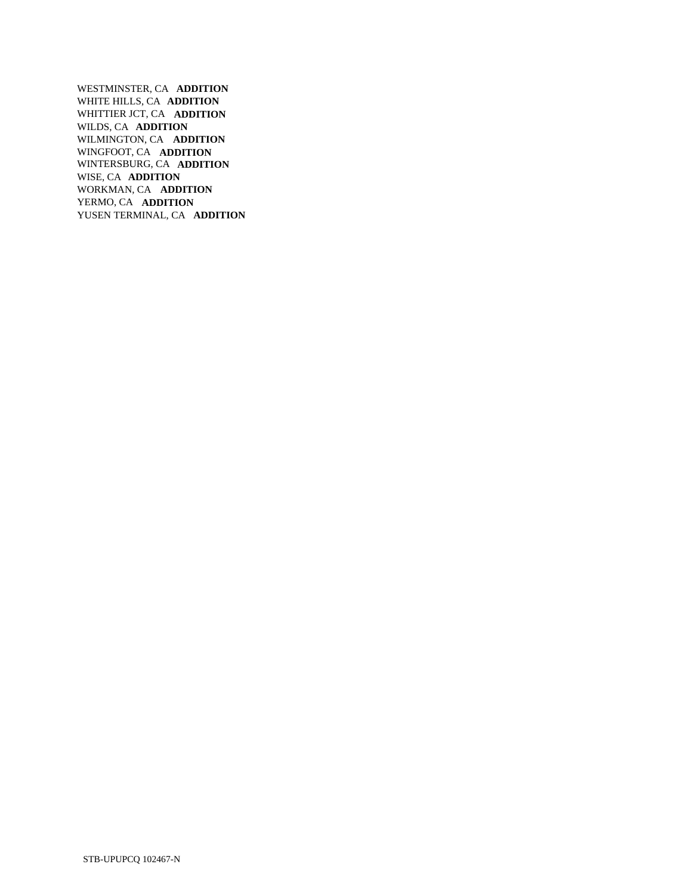WESTMINSTER, CA **ADDITION**
WHITE HILLS, CA **ADDITION**
WHITTIER JCT, CA **ADDITION**
WILDS, CA **ADDITION**
WILMINGTON, CA **ADDITION**
WINGFOOT, CA **ADDITION**
WINTERSBURG, CA **ADDITION**
WISE, CA **ADDITION**
WORKMAN, CA **ADDITION**
YERMO, CA **ADDITION**
YUSEN TERMINAL, CA **ADDITION**

STB-UPUPCQ 102467-N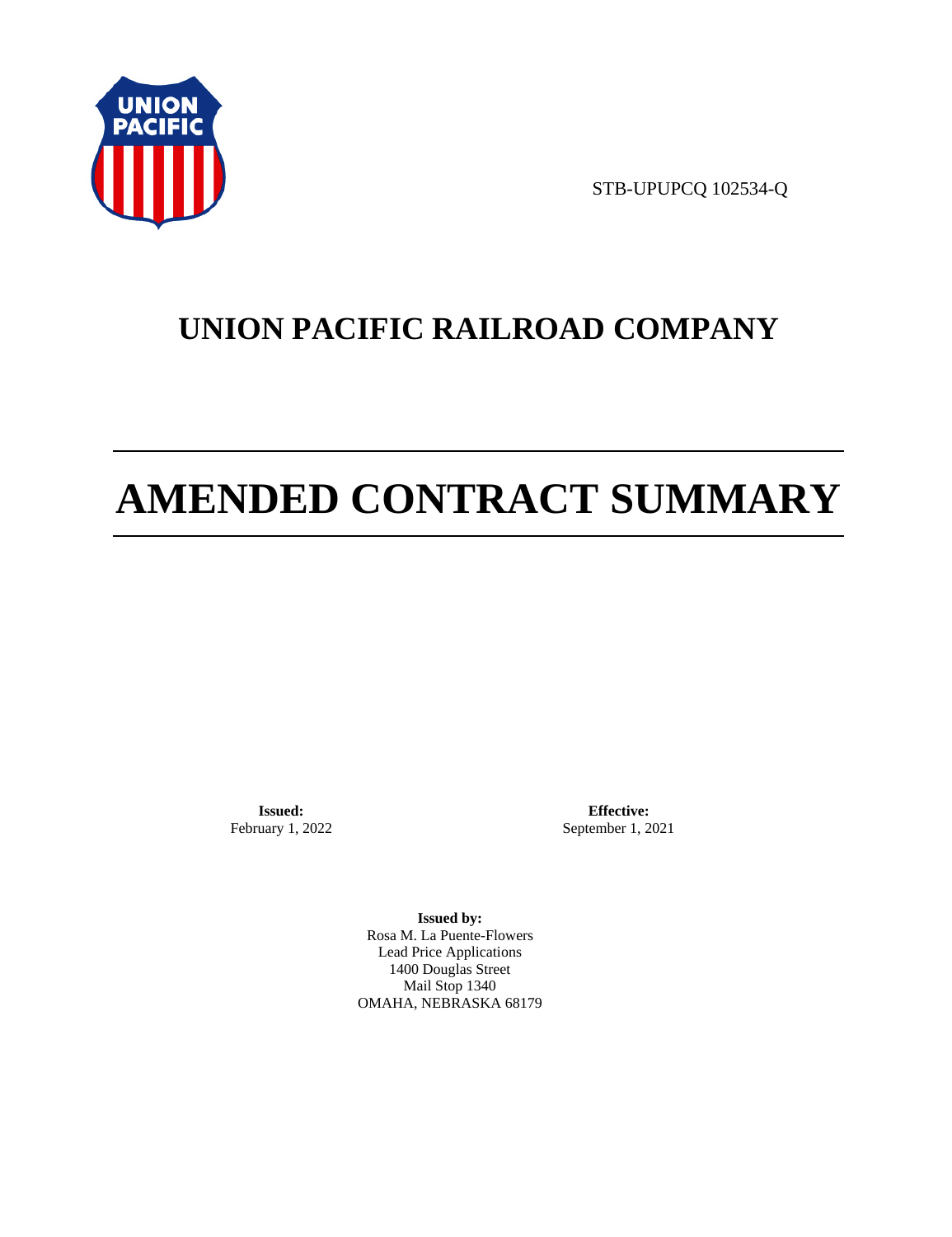STB-UPUPCQ 102534-Q

# UNION PACIFIC RAILROAD COMPANY

# AMENDED CONTRACT SUMMARY

**Issued:**
February 1, 2022

**Effective:**
September 1, 2021

**Issued by:**
Rosa M. La Puente-Flowers
Lead Price Applications
1400 Douglas Street
Mail Stop 1340
OMAHA, NEBRASKA 68179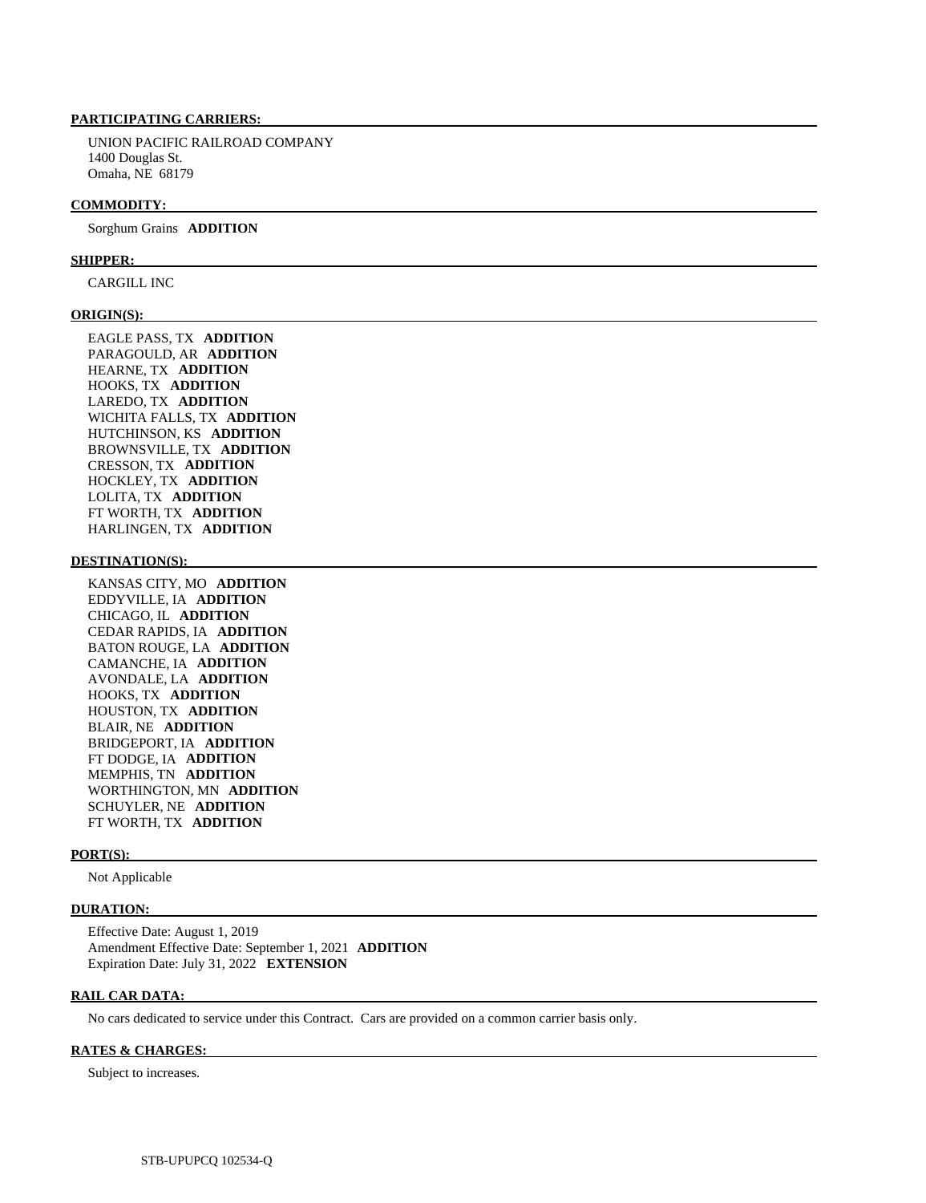**PARTICIPATING CARRIERS:**

UNION PACIFIC RAILROAD COMPANY
1400 Douglas St.
Omaha, NE 68179

**COMMODITY:**

Sorghum Grains **ADDITION**

**SHIPPER:**

CARGILL INC

**ORIGIN(S):**

EAGLE PASS, TX **ADDITION**
PARAGOULD, AR **ADDITION**
HEARNE, TX **ADDITION**
HOOKS, TX **ADDITION**
LAREDO, TX **ADDITION**
WICHITA FALLS, TX **ADDITION**
HUTCHINSON, KS **ADDITION**
BROWNSVILLE, TX **ADDITION**
CRESSON, TX **ADDITION**
HOCKLEY, TX **ADDITION**
LOLITA, TX **ADDITION**
FT WORTH, TX **ADDITION**
HARLINGEN, TX **ADDITION**

**DESTINATION(S):**

KANSAS CITY, MO **ADDITION**
EDDYVILLE, IA **ADDITION**
CHICAGO, IL **ADDITION**
CEDAR RAPIDS, IA **ADDITION**
BATON ROUGE, LA **ADDITION**
CAMANCHE, IA **ADDITION**
AVONDALE, LA **ADDITION**
HOOKS, TX **ADDITION**
HOUSTON, TX **ADDITION**
BLAIR, NE **ADDITION**
BRIDGEPORT, IA **ADDITION**
FT DODGE, IA **ADDITION**
MEMPHIS, TN **ADDITION**
WORTHINGTON, MN **ADDITION**
SCHUYLER, NE **ADDITION**
FT WORTH, TX **ADDITION**

**PORT(S):**

Not Applicable

**DURATION:**

Effective Date: August 1, 2019
Amendment Effective Date: September 1, 2021 **ADDITION**
Expiration Date: July 31, 2022 **EXTENSION**

**RAIL CAR DATA:**

No cars dedicated to service under this Contract. Cars are provided on a common carrier basis only.

**RATES & CHARGES:**

Subject to increases.

STB-UPUPCQ 102534-Q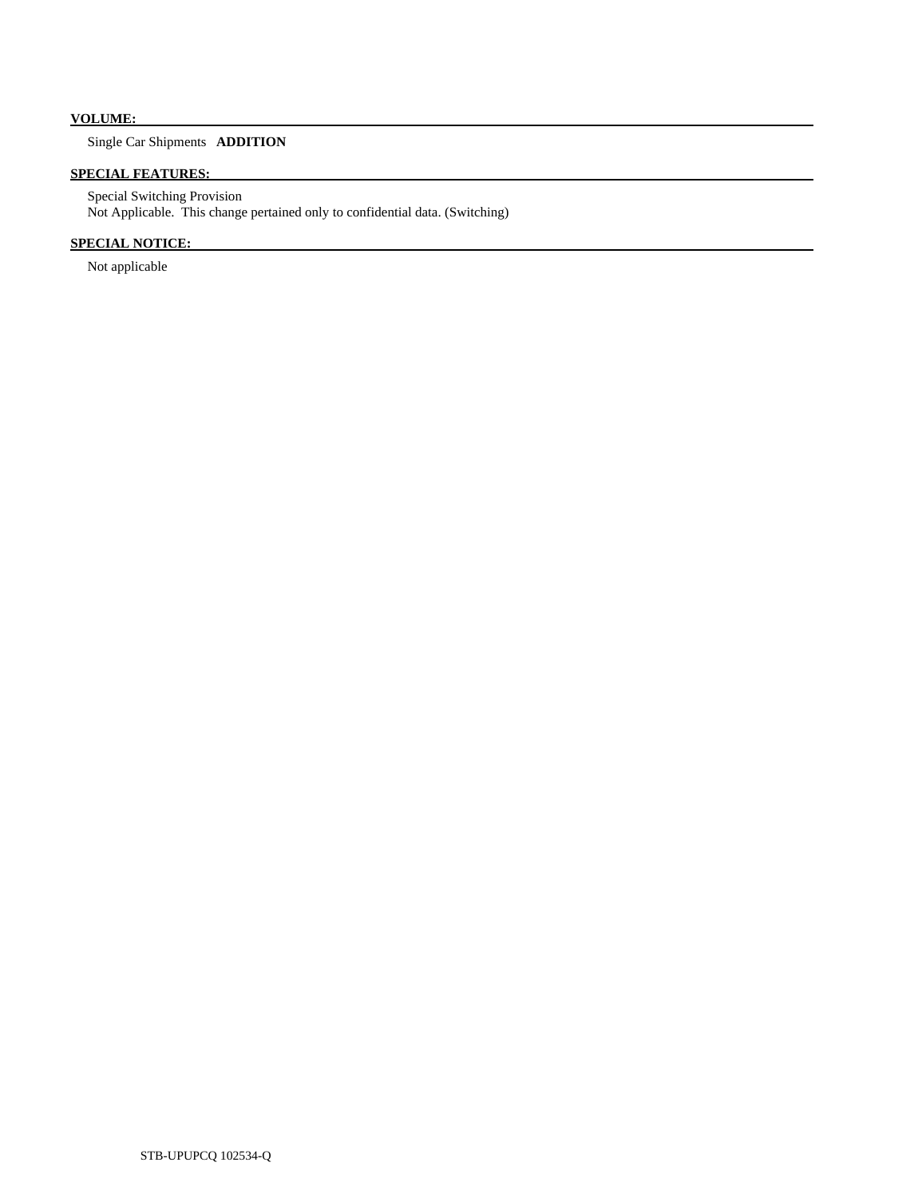**VOLUME:**

Single Car Shipments **ADDITION**

**SPECIAL FEATURES:**

Special Switching Provision
Not Applicable. This change pertained only to confidential data. (Switching)

**SPECIAL NOTICE:**

Not applicable

STB-UPUPCQ 102534-Q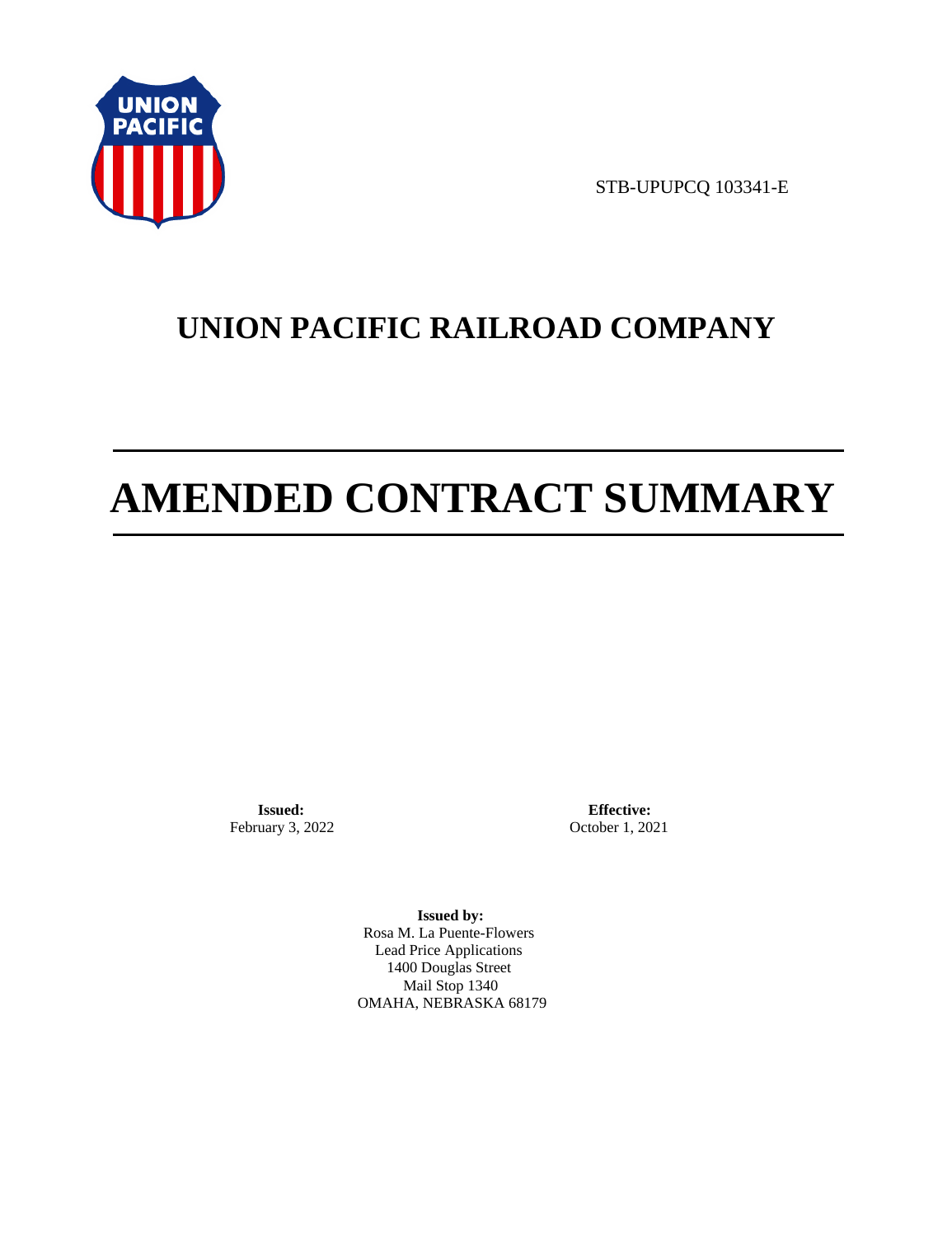STB-UPUPCQ 103341-E

# UNION PACIFIC RAILROAD COMPANY

# AMENDED CONTRACT SUMMARY

**Issued:**
February 3, 2022

**Effective:**
October 1, 2021

**Issued by:**
Rosa M. La Puente-Flowers
Lead Price Applications
1400 Douglas Street
Mail Stop 1340
OMAHA, NEBRASKA 68179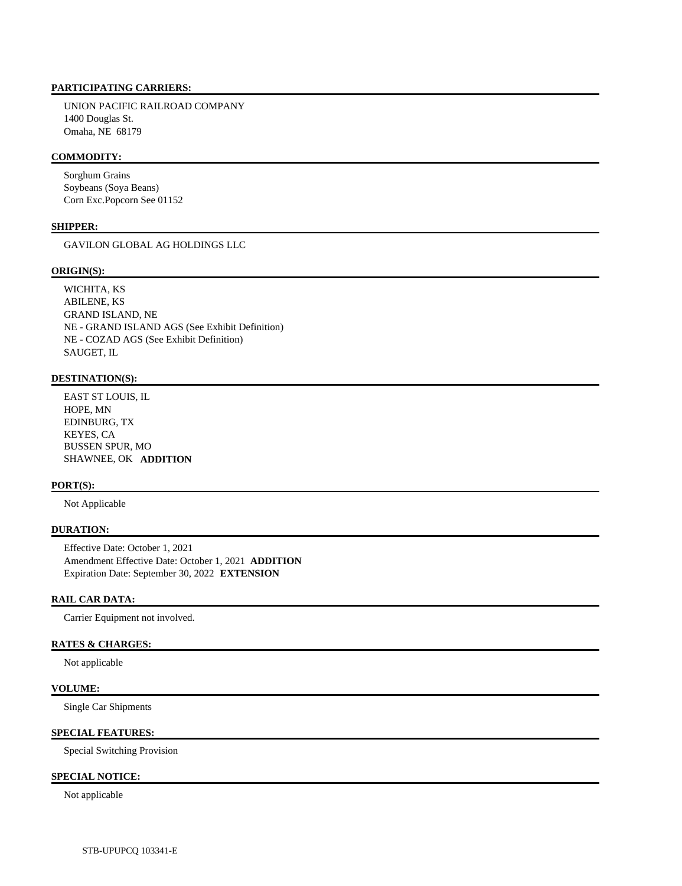**PARTICIPATING CARRIERS:**

UNION PACIFIC RAILROAD COMPANY
1400 Douglas St.
Omaha, NE 68179

**COMMODITY:**

Sorghum Grains
Soybeans (Soya Beans)
Corn Exc.Popcorn See 01152

**SHIPPER:**

GAVILON GLOBAL AG HOLDINGS LLC

**ORIGIN(S):**

WICHITA, KS
ABILENE, KS
GRAND ISLAND, NE
NE - GRAND ISLAND AGS (See Exhibit Definition)
NE - COZAD AGS (See Exhibit Definition)
SAUGET, IL

**DESTINATION(S):**

EAST ST LOUIS, IL
HOPE, MN
EDINBURG, TX
KEYES, CA
BUSSEN SPUR, MO
SHAWNEE, OK **ADDITION**

**PORT(S):**

Not Applicable

**DURATION:**

Effective Date: October 1, 2021
Amendment Effective Date: October 1, 2021 **ADDITION**
Expiration Date: September 30, 2022 **EXTENSION**

**RAIL CAR DATA:**

Carrier Equipment not involved.

**RATES & CHARGES:**

Not applicable

**VOLUME:**

Single Car Shipments

**SPECIAL FEATURES:**

Special Switching Provision

**SPECIAL NOTICE:**

Not applicable

STB-UPUPCQ 103341-E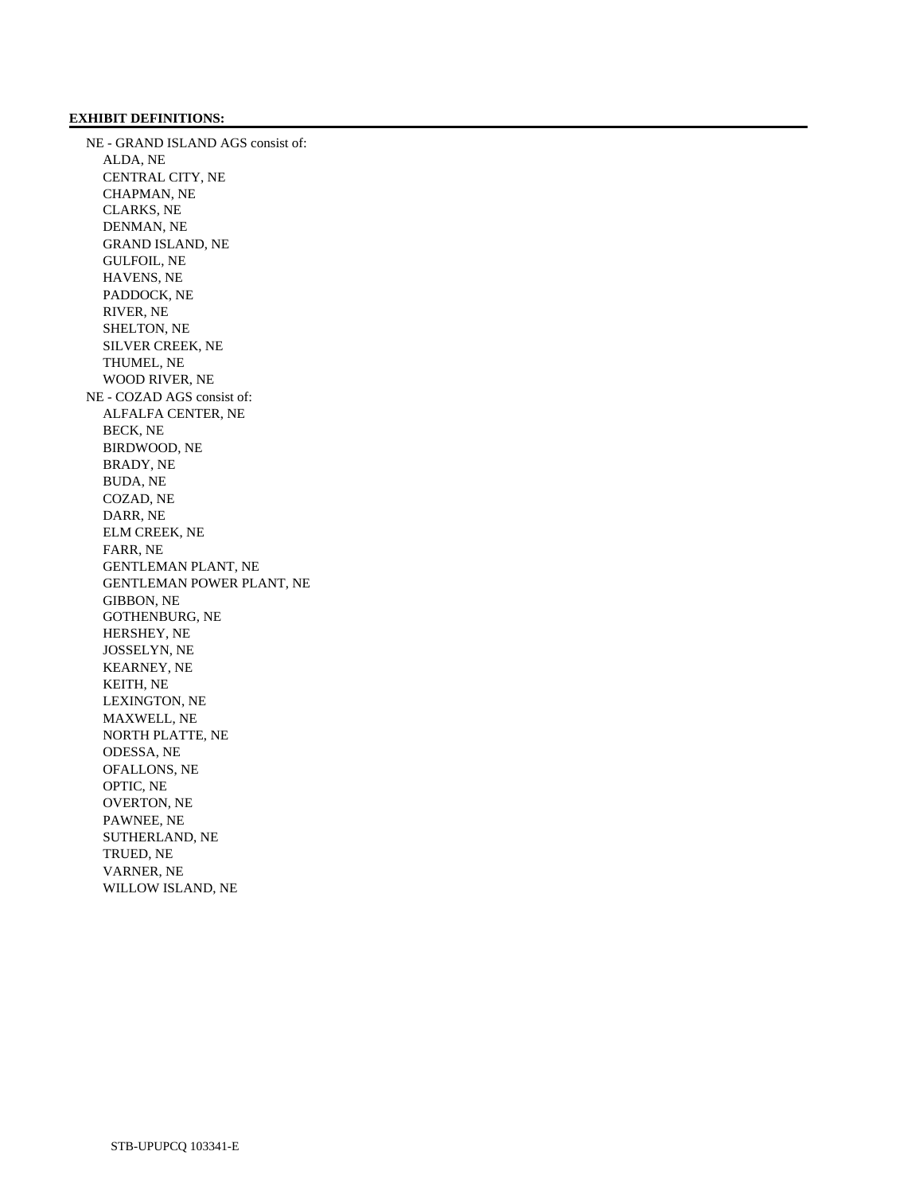**EXHIBIT DEFINITIONS:**

NE - GRAND ISLAND AGS consist of:
- ALDA, NE
- CENTRAL CITY, NE
- CHAPMAN, NE
- CLARKS, NE
- DENMAN, NE
- GRAND ISLAND, NE
- GULFOIL, NE
- HAVENS, NE
- PADDOCK, NE
- RIVER, NE
- SHELTON, NE
- SILVER CREEK, NE
- THUMEL, NE
- WOOD RIVER, NE

NE - COZAD AGS consist of:
- ALFALFA CENTER, NE
- BECK, NE
- BIRDWOOD, NE
- BRADY, NE
- BUDA, NE
- COZAD, NE
- DARR, NE
- ELM CREEK, NE
- FARR, NE
- GENTLEMAN PLANT, NE
- GENTLEMAN POWER PLANT, NE
- GIBBON, NE
- GOTHENBURG, NE
- HERSHEY, NE
- JOSSELYN, NE
- KEARNEY, NE
- KEITH, NE
- LEXINGTON, NE
- MAXWELL, NE
- NORTH PLATTE, NE
- ODESSA, NE
- OFALLONS, NE
- OPTIC, NE
- OVERTON, NE
- PAWNEE, NE
- SUTHERLAND, NE
- TRUED, NE
- VARNER, NE
- WILLOW ISLAND, NE

STB-UPUPCQ 103341-E